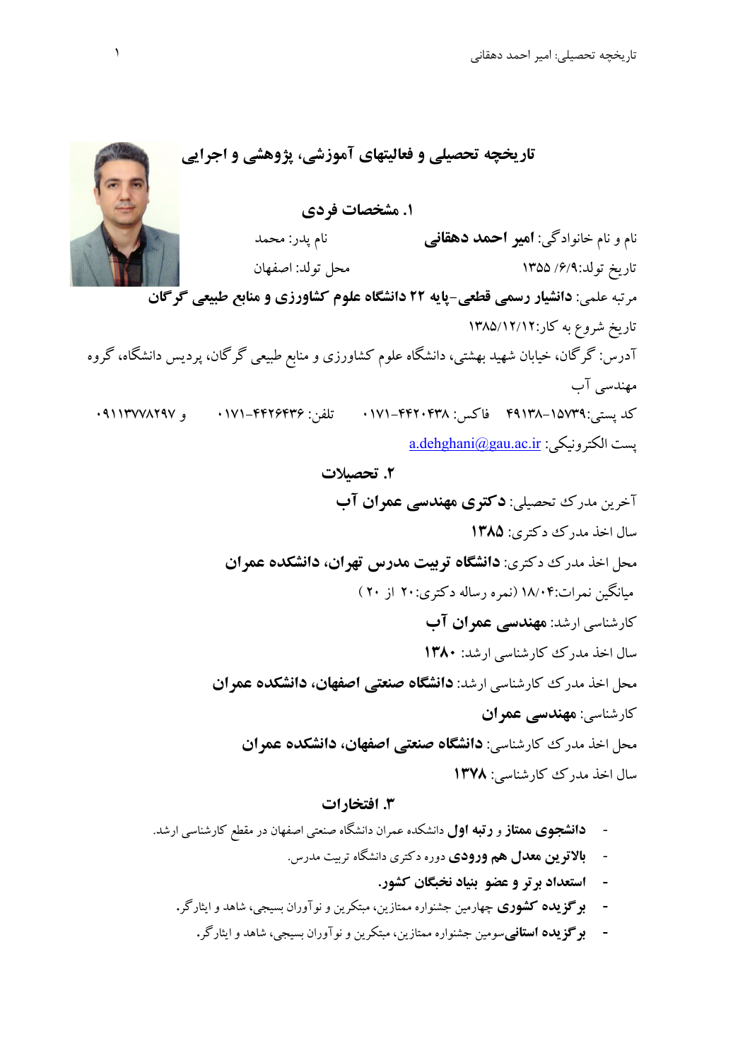# تاریخچه تحصیلی و فعالیتهای آموزشی، پژوهشی و اجرایی

## ۱. مشخصات فردی

نام و نام خانوادگی: **امیر احمد دهقانی** نام پدر: محمد

تاریخ تولد: ۱۳۵۵/ ۶/۹ محل تولد: اصفهان

مرتبه علمی: **دانشیار رسمی قطعی-پایه ۲۲ دانشگاه علوم کشاورزی و منابع طبیعی گرگان**

تاریخ شروع به کار: ۱۳۸۵/۱۲/۱۲

آدرس: گرگان، خیابان شهید بهشتی، دانشگاه علوم کشاورزی و منابع طبیعی گرگان، پردیس دانشگاه، گروه مهندسی آب

کد پستی: ۱۵۷۳۹-۴۹۱۳۸ فاکس: ۰۱۷۱-۴۴۲۰۴۳۸ تلفن: ۰۱۷۱-۴۴۲۶۴۳۶ و ۰۹۱۱۳۷۷۸۲۹۷

پست الکترونیکی: a.dehghani@gau.ac.ir

## ۲. تحصیلات

آخرین مدرک تحصیلی: **دکتری مهندسی عمران آب**

سال اخذ مدرک دکتری: **۱۳۸۵**

محل اخذ مدرک دکتری: **دانشگاه تربیت مدرس تهران، دانشکده عمران**

میانگین نمرات: ۱۸/۰۴ (نمره رساله دکتری: ۲۰ از ۲۰)

کارشناسی ارشد: **مهندسی عمران آب**

سال اخذ مدرک کارشناسی ارشد: **۱۳۸۰**

محل اخذ مدرک کارشناسی ارشد: **دانشگاه صنعتی اصفهان، دانشکده عمران**

کارشناسی: **مهندسی عمران**

محل اخذ مدرک کارشناسی: **دانشگاه صنعتی اصفهان، دانشکده عمران**

سال اخذ مدرک کارشناسی: **۱۳۷۸**

## ۳. افتخارات

- **دانشجوی ممتاز** و **رتبه اول** دانشکده عمران دانشگاه صنعتی اصفهان در مقطع کارشناسی ارشد.
- **بالاترین معدل هم ورودی** دوره دکتری دانشگاه تربیت مدرس.
- **استعداد برتر و عضو بنیاد نخبگان کشور.**
- **برگزیده کشوری** چهارمین جشنواره ممتازین، مبتکرین و نوآوران بسیجی، شاهد و ایثارگر.
- **برگزیده استانی** سومین جشنواره ممتازین، مبتکرین و نوآوران بسیجی، شاهد و ایثارگر.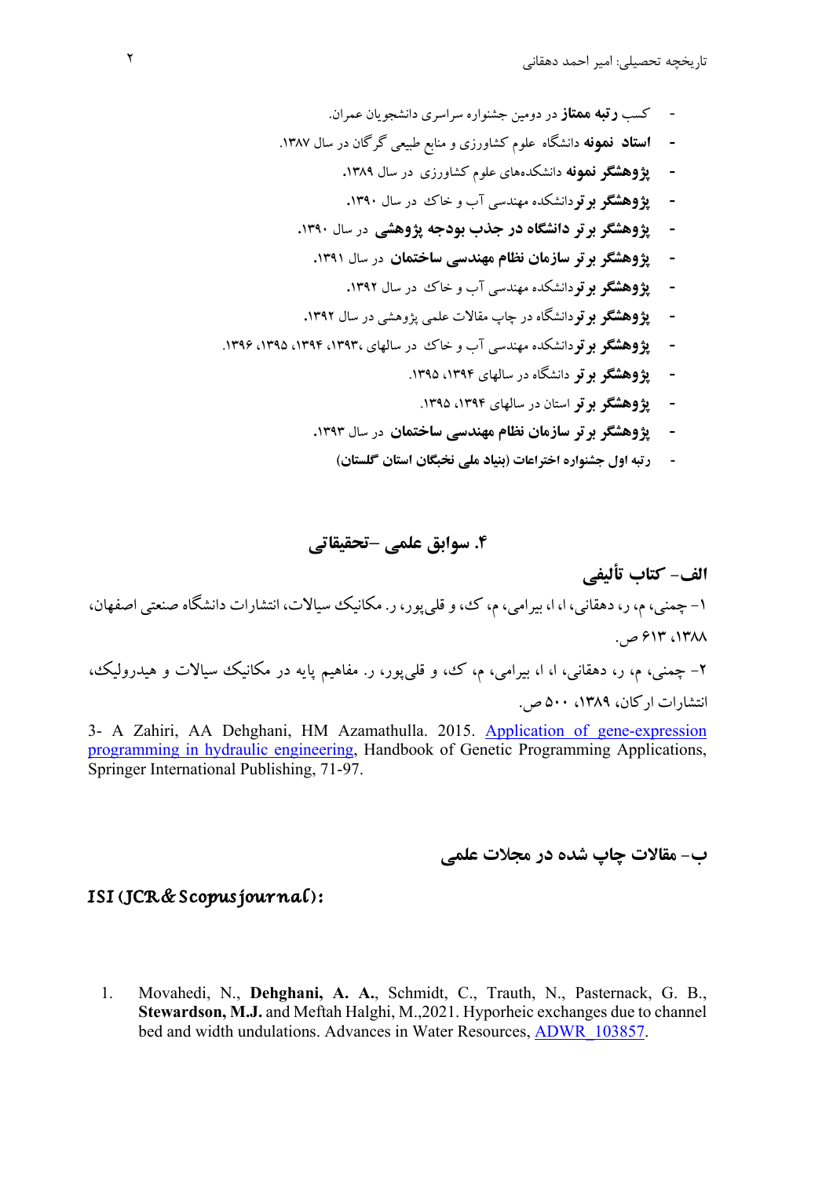- کسب **رتبه ممتاز** در دومین جشنواره سراسری دانشجویان عمران.
- **استاد نمونه** دانشگاه علوم کشاورزی و منابع طبیعی گرگان در سال ۱۳۸۷.
- **پژوهشگر نمونه** دانشکده‌های علوم کشاورزی در سال ۱۳۸۹.
- **پژوهشگر برتر** دانشکده مهندسی آب و خاک در سال ۱۳۹۰.
- **پژوهشگر برتر دانشگاه در جذب بودجه پژوهشی** در سال ۱۳۹۰.
- **پژوهشگر برتر سازمان نظام مهندسی ساختمان** در سال ۱۳۹۱.
- **پژوهشگر برتر** دانشکده مهندسی آب و خاک در سال ۱۳۹۲.
- **پژوهشگر برتر** دانشگاه در چاپ مقالات علمی پژوهشی در سال ۱۳۹۲.
- **پژوهشگر برتر** دانشکده مهندسی آب و خاک در سالهای ۱۳۹۳، ۱۳۹۴، ۱۳۹۵، ۱۳۹۶.
- **پژوهشگر برتر** دانشگاه در سالهای ۱۳۹۴، ۱۳۹۵.
- **پژوهشگر برتر** استان در سالهای ۱۳۹۴، ۱۳۹۵.
- **پژوهشگر برتر سازمان نظام مهندسی ساختمان** در سال ۱۳۹۳.
- **رتبه اول جشنواره اختراعات (بنیاد ملی نخبگان استان گلستان)**

## ۴. سوابق علمی –تحقیقاتی

### الف- کتاب تألیفی

۱- چمنی، م، ر، دهقانی، ا، ا، بیرامی، م، ک، و قلی‌پور، ر. مکانیک سیالات، انتشارات دانشگاه صنعتی اصفهان، ۱۳۸۸، ۶۱۳ ص.

۲- چمنی، م، ر، دهقانی، ا، ا، بیرامی، م، ک، و قلی‌پور، ر. مفاهیم پایه در مکانیک سیالات و هیدرولیک، انتشارات ارکان، ۱۳۸۹، ۵۰۰ ص.

3- A Zahiri, AA Dehghani, HM Azamathulla. 2015. Application of gene-expression programming in hydraulic engineering, Handbook of Genetic Programming Applications, Springer International Publishing, 71-97.

### ب- مقالات چاپ شده در مجلات علمی

***ISI (JCR& Scopus journal):***

1. Movahedi, N., **Dehghani, A. A.**, Schmidt, C., Trauth, N., Pasternack, G. B., **Stewardson, M.J.** and Meftah Halghi, M.,2021. Hyporheic exchanges due to channel bed and width undulations. Advances in Water Resources, ADWR_103857.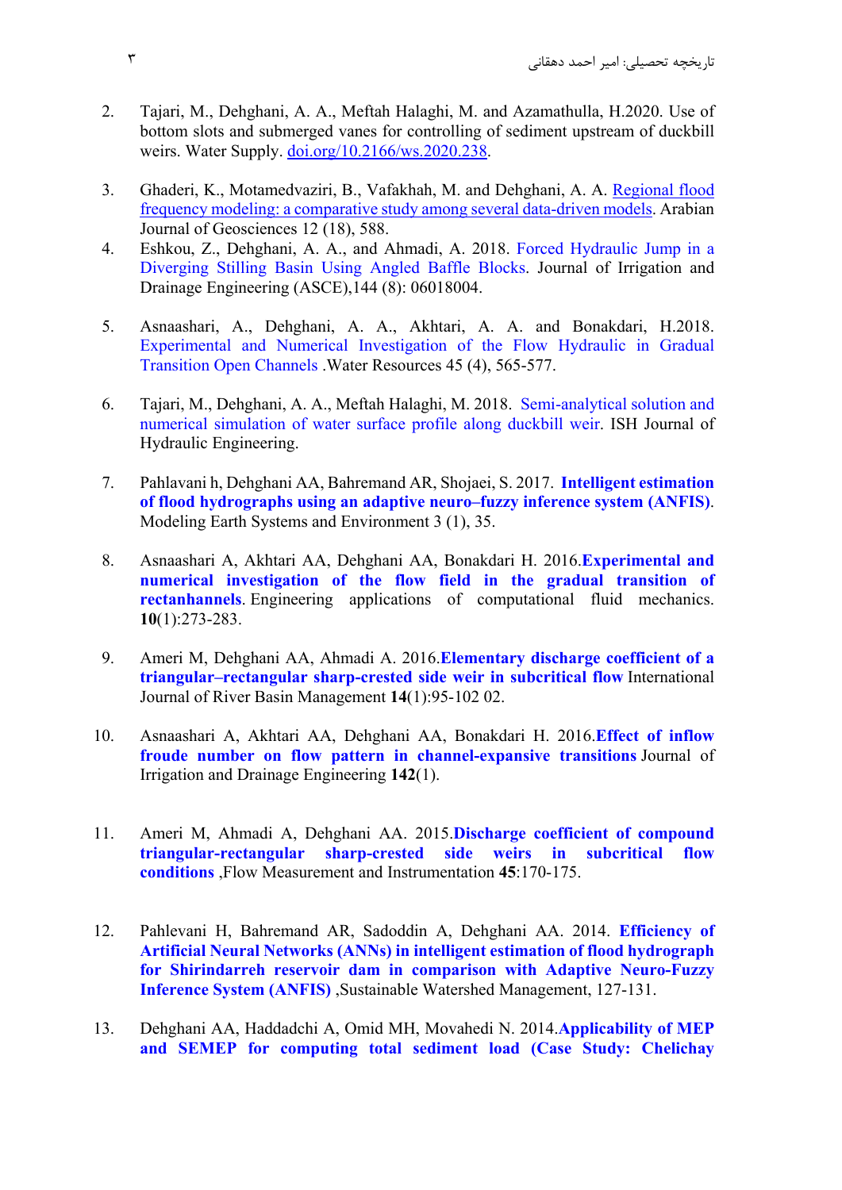2. Tajari, M., Dehghani, A. A., Meftah Halaghi, M. and Azamathulla, H.2020. Use of bottom slots and submerged vanes for controlling of sediment upstream of duckbill weirs. Water Supply. doi.org/10.2166/ws.2020.238.

3. Ghaderi, K., Motamedvaziri, B., Vafakhah, M. and Dehghani, A. A. Regional flood frequency modeling: a comparative study among several data-driven models. Arabian Journal of Geosciences 12 (18), 588.

4. Eshkou, Z., Dehghani, A. A., and Ahmadi, A. 2018. Forced Hydraulic Jump in a Diverging Stilling Basin Using Angled Baffle Blocks. Journal of Irrigation and Drainage Engineering (ASCE),144 (8): 06018004.

5. Asnaashari, A., Dehghani, A. A., Akhtari, A. A. and Bonakdari, H.2018. Experimental and Numerical Investigation of the Flow Hydraulic in Gradual Transition Open Channels .Water Resources 45 (4), 565-577.

6. Tajari, M., Dehghani, A. A., Meftah Halaghi, M. 2018. Semi-analytical solution and numerical simulation of water surface profile along duckbill weir. ISH Journal of Hydraulic Engineering.

7. Pahlavani h, Dehghani AA, Bahremand AR, Shojaei, S. 2017. **Intelligent estimation of flood hydrographs using an adaptive neuro–fuzzy inference system (ANFIS)**. Modeling Earth Systems and Environment 3 (1), 35.

8. Asnaashari A, Akhtari AA, Dehghani AA, Bonakdari H. 2016.**Experimental and numerical investigation of the flow field in the gradual transition of rectanhannels**. Engineering applications of computational fluid mechanics. **10**(1):273-283.

9. Ameri M, Dehghani AA, Ahmadi A. 2016.**Elementary discharge coefficient of a triangular–rectangular sharp-crested side weir in subcritical flow** International Journal of River Basin Management **14**(1):95-102 02.

10. Asnaashari A, Akhtari AA, Dehghani AA, Bonakdari H. 2016.**Effect of inflow froude number on flow pattern in channel-expansive transitions** Journal of Irrigation and Drainage Engineering **142**(1).

11. Ameri M, Ahmadi A, Dehghani AA. 2015.**Discharge coefficient of compound triangular-rectangular sharp-crested side weirs in subcritical flow conditions** ,Flow Measurement and Instrumentation **45**:170-175.

12. Pahlevani H, Bahremand AR, Sadoddin A, Dehghani AA. 2014. **Efficiency of Artificial Neural Networks (ANNs) in intelligent estimation of flood hydrograph for Shirindarreh reservoir dam in comparison with Adaptive Neuro-Fuzzy Inference System (ANFIS)** ,Sustainable Watershed Management, 127-131.

13. Dehghani AA, Haddadchi A, Omid MH, Movahedi N. 2014.**Applicability of MEP and SEMEP for computing total sediment load (Case Study: Chelichay**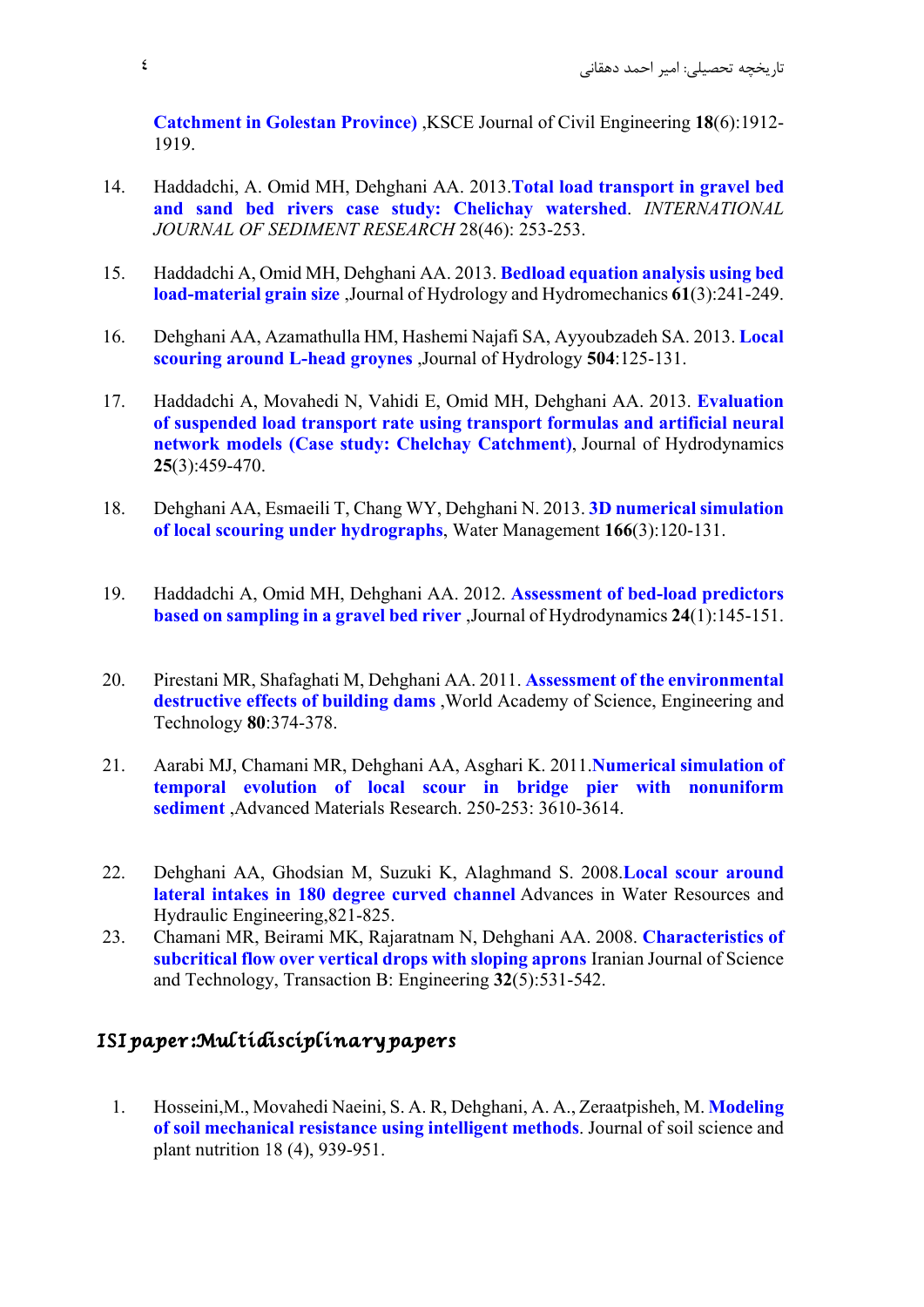**Catchment in Golestan Province)** ,KSCE Journal of Civil Engineering **18**(6):1912-1919.

14. Haddadchi, A. Omid MH, Dehghani AA. 2013.**Total load transport in gravel bed and sand bed rivers case study: Chelichay watershed**. *INTERNATIONAL JOURNAL OF SEDIMENT RESEARCH* 28(46): 253-253.

15. Haddadchi A, Omid MH, Dehghani AA. 2013. **Bedload equation analysis using bed load-material grain size** ,Journal of Hydrology and Hydromechanics **61**(3):241-249.

16. Dehghani AA, Azamathulla HM, Hashemi Najafi SA, Ayyoubzadeh SA. 2013. **Local scouring around L-head groynes** ,Journal of Hydrology **504**:125-131.

17. Haddadchi A, Movahedi N, Vahidi E, Omid MH, Dehghani AA. 2013. **Evaluation of suspended load transport rate using transport formulas and artificial neural network models (Case study: Chelchay Catchment)**, Journal of Hydrodynamics **25**(3):459-470.

18. Dehghani AA, Esmaeili T, Chang WY, Dehghani N. 2013. **3D numerical simulation of local scouring under hydrographs**, Water Management **166**(3):120-131.

19. Haddadchi A, Omid MH, Dehghani AA. 2012. **Assessment of bed-load predictors based on sampling in a gravel bed river** ,Journal of Hydrodynamics **24**(1):145-151.

20. Pirestani MR, Shafaghati M, Dehghani AA. 2011. **Assessment of the environmental destructive effects of building dams** ,World Academy of Science, Engineering and Technology **80**:374-378.

21. Aarabi MJ, Chamani MR, Dehghani AA, Asghari K. 2011.**Numerical simulation of temporal evolution of local scour in bridge pier with nonuniform sediment** ,Advanced Materials Research. 250-253: 3610-3614.

22. Dehghani AA, Ghodsian M, Suzuki K, Alaghmand S. 2008.**Local scour around lateral intakes in 180 degree curved channel** Advances in Water Resources and Hydraulic Engineering,821-825.

23. Chamani MR, Beirami MK, Rajaratnam N, Dehghani AA. 2008. **Characteristics of subcritical flow over vertical drops with sloping aprons** Iranian Journal of Science and Technology, Transaction B: Engineering **32**(5):531-542.

## ISI paper :Multidisciplinary papers

1. Hosseini,M., Movahedi Naeini, S. A. R, Dehghani, A. A., Zeraatpisheh, M. **Modeling of soil mechanical resistance using intelligent methods**. Journal of soil science and plant nutrition 18 (4), 939-951.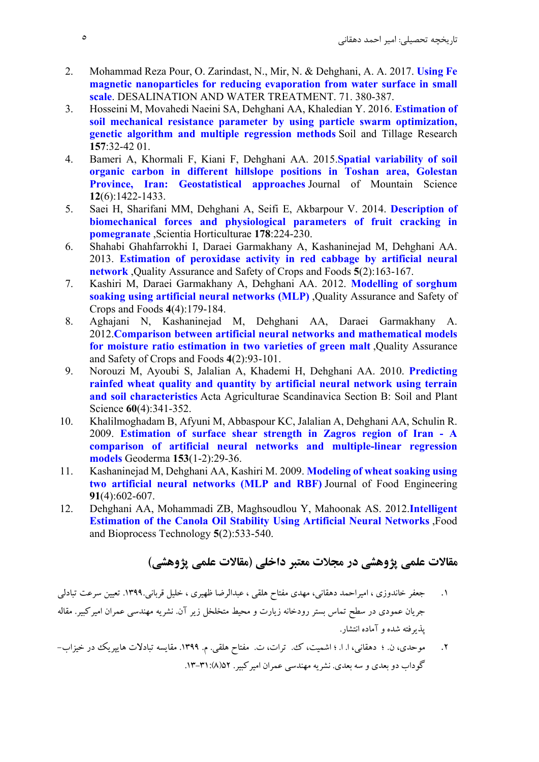2. Mohammad Reza Pour, O. Zarindast, N., Mir, N. & Dehghani, A. A. 2017. **Using Fe magnetic nanoparticles for reducing evaporation from water surface in small scale**. DESALINATION AND WATER TREATMENT. 71. 380-387.
3. Hosseini M, Movahedi Naeini SA, Dehghani AA, Khaledian Y. 2016. **Estimation of soil mechanical resistance parameter by using particle swarm optimization, genetic algorithm and multiple regression methods** Soil and Tillage Research **157**:32-42 01.
4. Bameri A, Khormali F, Kiani F, Dehghani AA. 2015.**Spatial variability of soil organic carbon in different hillslope positions in Toshan area, Golestan Province, Iran: Geostatistical approaches** Journal of Mountain Science **12**(6):1422-1433.
5. Saei H, Sharifani MM, Dehghani A, Seifi E, Akbarpour V. 2014. **Description of biomechanical forces and physiological parameters of fruit cracking in pomegranate** ,Scientia Horticulturae **178**:224-230.
6. Shahabi Ghahfarrokhi I, Daraei Garmakhany A, Kashaninejad M, Dehghani AA. 2013. **Estimation of peroxidase activity in red cabbage by artificial neural network** ,Quality Assurance and Safety of Crops and Foods **5**(2):163-167.
7. Kashiri M, Daraei Garmakhany A, Dehghani AA. 2012. **Modelling of sorghum soaking using artificial neural networks (MLP)** ,Quality Assurance and Safety of Crops and Foods **4**(4):179-184.
8. Aghajani N, Kashaninejad M, Dehghani AA, Daraei Garmakhany A. 2012.**Comparison between artificial neural networks and mathematical models for moisture ratio estimation in two varieties of green malt** ,Quality Assurance and Safety of Crops and Foods **4**(2):93-101.
9. Norouzi M, Ayoubi S, Jalalian A, Khademi H, Dehghani AA. 2010. **Predicting rainfed wheat quality and quantity by artificial neural network using terrain and soil characteristics** Acta Agriculturae Scandinavica Section B: Soil and Plant Science **60**(4):341-352.
10. Khalilmoghadam B, Afyuni M, Abbaspour KC, Jalalian A, Dehghani AA, Schulin R. 2009. **Estimation of surface shear strength in Zagros region of Iran - A comparison of artificial neural networks and multiple-linear regression models** Geoderma **153**(1-2):29-36.
11. Kashaninejad M, Dehghani AA, Kashiri M. 2009. **Modeling of wheat soaking using two artificial neural networks (MLP and RBF)** Journal of Food Engineering **91**(4):602-607.
12. Dehghani AA, Mohammadi ZB, Maghsoudlou Y, Mahoonak AS. 2012.**Intelligent Estimation of the Canola Oil Stability Using Artificial Neural Networks** ,Food and Bioprocess Technology **5**(2):533-540.

## مقالات علمی پژوهشی در مجلات معتبر داخلی (مقالات علمی پژوهشی)

۱. جعفر خاندوزی ، امیراحمد دهقانی، مهدی مفتاح هلقی ، عبدالرضا ظهیری ، خلیل قربانی.۱۳۹۹. تعیین سرعت تبادلی جریان عمودی در سطح تماس بستر رودخانه زیارت و محیط متخلخل زیر آن. نشریه مهندسی عمران امیرکبیر. مقاله پذیرفته شده و آماده انتشار.

۲. موحدی، ن. ؛ دهقانی، ا. ا. ؛ اشمیت، ک. ترات، ت. مفتاح هلقی. م. ۱۳۹۹. مقایسه تبادلات هایپریک در خیزاب-گوداب دو بعدی و سه بعدی. نشریه مهندسی عمران امیرکبیر. ۵۲(۸):۳۱-۱۳.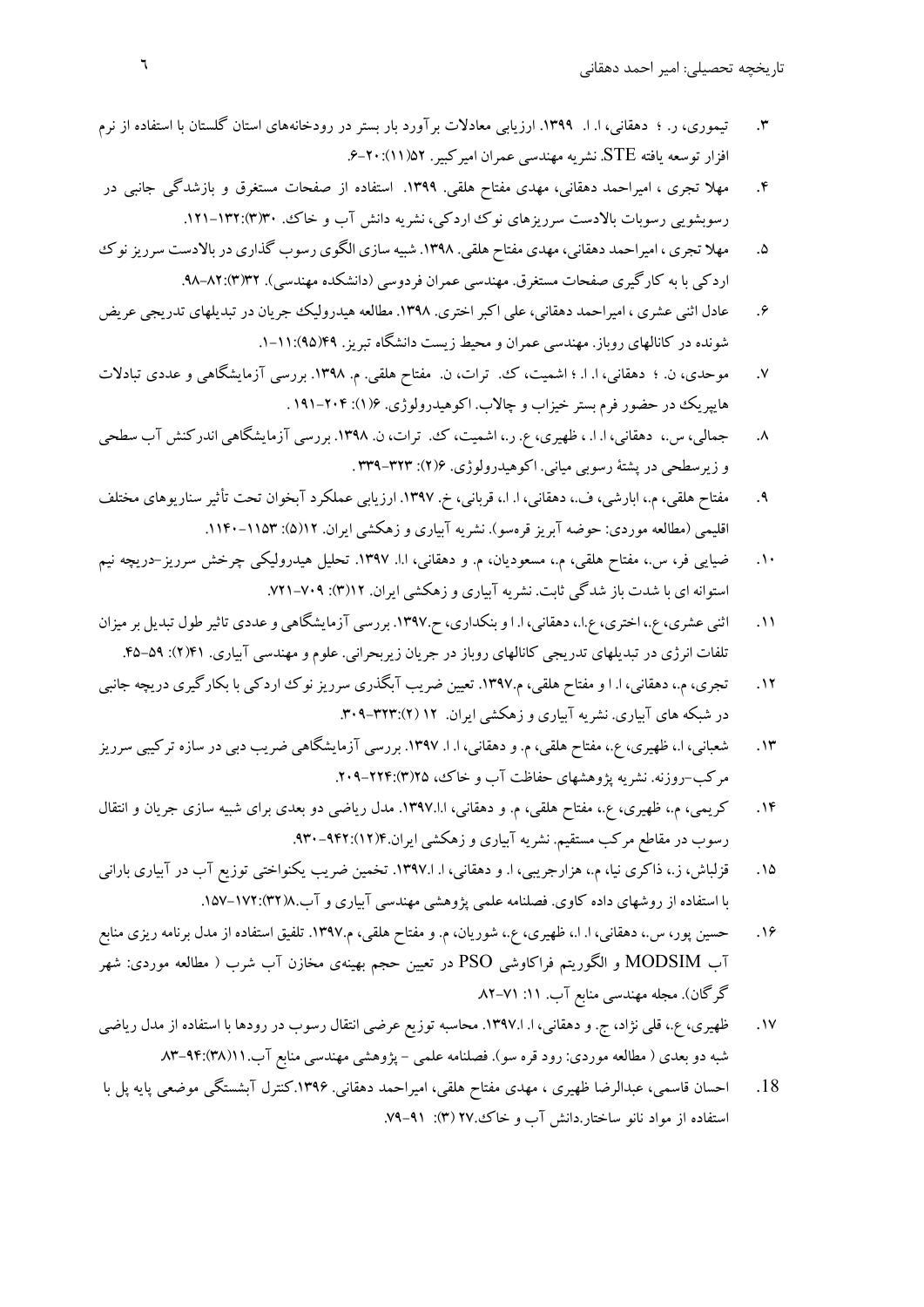۳. تیموری، ر. ؛ دهقانی، ا. ا. ۱۳۹۹. ارزیابی معادلات برآورد بار بستر در رودخانه‌های استان گلستان با استفاده از نرم افزار توسعه یافته STE. نشریه مهندسی عمران امیرکبیر. ۵۲(۱۱):۲۰-۶.

۴. مهلا تجری ، امیراحمد دهقانی، مهدی مفتاح هلقی. ۱۳۹۹. استفاده از صفحات مستغرق و بازشدگی جانبی در رسوبشویی رسوبات بالادست سرریزهای نوک اردکی، نشریه دانش آب و خاک. ۳۰(۳):۱۳۲-۱۲۱.

۵. مهلا تجری ، امیراحمد دهقانی، مهدی مفتاح هلقی. ۱۳۹۸. شبیه سازی الگوی رسوب گذاری در بالادست سرریز نوک اردکی با به کارگیری صفحات مستغرق. مهندسی عمران فردوسی (دانشکده مهندسی). ۳۲(۳):۸۲-۹۸.

۶. عادل اثنی عشری ، امیراحمد دهقانی، علی اکبر اختری. ۱۳۹۸. مطالعه هیدرولیک جریان در تبدیلهای تدریجی عریض شونده در کانالهای روباز. مهندسی عمران و محیط زیست دانشگاه تبریز. ۴۹(۹۵):۱۱-۱.

۷. موحدی، ن. ؛ دهقانی، ا. ا. ؛ اشمیت، ک. ترات، ن. مفتاح هلقی. م. ۱۳۹۸. بررسی آزمایشگاهی و عددی تبادلات هایپریک در حضور فرم بستر خیزاب و چالاب. اکوهیدرولوژی. ۶(۱): ۲۰۴-۱۹۱ .

۸. جمالی، س.، دهقانی، ا. ا. ، ظهیری، ع. ر.، اشمیت، ک. ترات، ن. ۱۳۹۸. بررسی آزمایشگاهی اندرکنش آب سطحی و زیرسطحی در پشتهٔ رسوبی میانی. اکوهیدرولوژی. ۶(۲): ۳۲۳-۳۳۹ .

۹. مفتاح هلقی، م.، ابارشی، ف.، دهقانی، ا. ا.، قربانی، خ. ۱۳۹۷. ارزیابی عملکرد آبخوان تحت تأثیر سناریوهای مختلف اقلیمی (مطالعه موردی: حوضه آبریز قره‌سو). نشریه آبیاری و زهکشی ایران. ۱۲(۵): ۱۱۵۳-۱۱۴۰.

۱۰. ضیایی فر، س.، مفتاح هلقی، م.، مسعودیان، م. و دهقانی، ا.ا. ۱۳۹۷. تحلیل هیدرولیکی چرخش سرریز-دریچه نیم استوانه ای با شدت باز شدگی ثابت. نشریه آبیاری و زهکشی ایران. ۱۲(۳): ۷۰۹-۷۲۱.

۱۱. اثنی عشری، ع.، اختری، ع.ا.، دهقانی، ا. ا و بنکداری، ح.۱۳۹۷. بررسی آزمایشگاهی و عددی تاثیر طول تبدیل بر میزان تلفات انرژی در تبدیلهای تدریجی کانالهای روباز در جریان زیربحرانی. علوم و مهندسی آبیاری. ۴۱(۲): ۵۹-۴۵.

۱۲. تجری، م.، دهقانی، ا. ا و مفتاح هلقی، م.۱۳۹۷. تعیین ضریب آبگذری سرریز نوک اردکی با بکارگیری دریچه جانبی در شبکه های آبیاری. نشریه آبیاری و زهکشی ایران. ۱۲ (۲):۳۲۳-۳۰۹.

۱۳. شعبانی، ا.، ظهیری، ع.، مفتاح هلقی، م. و دهقانی، ا. ا. ۱۳۹۷. بررسی آزمایشگاهی ضریب دبی در سازه ترکیبی سرریز مرکب-روزنه. نشریه پژوهشهای حفاظت آب و خاک، ۲۵(۳):۲۲۴-۲۰۹.

۱۴. کریمی، م.، ظهیری، ع.، مفتاح هلقی، م. و دهقانی، ا.ا.۱۳۹۷. مدل ریاضی دو بعدی برای شبیه سازی جریان و انتقال رسوب در مقاطع مرکب مستقیم. نشریه آبیاری و زهکشی ایران.۴(۱۲):۹۴۲-۹۳۰.

۱۵. قزلباش، ز.، ذاکری نیا، م.، هزارجریبی، ا. و دهقانی، ا. ا.۱۳۹۷. تخمین ضریب یکنواختی توزیع آب در آبیاری بارانی با استفاده از روشهای داده کاوی. فصلنامه علمی پژوهشی مهندسی آبیاری و آب.۸(۳۲):۱۷۲-۱۵۷.

۱۶. حسین پور، س.، دهقانی، ا. ا.، ظهیری، ع.، شوریان، م. و مفتاح هلقی، م.۱۳۹۷. تلفیق استفاده از مدل برنامه ریزی منابع آب MODSIM و الگوریتم فراکاوشی PSO در تعیین حجم بهینه‌ی مخازن آب شرب ( مطالعه موردی: شهر گرگان). مجله مهندسی منابع آب. ۱۱: ۷۱-۸۲

۱۷. ظهیری، ع.، قلی نژاد، ج. و دهقانی، ا. ا.۱۳۹۷. محاسبه توزیع عرضی انتقال رسوب در رودها با استفاده از مدل ریاضی شبه دو بعدی ( مطالعه موردی: رود قره سو). فصلنامه علمی - پژوهشی مهندسی منابع آب.۱۱(۳۸):۹۴-۸۳

18. احسان قاسمی، عبدالرضا ظهیری ، مهدی مفتاح هلقی، امیراحمد دهقانی. ۱۳۹۶.کنترل آبشستگی موضعی پایه پل با استفاده از مواد نانو ساختار.دانش آب و خاک.۲۷ (۳): ۹۱-۷۹.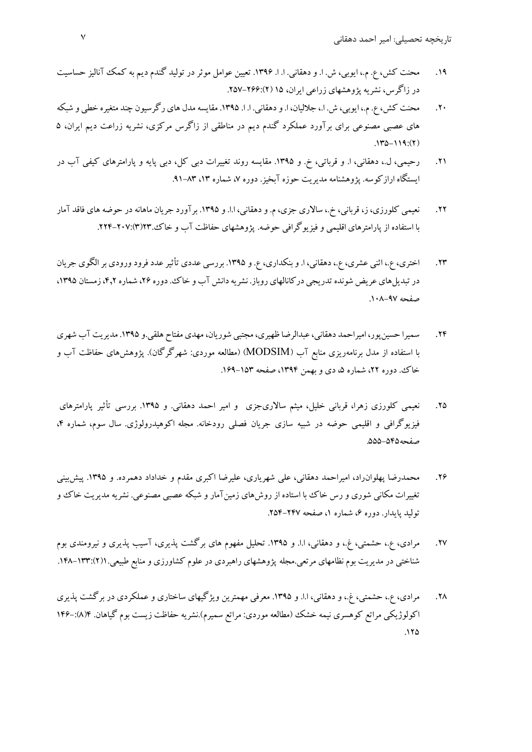۱۹. محنت کش، ع. م.، ایوبی، ش. ا. و دهقانی. ا. ا. ۱۳۹۶. تعیین عوامل موثر در تولید گندم دیم به کمک آنالیز حساسیت در زاگرس، نشریه پژوهشهای زراعی ایران، ۱۵ (۲):۲۶۶-۲۵۷.

۲۰. محنت کش، ع. م.، ایوبی، ش. ا.، جلالیان، ا. و دهقانی. ا. ا. ۱۳۹۵. مقایسه مدل های رگرسیون چند متغیره خطی و شبکه های عصبی مصنوعی برای برآورد عملکرد گندم دیم در مناطقی از زاگرس مرکزی، نشریه زراعت دیم ایران، ۵ (۲):۱۱۹-۱۳۵.

۲۱. رحیمی، ل.، دهقانی، ا. و قرباتی، خ. و ۱۳۹۵. مقایسه روند تغییرات دبی کل، دبی پایه و پارامترهای کیفی آب در ایستگاه ارازکوسه. پژوهشنامه مدیریت حوزه آبخیز. دوره ۷، شماره ۱۳، ۸۳-۹۱.

۲۲. نعیمی کلورزی، ز، قربانی، خ.، سالاری جزی، م. و دهقانی، ا.ا. و ۱۳۹۵. برآورد جریان ماهانه در حوضه های فاقد آمار با استفاده از پارامترهای اقلیمی و فیزیوگرافی حوضه. پژوهشهای حفاظت آب و خاک.۲۳(۳):۲۰۷-۲۲۴.

۲۳. اختری، ع.، اثنی عشری، ع.، دهقانی، ا. و بنکداری، ع. و ۱۳۹۵. بررسی عددی تأثیر عدد فرود ورودی بر الگوی جریان در تبدیل‌های عریض شونده تدریجی درکانالهای روباز. نشریه دانش آب و خاک. دوره ۲۶، شماره ۴،۲، زمستان ۱۳۹۵، صفحه ۹۷-۱۰۸.

۲۴. سمیرا حسین‌پور، امیراحمد دهقانی، عبدالرضا ظهیری، مجتبی شوریان، مهدی مفتاح هلقی.و ۱۳۹۵. مدیریت آب شهری با استفاده از مدل برنامه‌ریزی منابع آب (MODSIM) (مطالعه موردی: شهرگرگان). پژوهش‌های حفاظت آب و خاک. دوره ۲۲، شماره ۵، دی و بهمن ۱۳۹۴، صفحه ۱۵۳-۱۶۹.

۲۵. نعیمی کلورزی زهرا، قربانی خلیل، میثم سالاری‌جزی و امیر احمد دهقانی. و ۱۳۹۵. بررسی تأثیر پارامترهای فیزیوگرافی و اقلیمی حوضه در شبیه سازی جریان فصلی رودخانه. مجله اکوهیدرولوژی. سال سوم، شماره ۴، صفحه۵۴۵-۵۵۵.

۲۶. محمدرضا پهلوان‌راد، امیراحمد دهقانی، علی شهریاری، علیرضا اکبری مقدم و خداداد دهمرده. و ۱۳۹۵. پیش‌بینی تغییرات مکانی شوری و رس خاک با استاده از روش‌های زمین‌آمار و شبکه عصبی مصنوعی. نشریه مدیریت خاک و تولید پایدار. دوره ۶، شماره ۱، صفحه ۲۴۷-۲۵۴.

۲۷. مرادی، ع.، حشمتی، غ.، و دهقانی، ا.ا. و ۱۳۹۵. تحلیل مفهوم های برگشت پذیری، آسیب پذیری و نیرومندی بوم شناختی در مدیریت بوم نظامهای مرتعی.مجله پژوهشهای راهبردی در علوم کشاورزی و منابع طبیعی.۱(۲):۱۳۳-۱۴۸.

۲۸. مرادی، ع.، حشمتی، غ.، و دهقانی، ا.ا. و ۱۳۹۵. معرفی مهمترین ویژگیهای ساختاری و عملکردی در برگشت پذیری اکولوژیکی مراتع کوهسری نیمه خشک (مطالعه موردی: مراتع سمیرم).نشریه حفاظت زیست بوم گیاهان. ۴(۸):-۱۴۶ ۱۲۵.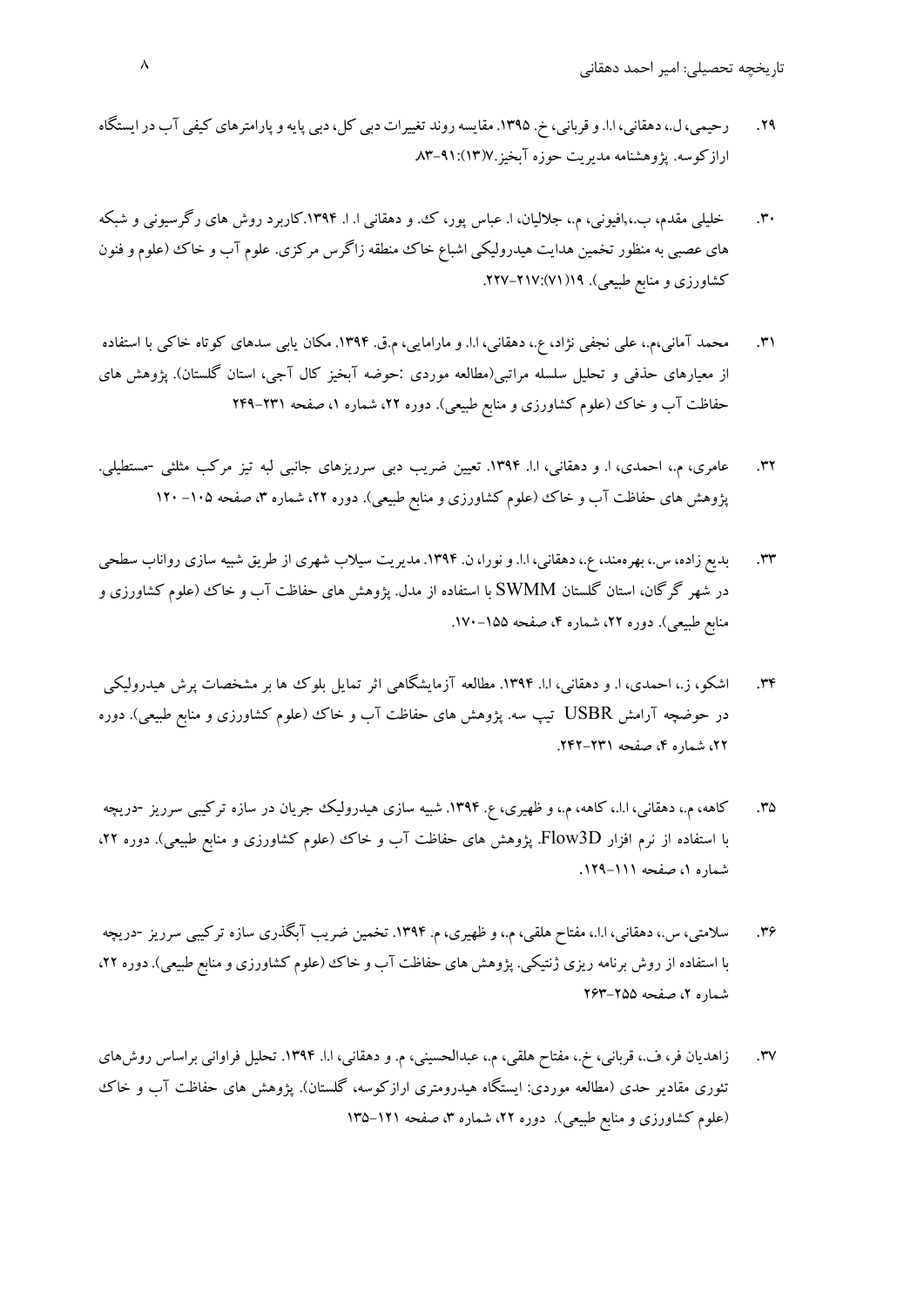۲۹. رحیمی، ل.، دهقانی، ا.ا. و قربانی، خ. ۱۳۹۵. مقایسه روند تغییرات دبی کل، دبی پایه و پارامترهای کیفی آب در ایستگاه ارازکوسه. پژوهشنامه مدیریت حوزه آبخیز.۷(۱۳):۹۱-۸۳

۳۰. خلیلی مقدم، ب.،افیونی، م.، جلالیان، ا. عباس پور، ک. و دهقانی ا. ا. ۱۳۹۴.کاربرد روش های رگرسیونی و شبکه های عصبی به منظور تخمین هدایت هیدرولیکی اشباع خاک منطقه زاگرس مرکزی. علوم آب و خاک (علوم و فنون کشاورزی و منابع طبیعی). ۱۹(۷۱):۲۱۷-۲۲۷.

۳۱. محمد آمانی،م.، علی نجفی نژاد، ع.، دهقانی، ا.ا. و مارامایی، م.ق. ۱۳۹۴. مکان یابی سدهای کوتاه خاکی با استفاده از معیارهای حذفی و تحلیل سلسله مراتبی(مطالعه موردی :حوضه آبخیز کال آجی، استان گلستان). پژوهش های حفاظت آب و خاک (علوم کشاورزی و منابع طبیعی). دوره ۲۲، شماره ۱، صفحه ۲۳۱-۲۴۹

۳۲. عامری، م.، احمدی، ا. و دهقانی، ا.ا. ۱۳۹۴. تعیین ضریب دبی سرریزهای جانبی لبه تیز مرکب مثلثی -مستطیلی. پژوهش های حفاظت آب و خاک (علوم کشاورزی و منابع طبیعی). دوره ۲۲، شماره ۳، صفحه ۱۰۵- ۱۲۰

۳۳. بدیع زاده، س.، بهره‌مند، ع.، دهقانی، ا.ا. و نورا، ن. ۱۳۹۴. مدیریت سیلاب شهری از طریق شبیه سازی رواناب سطحی در شهر گرگان، استان گلستان SWMM با استفاده از مدل. پژوهش های حفاظت آب و خاک (علوم کشاورزی و منابع طبیعی). دوره ۲۲، شماره ۴، صفحه ۱۵۵-۱۷۰.

۳۴. اشکو، ز.، احمدی، ا. و دهقانی، ا.ا. ۱۳۹۴. مطالعه آزمایشگاهی اثر تمایل بلوک ها بر مشخصات پرش هیدرولیکی در حوضچه آرامش USBR تیپ سه. پژوهش های حفاظت آب و خاک (علوم کشاورزی و منابع طبیعی). دوره ۲۲، شماره ۴، صفحه ۲۳۱-۲۴۲.

۳۵. کاهه، م.، دهقانی، ا.ا.، کاهه، م.، و ظهیری، ع. ۱۳۹۴. شبیه سازی هیدرولیک جریان در سازه ترکیبی سرریز -دریچه با استفاده از نرم افزار Flow3D. پژوهش های حفاظت آب و خاک (علوم کشاورزی و منابع طبیعی). دوره ۲۲، شماره ۱، صفحه ۱۱۱-۱۲۹.

۳۶. سلامتی، س.، دهقانی، ا.ا.، مفتاح هلقی، م.، و ظهیری، م. ۱۳۹۴. تخمین ضریب آبگذری سازه ترکیبی سرریز -دریچه با استفاده از روش برنامه ریزی ژنتیکی. پژوهش های حفاظت آب و خاک (علوم کشاورزی و منابع طبیعی). دوره ۲۲، شماره ۲، صفحه ۲۵۵-۲۶۳

۳۷. زاهدیان فر، ف.، قربانی، خ.، مفتاح هلقی، م.، عبدالحسینی، م. و دهقانی، ا.ا. ۱۳۹۴. تحلیل فراوانی براساس روش‌های تئوری مقادیر حدی (مطالعه موردی: ایستگاه هیدرومتری ارازکوسه، گلستان). پژوهش های حفاظت آب و خاک (علوم کشاورزی و منابع طبیعی). دوره ۲۲، شماره ۳، صفحه ۱۲۱-۱۳۵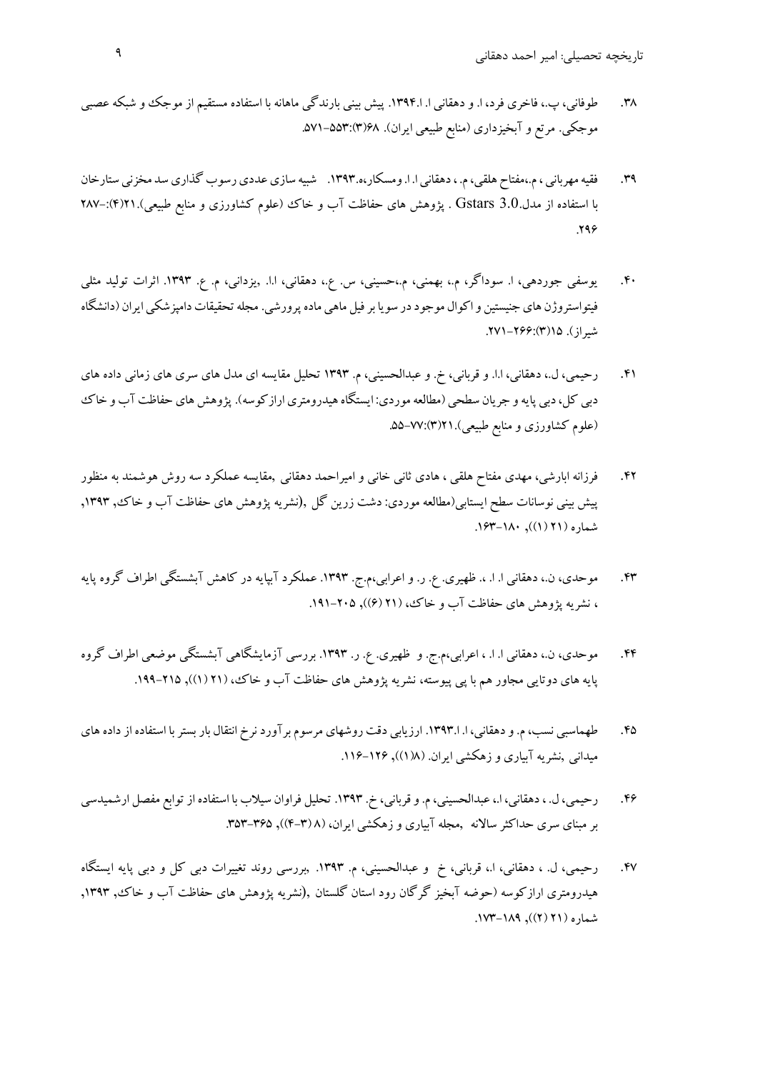۳۸. طوفانی، پ.، فاخری فرد، ا. و دهقانی ا.ا.۱۳۹۴. پیش بینی بارندگی ماهانه با استفاده مستقیم از موجک و شبکه عصبی موجکی. مرتع و آبخیزداری (منابع طبیعی ایران). ۶۸(۳):۵۵۳-۵۷۱.

۳۹. فقیه مهربانی ، م.،مفتاح هلقی، م. ، دهقانی ا.ا. ومسکار،ه.۱۳۹۳. شبیه سازی عددی رسوب گذاری سد مخزنی ستارخان با استفاده از مدل Gstars 3.0 . پژوهش های حفاظت آب و خاک (علوم کشاورزی و منابع طبیعی).۲۱(۴):-۲۸۷ ۲۹۶.

۴۰. یوسفی جوردهی، ا. سوداگر، م.، بهمنی، م.،حسینی، س. ع.، دهقانی، ا.ا. ،یزدانی، م. ع. ۱۳۹۳. اثرات تولید مثلی فیتواستروژن های جنیستین و اکوال موجود در سویا بر فیل ماهی ماده پرورشی. مجله تحقیقات دامپزشکی ایران (دانشگاه شیراز). ۱۵(۳):۲۶۶-۲۷۱.

۴۱. رحیمی، ل.، دهقانی، ا.ا. و قربانی، خ. و عبدالحسینی، م. ۱۳۹۳ تحلیل مقایسه ای مدل های سری های زمانی داده های دبی کل، دبی پایه و جریان سطحی (مطالعه موردی: ایستگاه هیدرومتری ارازکوسه). پژوهش های حفاظت آب و خاک (علوم کشاورزی و منابع طبیعی).۲۱(۳):۷۷-۵۵.

۴۲. فرزانه ابارشی، مهدی مفتاح هلقی ، هادی ثانی خانی و امیراحمد دهقانی ,مقایسه عملکرد سه روش هوشمند به منظور پیش بینی نوسانات سطح ایستابی(مطالعه موردی: دشت زرین گل ,(نشریه پژوهش های حفاظت آب و خاک, ۱۳۹۳, شماره (۲۱ (۱)), ۱۸۰-۱۶۳.

۴۳. موحدی، ن.، دهقانی ا. ا. ، ظهیری. ع. ر. و اعرابی،م.ج. ۱۳۹۳. عملکرد آبپایه در کاهش آبشستگی اطراف گروه پایه ، نشریه پژوهش های حفاظت آب و خاک، (۲۱ (۶)), ۲۰۵-۱۹۱.

۴۴. موحدی، ن.، دهقانی ا. ا. ، اعرابی،م.ج. و ظهیری. ع. ر. ۱۳۹۳. بررسی آزمایشگاهی آبشستگی موضعی اطراف گروه پایه های دوتایی مجاور هم با پی پیوسته، نشریه پژوهش های حفاظت آب و خاک، (۲۱ (۱)), ۲۱۵-۱۹۹.

۴۵. طهماسبی نسب، م. و دهقانی، ا.ا.۱۳۹۳. ارزیابی دقت روشهای مرسوم برآورد نرخ انتقال بار بستر با استفاده از داده های میدانی ,نشریه آبیاری و زهکشی ایران. (۸(۱)), ۱۲۶-۱۱۶.

۴۶. رحیمی، ل. ، دهقانی، ا.، عبدالحسینی، م. و قربانی، خ. ۱۳۹۳. تحلیل فراوان سیلاب با استفاده از توابع مفصل ارشمیدسی بر مبنای سری حداکثر سالانه ,مجله آبیاری و زهکشی ایران، (۸ (۳-۴)), ۳۶۵-۳۵۳.

۴۷. رحیمی، ل. ، دهقانی، ا.، قربانی، خ و عبدالحسینی، م. ۱۳۹۳ ,بررسی روند تغییرات دبی کل و دبی پایه ایستگاه هیدرومتری ارازکوسه (حوضه آبخیز گرگان رود استان گلستان ,(نشریه پژوهش های حفاظت آب و خاک, ۱۳۹۳, شماره (۲۱ (۲)), ۱۸۹-۱۷۳.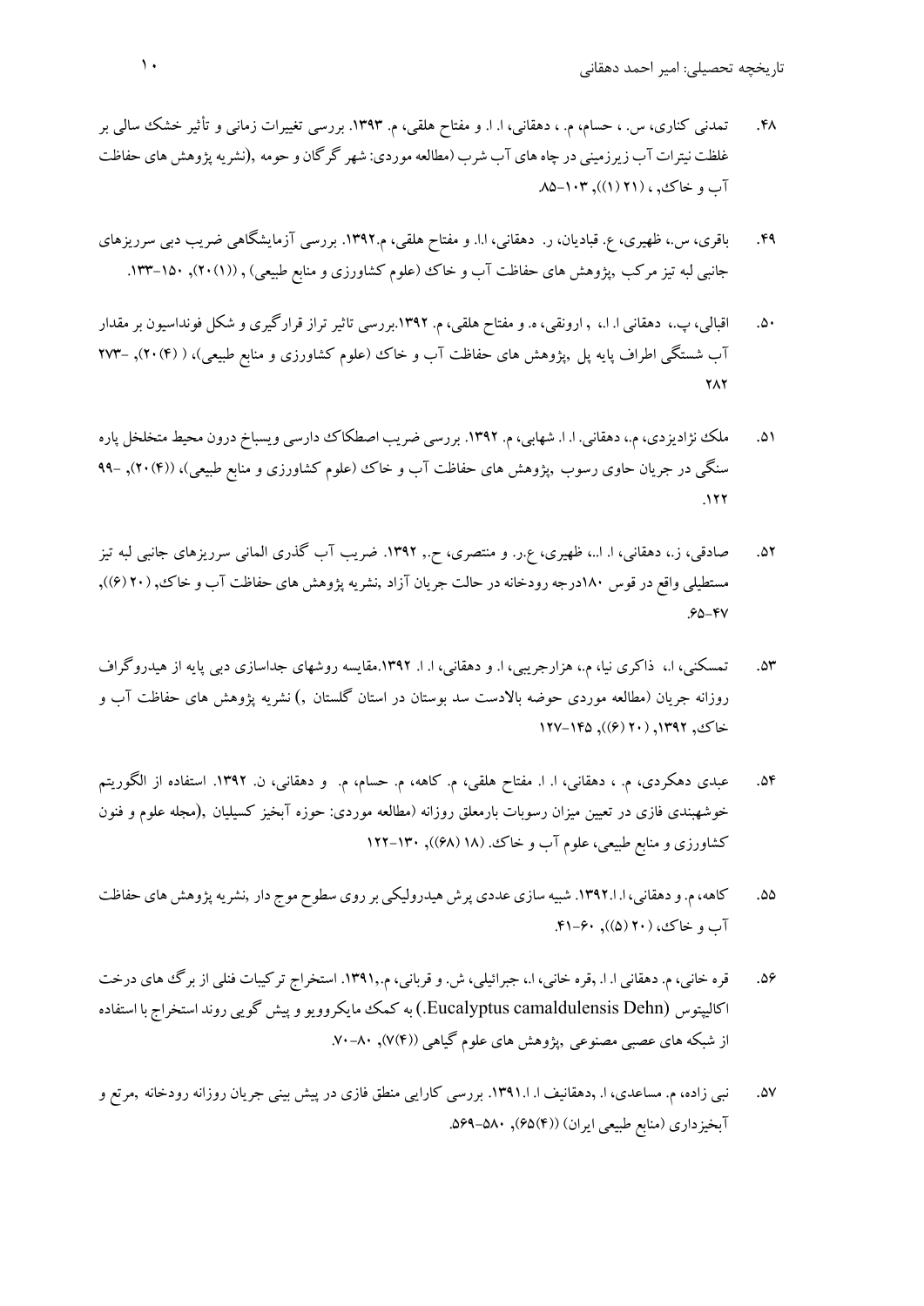۴۸. تمدنی کناری، س. ، حسام، م. ، دهقانی، ا. ا. و مفتاح هلقی، م. ۱۳۹۳. بررسی تغییرات زمانی و تأثیر خشک سالی بر غلظت نیترات آب زیرزمینی در چاه های آب شرب (مطالعه موردی: شهر گرگان و حومه ,(نشریه پژوهش های حفاظت آب و خاک, ، (۲۱ (۱))، ۱۰۳-۸۵.

۴۹. باقری، س.، ظهیری، ع. قبادیان، ر. دهقانی، ا.ا. و مفتاح هلقی، م.۱۳۹۲. بررسی آزمایشگاهی ضریب دبی سرریزهای جانبی لبه تیز مرکب ,پژوهش های حفاظت آب و خاک (علوم کشاورزی و منابع طبیعی) , ((۱)(۲۰)، ۱۵۰-۱۳۳.

۵۰. اقبالی، پ.، دهقانی ا. ا.، , ارونقی، ه. و مفتاح هلقی، م. ۱۳۹۲.بررسی تاثیر تراز قرارگیری و شکل فونداسیون بر مقدار آب شستگی اطراف پایه پل ,پژوهش های حفاظت آب و خاک (علوم کشاورزی و منابع طبیعی)، ( (۴)(۲۰)، -۲۷۳ ۲۸۲

۵۱. ملک نژادیزدی، م.، دهقانی. ا. ا. شهابی، م. ۱۳۹۲. بررسی ضریب اصطکاک دارسی ویسباخ درون محیط متخلخل پاره سنگی در جریان حاوی رسوب ,پژوهش های حفاظت آب و خاک (علوم کشاورزی و منابع طبیعی)، ((۴)(۲۰)، -۹۹ ۱۲۲.

۵۲. صادقی، ز.، دهقانی، ا. ا.، ظهیری، ع.ر. و منتصری، ح.. ۱۳۹۲. ضریب آب گذری المانی سرریزهای جانبی لبه تیز مستطیلی واقع در قوس ۱۸۰درجه رودخانه در حالت جریان آزاد ,نشریه پژوهش های حفاظت آب و خاک, (۲۰ (۶))، ۶۵-۴۷.

۵۳. تمسکنی، ا.، ذاکری نیا، م.، هزارجریبی، ا. و دهقانی، ا. ا. ۱۳۹۲.مقایسه روشهای جداسازی دبی پایه از هیدروگراف روزانه جریان (مطالعه موردی حوضه بالادست سد بوستان در استان گلستان ,) نشریه پژوهش های حفاظت آب و خاک, ۱۳۹۲, (۲۰ (۶))، ۱۴۵-۱۲۷

۵۴. عبدی دهکردی، م. ، دهقانی، ا. ا. مفتاح هلقی، م. کاهه، م. حسام، م. و دهقانی، ن. ۱۳۹۲. استفاده از الگوریتم خوشهبندی فازی در تعیین میزان رسوبات بارمعلق روزانه (مطالعه موردی: حوزه آبخیز کسیلیان ,(مجله علوم و فنون کشاورزی و منابع طبیعی، علوم آب و خاک. (۱۸ (۶۸))، ۱۳۰-۱۲۲

۵۵. کاهه، م. و دهقانی، ا. ا.۱۳۹۲. شبیه سازی عددی پرش هیدرولیکی بر روی سطوح موج دار ,نشریه پژوهش های حفاظت آب و خاک، (۲۰ (۵))، ۶۰-۴۱.

۵۶. قره خانی، م. دهقانی ا. ا. ,قره خانی، ا.، جبرائیلی، ش. و قربانی، م.,۱۳۹۱. استخراج ترکیبات فنلی از برگ های درخت اکالیپتوس (Eucalyptus camaldulensis Dehn.) به کمک مایکروویو و پیش گویی روند استخراج با استفاده از شبکه های عصبی مصنوعی ,پژوهش های علوم گیاهی ((۴)۷)، ۸۰-۷۰.

۵۷. نبی زاده، م. مساعدی، ا. ,دهقانیف ا. ا.۱۳۹۱. بررسی کارایی منطق فازی در پیش بینی جریان روزانه رودخانه ,مرتع و آبخیزداری (منابع طبیعی ایران) ((۴)(۶۵)، ۵۸۰-۵۶۹.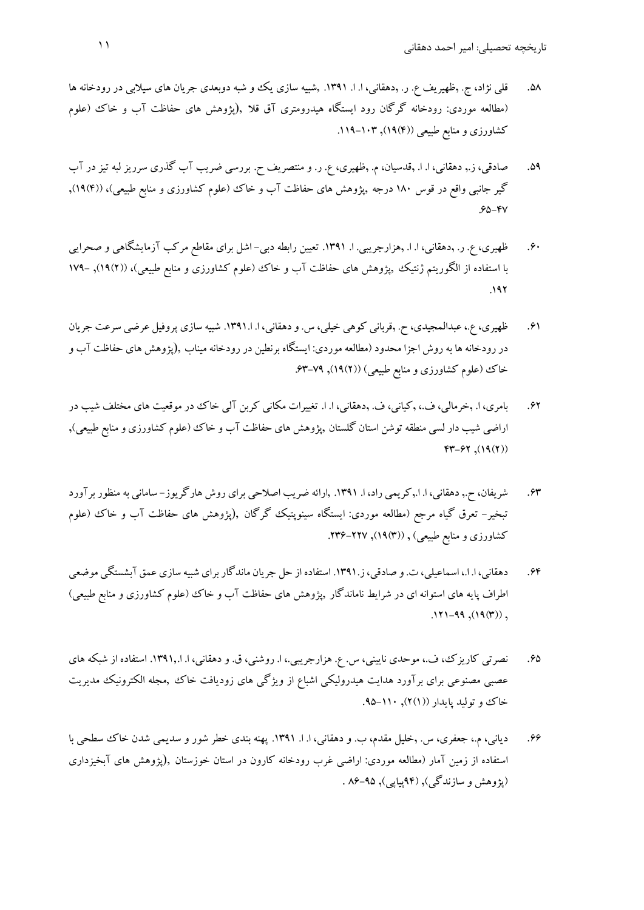۵۸. قلی نژاد، ج. ،ظهیریف ع. ر. ،دهقانی، ا. ا. ۱۳۹۱. ،شبیه سازی یک و شبه دوبعدی جریان های سیلابی در رودخانه ها (مطالعه موردی: رودخانه گرگان رود ایستگاه هیدرومتری آق قلا ،(پژوهش های حفاظت آب و خاک (علوم کشاورزی و منابع طبیعی ((۱۹(۴)), ۱۰۳-۱۱۹.

۵۹. صادقی، ز.، دهقانی، ا. ا. ،قدسیان، م. ،ظهیری، ع. ر. و منتصریف ح. بررسی ضریب آب گذری سرریز لبه تیز در آب گیر جانبی واقع در قوس ۱۸۰ درجه ،پژوهش های حفاظت آب و خاک (علوم کشاورزی و منابع طبیعی)، ((۱۹(۴)), ۴۷-۶۵.

۶۰. ظهیری، ع. ر. ،دهقانی، ا. ا. ،هزارجریبی. ا. ۱۳۹۱. تعیین رابطه دبی- اشل برای مقاطع مرکب آزمایشگاهی و صحرایی با استفاده از الگوریتم ژنتیک ،پژوهش های حفاظت آب و خاک (علوم کشاورزی و منابع طبیعی)، ((۱۹(۲)), ۱۷۹-۱۹۲.

۶۱. ظهیری، ع.، عبدالمجیدی، ح. ،قربانی کوهی خیلی، س. و دهقانی، ا. ا.۱۳۹۱. شبیه سازی پروفیل عرضی سرعت جریان در رودخانه ها به روش اجزا محدود (مطالعه موردی: ایستگاه برنطین در رودخانه میناب ،(پژوهش های حفاظت آب و خاک (علوم کشاورزی و منابع طبیعی) ((۱۹(۲)), ۶۳-۷۹.

۶۲. بامری، ا. ،خرمالی، ف.، ،کیانی، ف. ،دهقانی، ا. ا. تغییرات مکانی کربن آلی خاک در موقعیت های مختلف شیب در اراضی شیب دار لسی منطقه توشن استان گلستان ،پژوهش های حفاظت آب و خاک (علوم کشاورزی و منابع طبیعی), ((۱۹(۲)), ۴۳-۶۲

۶۳. شریفان، ح.، دهقانی، ا. ا.،کریمی راد، ا. ۱۳۹۱. ،ارائه ضریب اصلاحی برای روش هارگریوز- سامانی به منظور برآورد تبخیر- تعرق گیاه مرجع (مطالعه موردی: ایستگاه سینوپتیک گرگان ،(پژوهش های حفاظت آب و خاک (علوم کشاورزی و منابع طبیعی) , ((۱۹(۳)), ۲۲۷-۲۳۶.

۶۴. دهقانی، ا. ا.، اسماعیلی، ت. و صادقی، ز.۱۳۹۱. استفاده از حل جریان ماندگار برای شبیه سازی عمق آبشستگی موضعی اطراف پایه های استوانه ای در شرایط ناماندگار ،پژوهش های حفاظت آب و خاک (علوم کشاورزی و منابع طبیعی) , ((۱۹(۳)), ۹۹-۱۲۱.

۶۵. نصرتی کاریزک، ف.، موحدی نایینی، س. ع. هزارجریبی.، ا. روشنی، ق. و دهقانی، ا. ا.،۱۳۹۱. استفاده از شبکه های عصبی مصنوعی برای برآورد هدایت هیدرولیکی اشباع از ویژگی های زودیافت خاک ،مجله الکترونیک مدیریت خاک و تولید پایدار ((۲(۱)), ۹۵-۱۱۰.

۶۶. دیانی، م.، جعفری، س. ،خلیل مقدم، ب. و دهقانی، ا. ا. ۱۳۹۱. پهنه بندی خطر شور و سدیمی شدن خاک سطحی با استفاده از زمین آمار (مطالعه موردی: اراضی غرب رودخانه کارون در استان خوزستان ،(پژوهش های آبخیزداری (پژوهش و سازندگی), (۹۴پیاپی), ۸۶-۹۵ .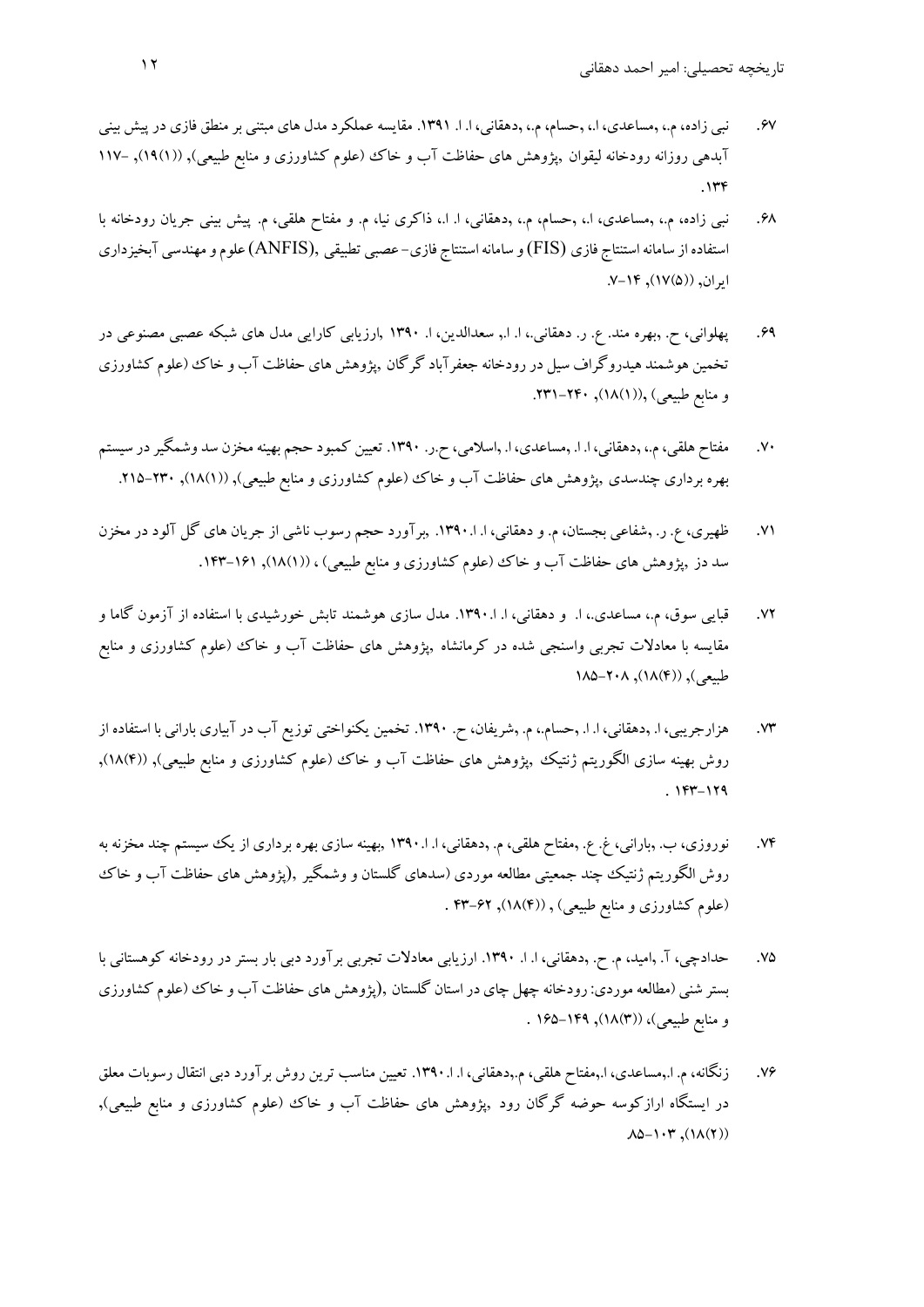۶۷. نبی زاده، م.، ،مساعدی، ا.، ،حسام، م.، ،دهقانی، ا. ا. ۱۳۹۱. مقایسه عملکرد مدل های مبتنی بر منطق فازی در پیش بینی آبدهی روزانه رودخانه لیقوان ،پژوهش های حفاظت آب و خاک (علوم کشاورزی و منابع طبیعی), ((۱۹(۱)), ۱۱۷- ۱۳۴.

۶۸. نبی زاده، م.، ،مساعدی، ا.، ،حسام، م.، ،دهقانی، ا. ا.، ذاکری نیا، م. و مفتاح هلقی، م. پیش بینی جریان رودخانه با استفاده از سامانه استنتاج فازی (FIS) و سامانه استنتاج فازی- عصبی تطبیقی ,(ANFIS) علوم و مهندسی آبخیزداری ایران, ((۱۷(۵)), ۱۴-۷.

۶۹. پهلوانی، ح. ،بهره مند. ع. ر. دهقانی،. ا. ا,. سعدالدین، ا. ۱۳۹۰ ,ارزیابی کارایی مدل های شبکه عصبی مصنوعی در تخمین هوشمند هیدروگراف سیل در رودخانه جعفرآباد گرگان ,پژوهش های حفاظت آب و خاک (علوم کشاورزی و منابع طبیعی) ,((۱۸(۱)), ۲۴۰-۲۳۱.

۷۰. مفتاح هلقی، م.، ،دهقانی، ا. ا. ،مساعدی، ا. ا. ،اسلامی، ح.ر. ۱۳۹۰. تعیین کمبود حجم بهینه مخزن سد وشمگیر در سیستم بهره برداری چندسدی ,پژوهش های حفاظت آب و خاک (علوم کشاورزی و منابع طبیعی), ((۱۸(۱)), ۲۳۰-۲۱۵.

۷۱. ظهیری، ع. ر. ،شفاعی بجستان، م. و دهقانی، ا. ا.۱۳۹۰. ,برآورد حجم رسوب ناشی از جریان های گل آلود در مخزن سد دز ,پژوهش های حفاظت آب و خاک (علوم کشاورزی و منابع طبیعی) ، ((۱۸(۱)), ۱۶۱-۱۴۳.

۷۲. قبایی سوق، م.، مساعدی،. ا. و دهقانی، ا. ا.۱۳۹۰. مدل سازی هوشمند تابش خورشیدی با استفاده از آزمون گاما و مقایسه با معادلات تجربی واسنجی شده در کرمانشاه ,پژوهش های حفاظت آب و خاک (علوم کشاورزی و منابع طبیعی), ((۱۸(۴)), ۲۰۸-۱۸۵

۷۳. هزارجریبی، ا. ،دهقانی، ا. ا. ،حسام،. م. ،شریفان، ح. ۱۳۹۰. تخمین یکنواختی توزیع آب در آبیاری بارانی با استفاده از روش بهینه سازی الگوریتم ژنتیک ,پژوهش های حفاظت آب و خاک (علوم کشاورزی و منابع طبیعی), ((۱۸(۴)), ۱۴۳-۱۲۹ .

۷۴. نوروزی، ب. ،بارانی، غ. ع. ،مفتاح هلقی، م. ،دهقانی، ا. ا.۱۳۹۰ ,بهینه سازی بهره برداری از یک سیستم چند مخزنه به روش الگوریتم ژنتیک چند جمعیتی مطالعه موردی (سدهای گلستان و وشمگیر ,(پژوهش های حفاظت آب و خاک (علوم کشاورزی و منابع طبیعی) , ((۱۸(۴)), ۶۲-۴۳ .

۷۵. حدادچی، آ. ،امید، م. ح. ،دهقانی، ا. ا. ۱۳۹۰. ارزیابی معادلات تجربی برآورد دبی بار بستر در رودخانه کوهستانی با بستر شنی (مطالعه موردی: رودخانه چهل چای در استان گلستان ,(پژوهش های حفاظت آب و خاک (علوم کشاورزی و منابع طبیعی)، ((۱۸(۳)), ۱۴۹-۱۶۵ .

۷۶. زنگانه، م. ا.،مساعدی، ا.،مفتاح هلقی، م.،دهقانی، ا. ا.۱۳۹۰. تعیین مناسب ترین روش برآورد دبی انتقال رسوبات معلق در ایستگاه ارازکوسه حوضه گرگان رود ,پژوهش های حفاظت آب و خاک (علوم کشاورزی و منابع طبیعی), ((۱۸(۲)), ۱۰۳-۸۵.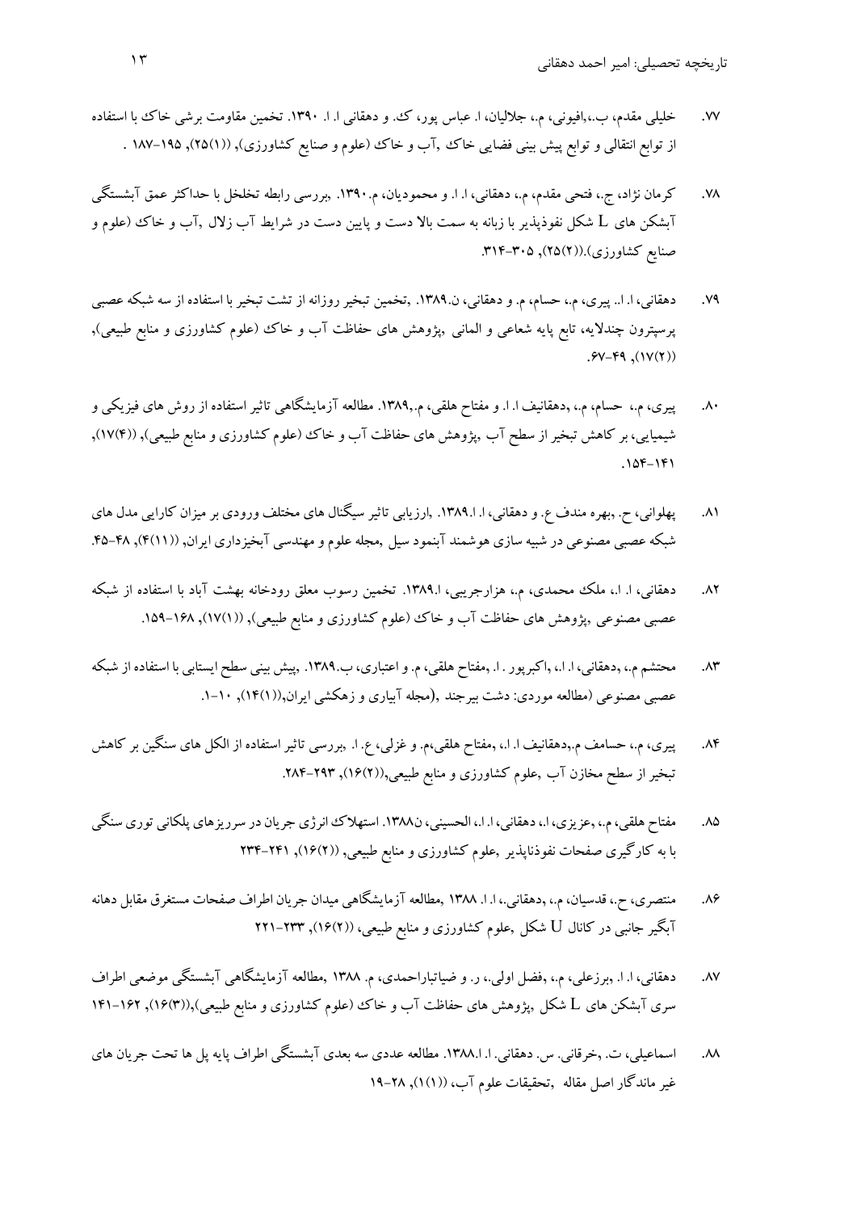۷۷. خلیلی مقدم، ب.،افیونی، م.، جلالیان، ا. عباس پور، ک. و دهقانی ا. ا. ۱۳۹۰. تخمین مقاومت برشی خاک با استفاده از توابع انتقالی و توابع پیش بینی فضایی خاک ,آب و خاک (علوم و صنایع کشاورزی), ((۱)۲۵), ۱۹۵-۱۸۷ .

۷۸. کرمان نژاد، ج.، فتحی مقدم، م.، دهقانی، ا. ا. و محمودیان، م.۱۳۹۰. ,بررسی رابطه تخلخل با حداکثر عمق آبشستگی آبشکن های L شکل نفوذپذیر با زبانه به سمت بالا دست و پایین دست در شرایط آب زلال ,آب و خاک (علوم و صنایع کشاورزی).((۲)۲۵), ۳۰۵-۳۱۴.

۷۹. دهقانی، ا. ا.. پیری، م.، حسام، م. و دهقانی، ن.۱۳۸۹. ,تخمین تبخیر روزانه از تشت تبخیر با استفاده از سه شبکه عصبی پرسپترون چندلایه، تابع پایه شعاعی و المانی ,پژوهش های حفاظت آب و خاک (علوم کشاورزی و منابع طبیعی), ((۲)۱۷), ۴۹-۶۷.

۸۰. پیری، م.، حسام، م.، ,دهقانیف ا. ا. و مفتاح هلقی، م.,۱۳۸۹. مطالعه آزمایشگاهی تاثیر استفاده از روش های فیزیکی و شیمیایی، بر کاهش تبخیر از سطح آب ,پژوهش های حفاظت آب و خاک (علوم کشاورزی و منابع طبیعی), ((۴)۱۷), ۱۴۱-۱۵۴.

۸۱. پهلوانی، ح. ,بهره مندف ع. و دهقانی، ا.ا.۱۳۸۹. ,ارزیابی تاثیر سیگنال های مختلف ورودی بر میزان کارایی مدل های شبکه عصبی مصنوعی در شبیه سازی هوشمند آبنمود سیل ,مجله علوم و مهندسی آبخیزداری ایران, ((۱۱)۴), ۴۸-۴۵.

۸۲. دهقانی، ا. ا.، ملک محمدی، م.، هزارجریبی، ا.۱۳۸۹. تخمین رسوب معلق رودخانه بهشت آباد با استفاده از شبکه عصبی مصنوعی ,پژوهش های حفاظت آب و خاک (علوم کشاورزی و منابع طبیعی), ((۱)۱۷), ۱۶۸-۱۵۹.

۸۳. محتشم م.، ,دهقانی، ا. ا.، ,اکبرپور . ا. ,مفتاح هلقی، م. و اعتباری، ب.۱۳۸۹. ,پیش بینی سطح ایستابی با استفاده از شبکه عصبی مصنوعی (مطالعه موردی: دشت بیرجند ,(مجله آبیاری و زهکشی ایران,((۱)۱۴), ۱۰-۱.

۸۴. پیری، م.، حسامف م.,دهقانیف ا. ا.، ,مفتاح هلقی،م. و غزلی، ع. ا. ,بررسی تاثیر استفاده از الکل های سنگین بر کاهش تبخیر از سطح مخازن آب ,علوم کشاورزی و منابع طبیعی,((۲)۱۶), ۲۹۳-۲۸۴.

۸۵. مفتاح هلقی، م.، ,عزیزی، ا.، دهقانی، ا. ا.، الحسینی، ن۱۳۸۸. استهلاک انرژی جریان در سرریزهای پلکانی توری سنگی با به کارگیری صفحات نفوذناپذیر ,علوم کشاورزی و منابع طبیعی, ((۲)۱۶), ۲۴۱-۲۳۴

۸۶. منتصری، ح.، قدسیان، م.، ,دهقانی،، ا. ا. ۱۳۸۸ ,مطالعه آزمایشگاهی میدان جریان اطراف صفحات مستغرق مقابل دهانه آبگیر جانبی در کانال U شکل ,علوم کشاورزی و منابع طبیعی، ((۲)۱۶), ۲۳۳-۲۲۱

۸۷. دهقانی، ا. ا. ,برزعلی، م.، ,فضل اولی، ر. و ضیاتباراحمدی، م. ۱۳۸۸ ,مطالعه آزمایشگاهی آبشستگی موضعی اطراف سری آبشکن های L شکل ,پژوهش های حفاظت آب و خاک (علوم کشاورزی و منابع طبیعی),((۳)۱۶), ۱۶۲-۱۴۱

۸۸. اسماعیلی، ت. ,خرقانی. س. دهقانی. ا. ا.۱۳۸۸. مطالعه عددی سه بعدی آبشستگی اطراف پایه پل ها تحت جریان های غیر ماندگار اصل مقاله ,تحقیقات علوم آب، ((۱)۱), ۲۸-۱۹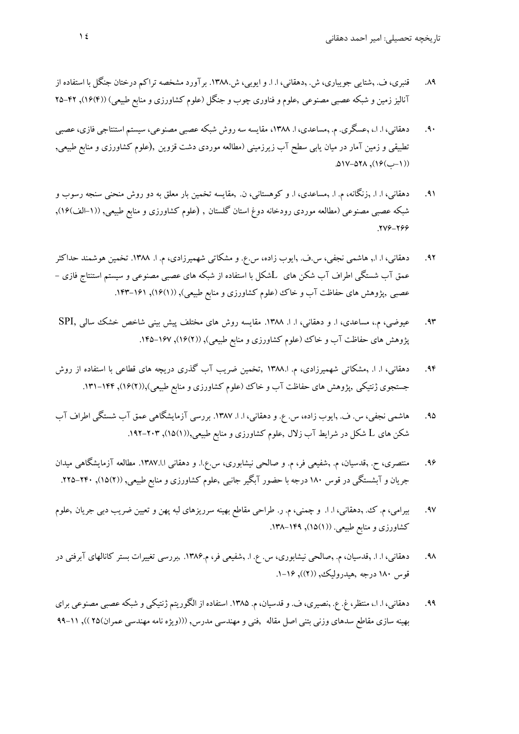۸۹. قنبری، ف. ،شتایی جویباری، ش. ،دهقانی، ا. ا. و ایوبی، ش.۱۳۸۸. برآورد مشخصه تراکم درختان جنگل با استفاده از آنالیز زمین و شبکه عصبی مصنوعی ,علوم و فناوری چوب و جنگل (علوم کشاورزی و منابع طبیعی) ((۱۶(۴)), ۴۲-۲۵

۹۰. دهقانی، ا. ا.، ،عسگری. م. ،مساعدی، ا. ۱۳۸۸، مقایسه سه روش شبکه عصبی مصنوعی، سیستم استنتاجی فازی، عصبی تطبیقی و زمین آمار در میان یابی سطح آب زیرزمینی (مطالعه موردی دشت قزوین ,(علوم کشاورزی و منابع طبیعی, ((۱-ب)۱۶), ۵۲۸-۵۱۷.

۹۱. دهقانی، ا. ا. ،زنگانه، م. ا. ،مساعدی، ا. و کوهستانی، ن. ,مقایسه تخمین بار معلق به دو روش منحنی سنجه رسوب و شبکه عصبی مصنوعی (مطالعه موردی رودخانه دوغ استان گلستان , (علوم کشاورزی و منابع طبیعی, ((۱-الف)۱۶), ۲۷۶-۲۶۶.

۹۲. دهقانی، ا. ا., هاشمی نجفی، س.ف. ،ایوب زاده، س.ع. و مشکاتی شهمیرزادی، م. ا. ۱۳۸۸. تخمین هوشمند حداکثر عمق آب شستگی اطراف آب شکن های Lشکل با استفاده از شبکه های عصبی مصنوعی و سیستم استنتاج فازی - عصبی ,پژوهش های حفاظت آب و خاک (علوم کشاورزی و منابع طبیعی), ((۱۶(۱)), ۱۶۱-۱۴۳.

۹۳. عیوضی، م.، مساعدی، ا. و دهقانی، ا. ا. ۱۳۸۸. مقایسه روش های مختلف پیش بینی شاخص خشک سالی SPI, پژوهش های حفاظت آب و خاک (علوم کشاورزی و منابع طبیعی), ((۱۶(۲)), ۱۶۷-۱۴۵.

۹۴. دهقانی، ا. ا. ،مشکاتی شهمیرزادی، م. ا.۱۳۸۸ ,تخمین ضریب آب گذری دریچه های قطاعی با استفاده از روش جستجوی ژنتیکی ,پژوهش های حفاظت آب و خاک (علوم کشاورزی و منابع طبیعی),((۱۶(۲)), ۱۴۴-۱۳۱.

۹۵. هاشمی نجفی، س. ف. ،ایوب زاده، س. ع. و دهقانی، ا. ا. ۱۳۸۷. بررسی آزمایشگاهی عمق آب شستگی اطراف آب شکن های L شکل در شرایط آب زلال ,علوم کشاورزی و منابع طبیعی,((۱۵(۱)), ۲۰۳-۱۹۲.

۹۶. منتصری، ح. ،قدسیان، م. ،شفیعی فر، م. و صالحی نیشابوری، س.ع.ا. و دهقانی ا.ا.۱۳۸۷. مطالعه آزمایشگاهی میدان جریان و آبشستگی در قوس ۱۸۰ درجه با حضور آبگیر جانبی ,علوم کشاورزی و منابع طبیعی, ((۱۵(۲)), ۲۴۰-۲۲۵.

۹۷. بیرامی، م. ک. ،دهقانی، ا. ا. و چمنی، م. ر. طراحی مقاطع بهینه سرریزهای لبه پهن و تعیین ضریب دبی جریان ,علوم کشاورزی و منابع طبیعی. ((۱۵(۱)), ۱۴۹-۱۳۸.

۹۸. دهقانی، ا. ا. ،قدسیان، م. ،صالحی نیشابوری، س. ع. ا. ،شفیعی فر، م.۱۳۸۶. ,بررسی تغییرات بستر کانالهای آبرفتی در قوس ۱۸۰ درجه ,هیدرولیک, ((۲)), ۱۶-۱.

۹۹. دهقانی، ا. ا.، منتظر، غ. ع. ،نصیری، ف. و قدسیان، م. ۱۳۸۵. استفاده از الگوریتم ژنتیکی و شبکه عصبی مصنوعی برای بهینه سازی مقاطع سدهای وزنی بتنی اصل مقاله ,فنی و مهندسی مدرس, (((ویژه نامه مهندسی عمران)۲۵ )), ۱۱-۹۹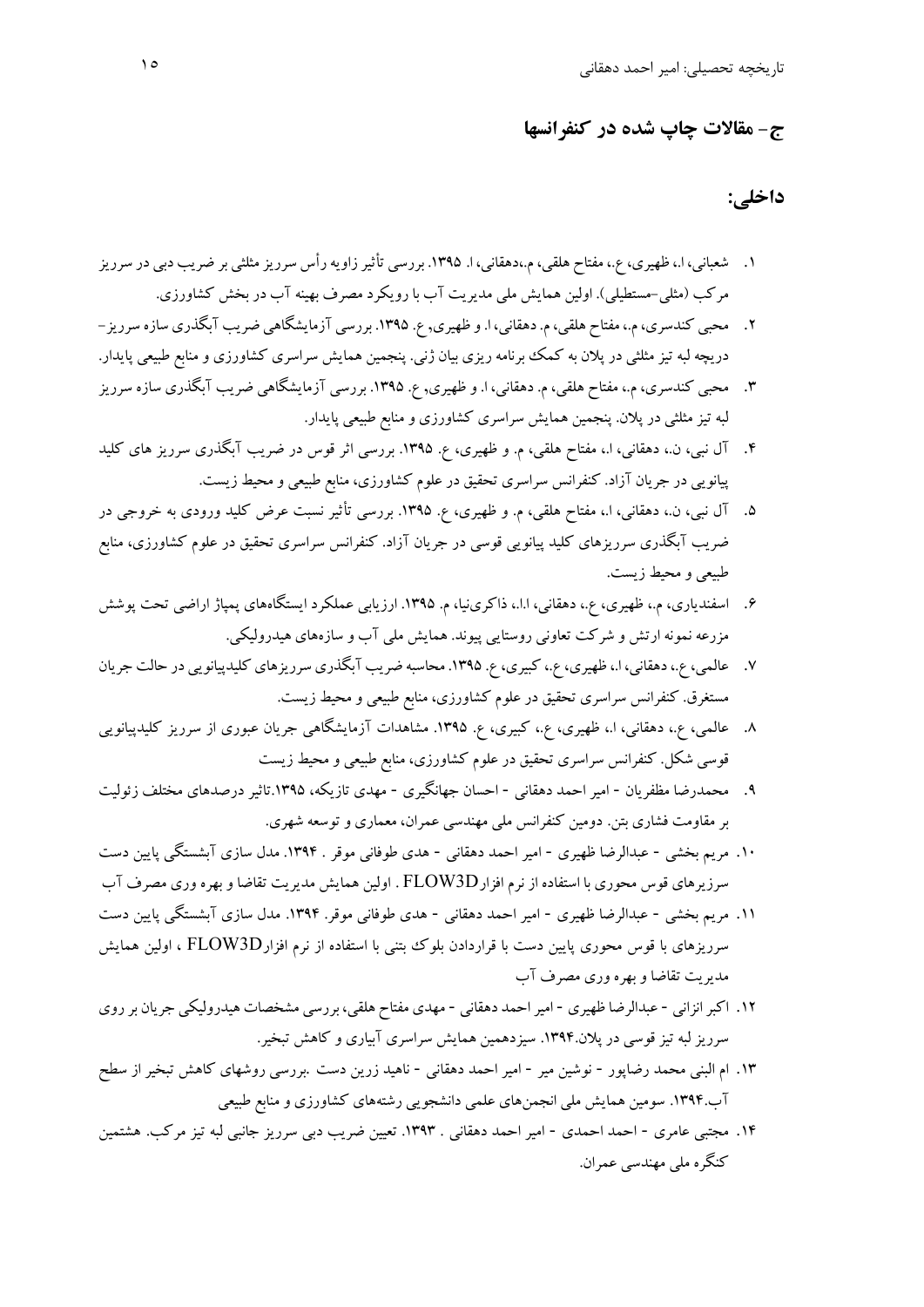## ج- مقالات چاپ شده در کنفرانسها

### داخلی:

۱. شعبانی، ا.، ظهیری، ع.، مفتاح هلقی، م.،دهقانی، ا. ۱۳۹۵. بررسی تأثیر زاویه رأس سرریز مثلثی بر ضریب دبی در سرریز مرکب (مثلی-مستطیلی). اولین همایش ملی مدیریت آب با رویکرد مصرف بهینه آب در بخش کشاورزی.

۲. محبی کندسری، م.، مفتاح هلقی، م. دهقانی، ا. و ظهیری,ع. ۱۳۹۵. بررسی آزمایشگاهی ضریب آبگذری سازه سرریز-دریچه لبه تیز مثلثی در پلان به کمک برنامه ریزی بیان ژنی. پنجمین همایش سراسری کشاورزی و منابع طبیعی پایدار.

۳. محبی کندسری، م.، مفتاح هلقی، م. دهقانی، ا. و ظهیری,ع. ۱۳۹۵. بررسی آزمایشگاهی ضریب آبگذری سازه سرریز لبه تیز مثلثی در پلان. پنجمین همایش سراسری کشاورزی و منابع طبیعی پایدار.

۴. آل نبی، ن.، دهقانی، ا.، مفتاح هلقی، م. و ظهیری، ع. ۱۳۹۵. بررسی اثر قوس در ضریب آبگذری سرریز های کلید پیانویی در جریان آزاد. کنفرانس سراسری تحقیق در علوم کشاورزی، منابع طبیعی و محیط زیست.

۵. آل نبی، ن.، دهقانی، ا.، مفتاح هلقی، م. و ظهیری، ع. ۱۳۹۵. بررسی تأثیر نسبت عرض کلید ورودی به خروجی در ضریب آبگذری سرریزهای کلید پیانویی قوسی در جریان آزاد. کنفرانس سراسری تحقیق در علوم کشاورزی، منابع طبیعی و محیط زیست.

۶. اسفندیاری، م.، ظهیری، ع.، دهقانی، ا.ا.، ذاکری‌نیا، م. ۱۳۹۵. ارزیابی عملکرد ایستگاه‌های پمپاژ اراضی تحت پوشش مزرعه نمونه ارتش و شرکت تعاونی روستایی پیوند. همایش ملی آب و سازه‌های هیدرولیکی.

۷. عالمی، ع.، دهقانی، ا.، ظهیری، ع.، کبیری، ع. ۱۳۹۵. محاسبه ضریب آبگذری سرریزهای کلیدپیانویی در حالت جریان مستغرق. کنفرانس سراسری تحقیق در علوم کشاورزی، منابع طبیعی و محیط زیست.

۸. عالمی، ع.، دهقانی، ا.، ظهیری، ع.، کبیری، ع. ۱۳۹۵. مشاهدات آزمایشگاهی جریان عبوری از سرریز کلیدپیانویی قوسی شکل. کنفرانس سراسری تحقیق در علوم کشاورزی، منابع طبیعی و محیط زیست

۹. محمدرضا مظفریان - امیر احمد دهقانی - احسان جهانگیری - مهدی تازیکه، ۱۳۹۵.تاثیر درصدهای مختلف زئولیت بر مقاومت فشاری بتن. دومین کنفرانس ملی مهندسی عمران، معماری و توسعه شهری.

۱۰. مریم بخشی - عبدالرضا ظهیری - امیر احمد دهقانی - هدی طوفانی موقر . ۱۳۹۴. مدل سازی آبشستگی پایین دست سرزیرهای قوس محوری با استفاده از نرم افزارFLOW3D . اولین همایش مدیریت تقاضا و بهره وری مصرف آب

۱۱. مریم بخشی - عبدالرضا ظهیری - امیر احمد دهقانی - هدی طوفانی موقر. ۱۳۹۴. مدل سازی آبشستگی پایین دست سرریزهای با قوس محوری پایین دست با قراردادن بلوک بتنی با استفاده از نرم افزارFLOW3D ، اولین همایش مدیریت تقاضا و بهره وری مصرف آب

۱۲. اکبر انزانی - عبدالرضا ظهیری - امیر احمد دهقانی - مهدی مفتاح هلقی، بررسی مشخصات هیدرولیکی جریان بر روی سرریز لبه تیز قوسی در پلان.۱۳۹۴. سیزدهمین همایش سراسری آبیاری و کاهش تبخیر.

۱۳. ام البنی محمد رضاپور - نوشین میر - امیر احمد دهقانی - ناهید زرین دست .بررسی روشهای کاهش تبخیر از سطح آب.۱۳۹۴. سومین همایش ملی انجمن‌های علمی دانشجویی رشته‌های کشاورزی و منابع طبیعی

۱۴. مجتبی عامری - احمد احمدی - امیر احمد دهقانی . ۱۳۹۳. تعیین ضریب دبی سرریز جانبی لبه تیز مرکب. هشتمین کنگره ملی مهندسی عمران.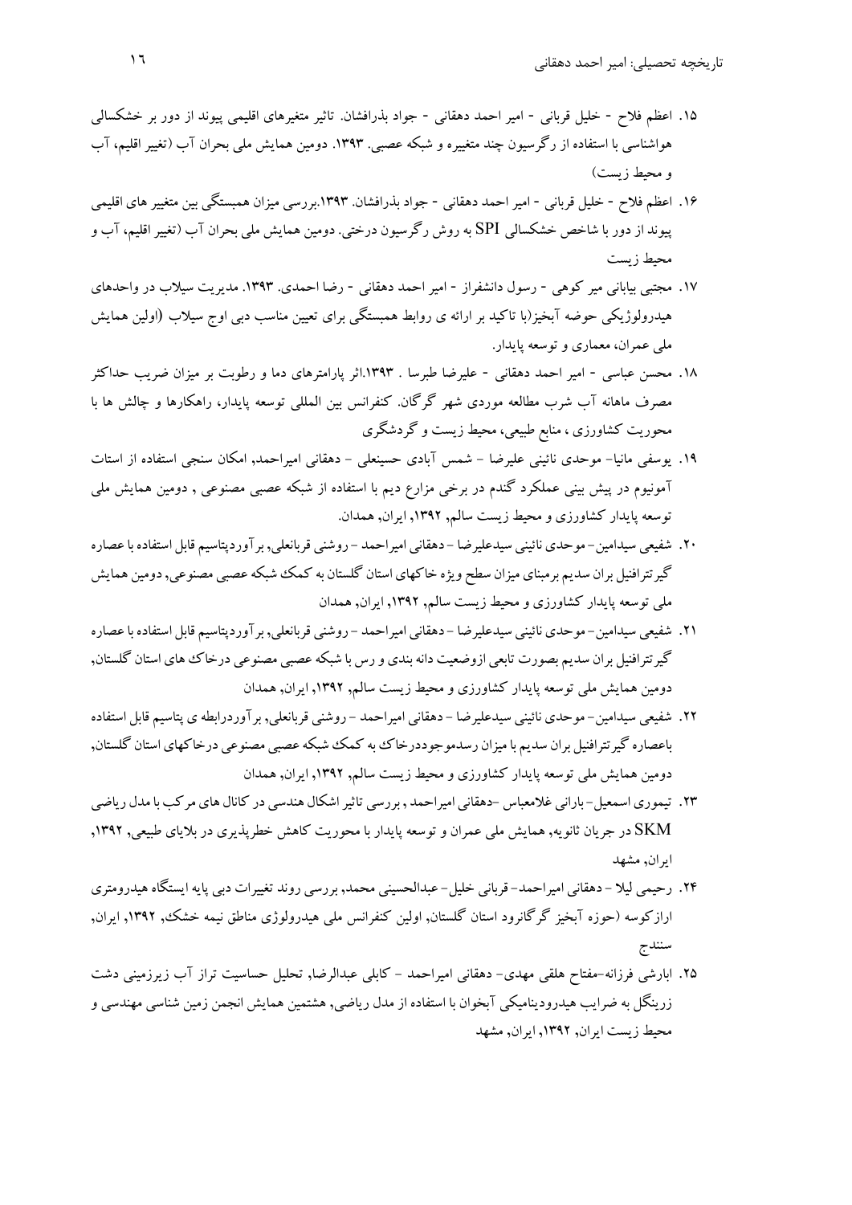۱۵. اعظم فلاح - خلیل قربانی - امیر احمد دهقانی - جواد بذرافشان. تاثیر متغیرهای اقلیمی پیوند از دور بر خشکسالی هواشناسی با استفاده از رگرسیون چند متغییره و شبکه عصبی. ۱۳۹۳. دومین همایش ملی بحران آب (تغییر اقلیم، آب و محیط زیست)

۱۶. اعظم فلاح - خلیل قربانی - امیر احمد دهقانی - جواد بذرافشان. ۱۳۹۳.بررسی میزان همبستگی بین متغیر های اقلیمی پیوند از دور با شاخص خشکسالی SPI به روش رگرسیون درختی. دومین همایش ملی بحران آب (تغییر اقلیم، آب و محیط زیست

۱۷. مجتبی بیابانی میر کوهی - رسول دانشفراز - امیر احمد دهقانی - رضا احمدی. ۱۳۹۳. مدیریت سیلاب در واحدهای هیدرولوژیکی حوضه آبخیز(با تاکید بر ارائه ی روابط همبستگی برای تعیین مناسب دبی اوج سیلاب (اولین همایش ملی عمران، معماری و توسعه پایدار.

۱۸. محسن عباسی - امیر احمد دهقانی - علیرضا طبرسا . ۱۳۹۳.اثر پارامترهای دما و رطوبت بر میزان ضریب حداکثر مصرف ماهانه آب شرب مطالعه موردی شهر گرگان. کنفرانس بین المللی توسعه پایدار، راهکارها و چالش ها با محوریت کشاورزی ، منابع طبیعی، محیط زیست و گردشگری

۱۹. یوسفی مانیا- موحدی نائینی علیرضا - شمس آبادی حسینعلی - دهقانی امیراحمد, امکان سنجی استفاده از استات آمونیوم در پیش بینی عملکرد گندم در برخی مزارع دیم با استفاده از شبکه عصبی مصنوعی , دومین همایش ملی توسعه پایدار کشاورزی و محیط زیست سالم, ۱۳۹۲, ایران, همدان.

۲۰. شفیعی سیدامین- موحدی نائینی سیدعلیرضا - دهقانی امیراحمد - روشنی قربانعلی, برآوردپتاسیم قابل استفاده با عصاره گیرتترافنیل بران سدیم برمبنای میزان سطح ویژه خاکهای استان گلستان به کمک شبکه عصبی مصنوعی, دومین همایش ملی توسعه پایدار کشاورزی و محیط زیست سالم, ۱۳۹۲, ایران, همدان

۲۱. شفیعی سیدامین- موحدی نائینی سیدعلیرضا - دهقانی امیراحمد - روشنی قربانعلی, برآوردپتاسیم قابل استفاده با عصاره گیرتترافنیل بران سدیم بصورت تابعی ازوضعیت دانه بندی و رس با شبکه عصبی مصنوعی درخاک های استان گلستان, دومین همایش ملی توسعه پایدار کشاورزی و محیط زیست سالم, ۱۳۹۲, ایران, همدان

۲۲. شفیعی سیدامین- موحدی نائینی سیدعلیرضا - دهقانی امیراحمد - روشنی قربانعلی, برآوردرابطه ی پتاسیم قابل استفاده باعصاره گیرتترافنیل بران سدیم با میزان رسدموجوددرخاک به کمک شبکه عصبی مصنوعی درخاکهای استان گلستان, دومین همایش ملی توسعه پایدار کشاورزی و محیط زیست سالم, ۱۳۹۲, ایران, همدان

۲۳. تیموری اسمعیل- بارانی غلامعباس -دهقانی امیراحمد , بررسی تاثیر اشکال هندسی در کانال های مرکب با مدل ریاضی SKM در جریان ثانویه, همایش ملی عمران و توسعه پایدار با محوریت کاهش خطرپذیری در بلایای طبیعی, ۱۳۹۲, ایران, مشهد

۲۴. رحیمی لیلا - دهقانی امیراحمد- قربانی خلیل- عبدالحسینی محمد, بررسی روند تغییرات دبی پایه ایستگاه هیدرومتری ارازکوسه (حوزه آبخیز گرگانرود استان گلستان, اولین کنفرانس ملی هیدرولوژی مناطق نیمه خشک, ۱۳۹۲, ایران, سنندج

۲۵. ابارشی فرزانه-مفتاح هلقی مهدی- دهقانی امیراحمد - کابلی عبدالرضا, تحلیل حساسیت تراز آب زیرزمینی دشت زرینگل به ضرایب هیدرودینامیکی آبخوان با استفاده از مدل ریاضی, هشتمین همایش انجمن زمین شناسی مهندسی و محیط زیست ایران, ۱۳۹۲, ایران, مشهد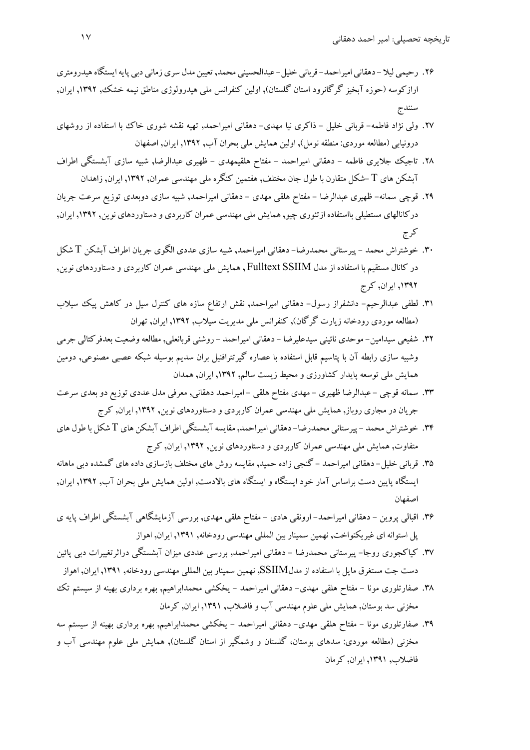۲۶. رحیمی لیلا - دهقانی امیراحمد- قربانی خلیل- عبدالحسینی محمد, تعیین مدل سری زمانی دبی پایه ایستگاه هیدرومتری ارازکوسه (حوزه آبخیز گرگانرود استان گلستان), اولین کنفرانس ملی هیدرولوژی مناطق نیمه خشک, ۱۳۹۲, ایران, سنندج

۲۷. ولی نژاد فاطمه- قربانی خلیل - ذاکری نیا مهدی- دهقانی امیراحمد, تهیه نقشه شوری خاک با استفاده از روشهای درونیابی (مطالعه موردی: منطقه نومل), اولین همایش ملی بحران آب, ۱۳۹۲, ایران, اصفهان

۲۸. تاجیک جلایری فاطمه - دهقانی امیراحمد - مفتاح هلقیمهدی - ظهیری عبدالرضا, شبیه سازی آبشستگی اطراف آبشکن های T -شکل متقارن با طول جان مختلف, هفتمین کنگره ملی مهندسی عمران, ۱۳۹۲, ایران, زاهدان

۲۹. قوچی سمانه- ظهیری عبدالرضا - مفتاح هلقی مهدی - دهقانی امیراحمد, شبیه سازی دوبعدی توزیع سرعت جریان درکانالهای مستطیلی بااستفاده ازتئوری چیو, همایش ملی مهندسی عمران کاربردی و دستاوردهای نوین, ۱۳۹۲, ایران, کرج

۳۰. خوشتراش محمد - پیرستانی محمدرضا- دهقانی امیراحمد, شبیه سازی عددی الگوی جریان اطراف آبشکن T شکل در کانال مستقیم با استفاده از مدل Fulltext SSIIM , همایش ملی مهندسی عمران کاربردی و دستاوردهای نوین, ۱۳۹۲, ایران, کرج

۳۱. لطفی عبدالرحیم- دانشفراز رسول- دهقانی امیراحمد, نقش ارتفاع سازه های کنترل سیل در کاهش پیک سیلاب (مطالعه موردی رودخانه زیارت گرگان), کنفرانس ملی مدیریت سیلاب, ۱۳۹۲, ایران, تهران

۳۲. شفیعی سیدامین- موحدی نائینی سیدعلیرضا - دهقانی امیراحمد - روشنی قربانعلی, مطالعه وضعیت بعدفرکتالی جرمی وشبیه سازی رابطه آن با پتاسیم قابل استفاده با عصاره گیرتترافنیل بران سدیم بوسیله شبکه عصبی مصنوعی, دومین همایش ملی توسعه پایدار کشاورزی و محیط زیست سالم, ۱۳۹۲, ایران, همدان

۳۳. سمانه قوچی - عبدالرضا ظهیری - مهدی مفتاح هلقی - امیراحمد دهقانی, معرفی مدل عددی توزیع دو بعدی سرعت جریان در مجاری روباز, همایش ملی مهندسی عمران کاربردی و دستاوردهای نوین, ۱۳۹۲, ایران, کرج

۳۴. خوشتراش محمد - پیرستانی محمدرضا- دهقانی امیراحمد, مقایسه آبشستگی اطراف آبشکن های T شکل با طول های متفاوت, همایش ملی مهندسی عمران کاربردی و دستاوردهای نوین, ۱۳۹۲, ایران, کرج

۳۵. قربانی خلیل- دهقانی امیراحمد - گنجی زاده حمید, مقایسه روش های مختلف بازسازی داده های گمشده دبی ماهانه ایستگاه پایین دست براساس آمار خود ایستگاه و ایستگاه های بالادست, اولین همایش ملی بحران آب, ۱۳۹۲, ایران, اصفهان

۳۶. اقبالی پروین - دهقانی امیراحمد- ارونقی هادی - مفتاح هلقی مهدی, بررسی آزمایشگاهی آبشستگی اطراف پایه ی پل استوانه ای غیریکنواخت, نهمین سمینار بین المللی مهندسی رودخانه, ۱۳۹۱, ایران, اهواز

۳۷. کیاکجوری روجا- پیرستانی محمدرضا - دهقانی امیراحمد, بررسی عددی میزان آبشستگی دراثرتغییرات دبی پائین دست جت مستغرق مایل با استفاده از مدلSSIIM, نهمین سمینار بین المللی مهندسی رودخانه, ۱۳۹۱, ایران, اهواز

۳۸. صفارتلوری مونا - مفتاح هلقی مهدی- دهقانی امیراحمد - یخکشی محمدابراهیم, بهره برداری بهینه از سیستم تک مخزنی سد بوستان, همایش ملی علوم مهندسی آب و فاضلاب, ۱۳۹۱, ایران, کرمان

۳۹. صفارتلوری مونا - مفتاح هلقی مهدی- دهقانی امیراحمد - یخکشی محمدابراهیم, بهره برداری بهینه از سیستم سه مخزنی (مطالعه موردی: سدهای بوستان، گلستان و وشمگیر از استان گلستان), همایش ملی علوم مهندسی آب و فاضلاب, ۱۳۹۱, ایران, کرمان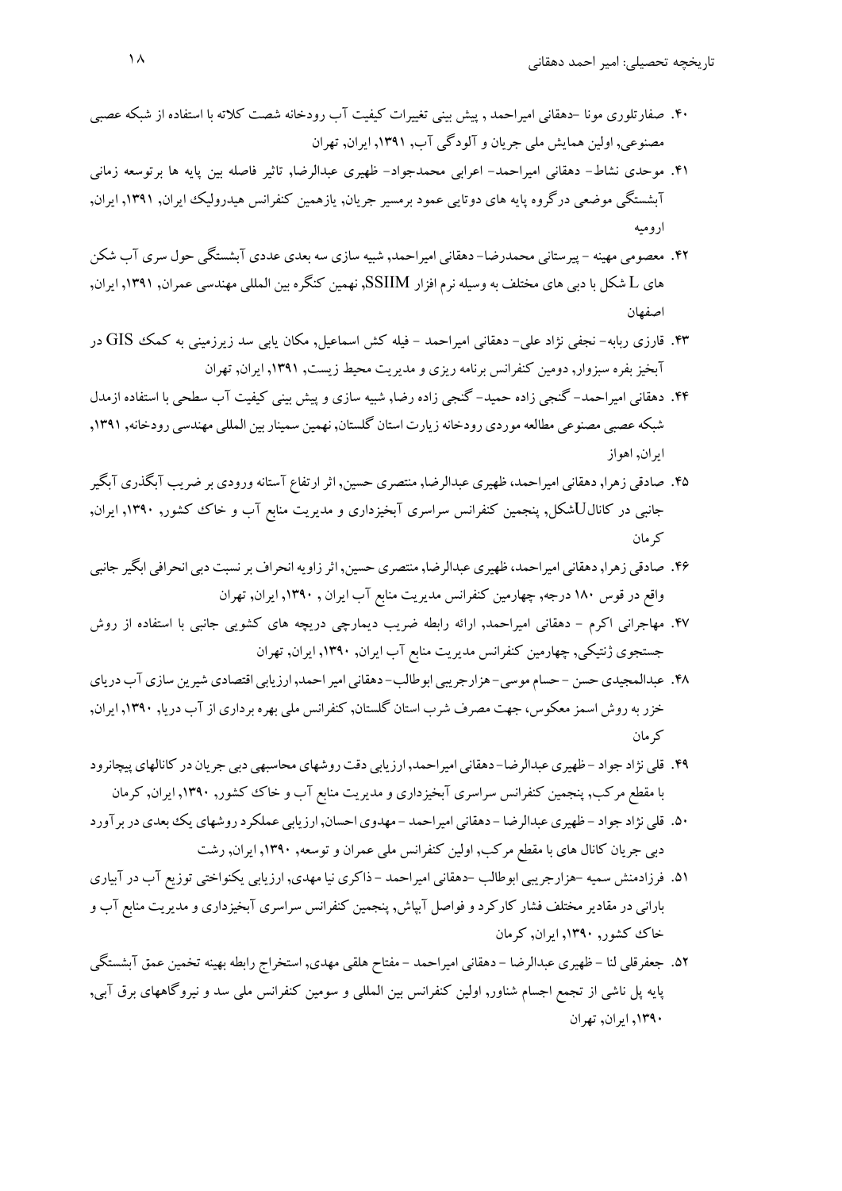۴۰. صفارتلوری مونا -دهقانی امیراحمد , پیش بینی تغییرات کیفیت آب رودخانه شصت کلاته با استفاده از شبکه عصبی مصنوعی, اولین همایش ملی جریان و آلودگی آب, ۱۳۹۱, ایران, تهران

۴۱. موحدی نشاط- دهقانی امیراحمد- اعرابی محمدجواد- ظهیری عبدالرضا, تاثیر فاصله بین پایه ها برتوسعه زمانی آبشستگی موضعی درگروه پایه های دوتایی عمود برمسیر جریان, یازهمین کنفرانس هیدرولیک ایران, ۱۳۹۱, ایران, ارومیه

۴۲. معصومی مهینه - پیرستانی محمدرضا- دهقانی امیراحمد, شبیه سازی سه بعدی عددی آبشستگی حول سری آب شکن های L شکل با دبی های مختلف به وسیله نرم افزار SSIIM, نهمین کنگره بین المللی مهندسی عمران, ۱۳۹۱, ایران, اصفهان

۴۳. قارزی ربابه- نجفی نژاد علی- دهقانی امیراحمد - فیله کش اسماعیل, مکان یابی سد زیرزمینی به کمک GIS در آبخیز بفره سبزوار, دومین کنفرانس برنامه ریزی و مدیریت محیط زیست, ۱۳۹۱, ایران, تهران

۴۴. دهقانی امیراحمد- گنجی زاده حمید- گنجی زاده رضا, شبیه سازی و پیش بینی کیفیت آب سطحی با استفاده ازمدل شبکه عصبی مصنوعی مطالعه موردی رودخانه زیارت استان گلستان, نهمین سمینار بین المللی مهندسی رودخانه, ۱۳۹۱, ایران, اهواز

۴۵. صادقی زهرا, دهقانی امیراحمد، ظهیری عبدالرضا, منتصری حسین, اثر ارتفاع آستانه ورودی بر ضریب آبگذری آبگیر جانبی در کانالUشکل, پنجمین کنفرانس سراسری آبخیزداری و مدیریت منابع آب و خاک کشور, ۱۳۹۰, ایران, کرمان

۴۶. صادقی زهرا, دهقانی امیراحمد، ظهیری عبدالرضا, منتصری حسین, اثر زاویه انحراف بر نسبت دبی انحرافی ابگیر جانبی واقع در قوس ۱۸۰ درجه, چهارمین کنفرانس مدیریت منابع آب ایران , ۱۳۹۰, ایران, تهران

۴۷. مهاجرانی اکرم - دهقانی امیراحمد, ارائه رابطه ضریب دیمارچی دریچه های کشویی جانبی با استفاده از روش جستجوی ژنتیکی, چهارمین کنفرانس مدیریت منابع آب ایران, ۱۳۹۰, ایران, تهران

۴۸. عبدالمجیدی حسن - حسام موسی- هزارجریبی ابوطالب- دهقانی امیر احمد, ارزیابی اقتصادی شیرین سازی آب دریای خزر به روش اسمز معکوس، جهت مصرف شرب استان گلستان, کنفرانس ملی بهره برداری از آب دریا, ۱۳۹۰, ایران, کرمان

۴۹. قلی نژاد جواد - ظهیری عبدالرضا- دهقانی امیراحمد, ارزیابی دقت روشهای محاسبهی دبی جریان در کانالهای پیچانرود با مقطع مرکب, پنجمین کنفرانس سراسری آبخیزداری و مدیریت منابع آب و خاک کشور, ۱۳۹۰, ایران, کرمان

۵۰. قلی نژاد جواد - ظهیری عبدالرضا - دهقانی امیراحمد - مهدوی احسان, ارزیابی عملکرد روشهای یک بعدی در برآورد دبی جریان کانال های با مقطع مرکب, اولین کنفرانس ملی عمران و توسعه, ۱۳۹۰, ایران, رشت

۵۱. فرزادمنش سمیه -هزارجریبی ابوطالب -دهقانی امیراحمد - ذاکری نیا مهدی, ارزیابی یکنواختی توزیع آب در آبیاری بارانی در مقادیر مختلف فشار کارکرد و فواصل آبپاش, پنجمین کنفرانس سراسری آبخیزداری و مدیریت منابع آب و خاک کشور, ۱۳۹۰, ایران, کرمان

۵۲. جعفرقلی لنا - ظهیری عبدالرضا - دهقانی امیراحمد - مفتاح هلقی مهدی, استخراج رابطه بهینه تخمین عمق آبشستگی پایه پل ناشی از تجمع اجسام شناور, اولین کنفرانس بین المللی و سومین کنفرانس ملی سد و نیروگاههای برق آبی, ۱۳۹۰, ایران, تهران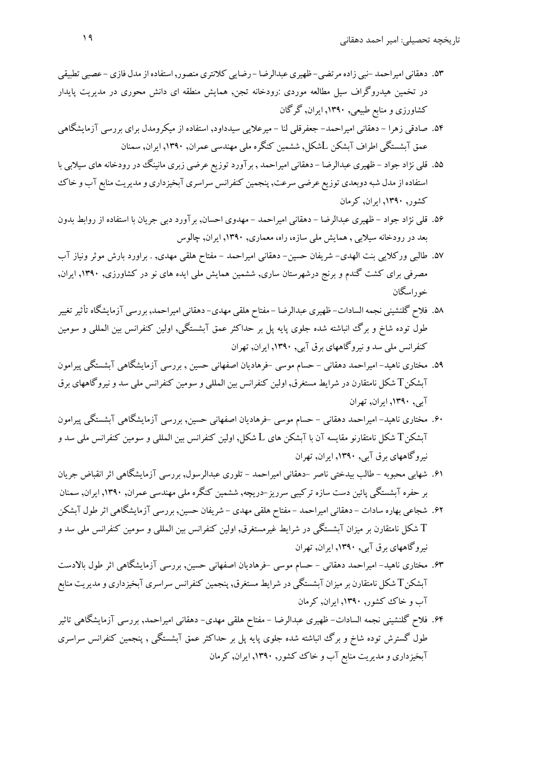۵۳. دهقانی امیراحمد -نبی زاده مرتضی- ظهیری عبدالرضا - رضایی کلانتری منصور, استفاده از مدل فازی - عصبی تطبیقی در تخمین هیدروگراف سیل مطالعه موردی :رودخانه تجن, همایش منطقه ای دانش محوری در مدیریت پایدار کشاورزی و منابع طبیعی, ۱۳۹۰, ایران, گرگان

۵۴. صادقی زهرا - دهقانی امیراحمد- جعفرقلی لنا - میرعلایی سیدداود, استفاده از میکرومدل برای بررسی آزمایشگاهی عمق آبشستگی اطراف آبشکن Lشکل, ششمین کنگره ملی مهندسی عمران, ۱۳۹۰, ایران, سمنان

۵۵. قلی نژاد جواد - ظهیری عبدالرضا - دهقانی امیراحمد , برآورد توزیع عرضی زبری مانینگ در رودخانه های سیلابی با استفاده از مدل شبه دوبعدی توزیع عرضی سرعت, پنجمین کنفرانس سراسری آبخیزداری و مدیریت منابع آب و خاک کشور, ۱۳۹۰, ایران, کرمان

۵۶. قلی نژاد جواد - ظهیری عبدالرضا - دهقانی امیراحمد - مهدوی احسان, برآورد دبی جریان با استفاده از روابط بدون بعد در رودخانه سیلابی , همایش ملی سازه, راه, معماری, ۱۳۹۰, ایران, چالوس

۵۷. طالبی ورکلایی بنت الهدی- شریفان حسین- دهقانی امیراحمد - مفتاح هلقی مهدی, . براورد بارش موثر ونیاز آب مصرفی برای کشت گندم و برنج درشهرستان ساری, ششمین همایش ملی ایده های نو در کشاورزی, ۱۳۹۰, ایران, خوراسگان

۵۸. فلاح گلنشینی نجمه السادات- ظهیری عبدالرضا - مفتاح هلقی مهدی- دهقانی امیراحمد, بررسی آزمایشگاه تأثیر تغییر طول توده شاخ و برگ انباشته شده جلوی پایه پل بر حداکثر عمق آبشستگی, اولین کنفرانس بین المللی و سومین کنفرانس ملی سد و نیروگاههای برق آبی, ۱۳۹۰, ایران, تهران

۵۹. مختاری ناهید- امیراحمد دهقانی - حسام موسی -فرهادیان اصفهانی حسین , بررسی آزمایشگاهی آبشستگی پیرامون آبشکن T شکل نامتقارن در شرایط مستغرق, اولین کنفرانس بین المللی و سومین کنفرانس ملی سد و نیروگاههای برق آبی, ۱۳۹۰, ایران, تهران

۶۰. مختاری ناهید- امیراحمد دهقانی - حسام موسی -فرهادیان اصفهانی حسین, بررسی آزمایشگاهی آبشستگی پیرامون آبشکن T شکل نامتقارنو مقایسه آن با آبشکن های L شکل, اولین کنفرانس بین المللی و سومین کنفرانس ملی سد و نیروگاههای برق آبی, ۱۳۹۰, ایران, تهران

۶۱. شهابی محبوبه - طالب بیدختی ناصر -دهقانی امیراحمد - تلوری عبدالرسول, بررسی آزمایشگاهی اثر انقباض جریان بر حفره آبشستگی پائین دست سازه ترکیبی سرریز-دریچه, ششمین کنگره ملی مهندسی عمران, ۱۳۹۰, ایران, سمنان

۶۲. شجاعی بهاره سادات - دهقانی امیراحمد - مفتاح هلقی مهدی - شریفان حسین, بررسی آزمایشگاهی اثر طول آبشکن T شکل نامتقارن بر میزان آبشستگی در شرایط غیرمستغرق, اولین کنفرانس بین المللی و سومین کنفرانس ملی سد و نیروگاههای برق آبی, ۱۳۹۰, ایران, تهران

۶۳. مختاری ناهید- امیراحمد دهقانی - حسام موسی -فرهادیان اصفهانی حسین, بررسی آزمایشگاهی اثر طول بالادست آبشکن T شکل نامتقارن بر میزان آبشستگی در شرایط مستغرق, پنجمین کنفرانس سراسری آبخیزداری و مدیریت منابع آب و خاک کشور, ۱۳۹۰, ایران, کرمان

۶۴. فلاح گلنشینی نجمه السادات- ظهیری عبدالرضا - مفتاح هلقی مهدی- دهقانی امیراحمد, بررسی آزمایشگاهی تاثیر طول گسترش توده شاخ و برگ انباشته شده جلوی پایه پل بر حداکثر عمق آبشستگی , پنجمین کنفرانس سراسری آبخیزداری و مدیریت منابع آب و خاک کشور, ۱۳۹۰, ایران, کرمان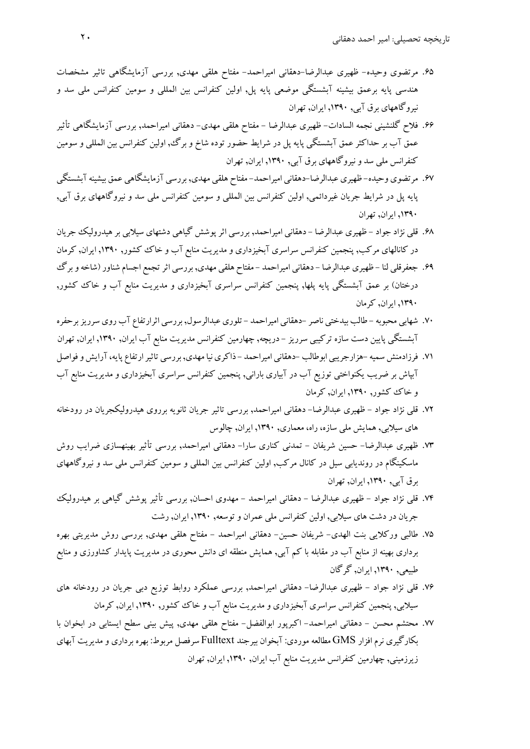۶۵. مرتضوی وحیده- ظهیری عبدالرضا-دهقانی امیراحمد- مفتاح هلقی مهدی, بررسی آزمایشگاهی تاثیر مشخصات هندسی پایه برعمق بیشینه آبشستگی موضعی پایه پل, اولین کنفرانس بین المللی و سومین کنفرانس ملی سد و نیروگاههای برق آبی, ۱۳۹۰, ایران, تهران

۶۶. فلاح گلنشینی نجمه السادات- ظهیری عبدالرضا - مفتاح هلقی مهدی- دهقانی امیراحمد, بررسی آزمایشگاهی تأثیر عمق آب بر حداکثر عمق آبشستگی پایه پل در شرایط حضور توده شاخ و برگ, اولین کنفرانس بین المللی و سومین کنفرانس ملی سد و نیروگاههای برق آبی, ۱۳۹۰, ایران, تهران

۶۷. مرتضوی وحیده- ظهیری عبدالرضا-دهقانی امیراحمد- مفتاح هلقی مهدی, بررسی آزمایشگاهی عمق بیشینه آبشستگی پایه پل در شرایط جریان غیردائمی, اولین کنفرانس بین المللی و سومین کنفرانس ملی سد و نیروگاههای برق آبی, ۱۳۹۰, ایران, تهران

۶۸. قلی نژاد جواد - ظهیری عبدالرضا - دهقانی امیراحمد, بررسی اثر پوشش گیاهی دشتهای سیلابی بر هیدرولیک جریان در کانالهای مرکب, پنجمین کنفرانس سراسری آبخیزداری و مدیریت منابع آب و خاک کشور, ۱۳۹۰, ایران, کرمان

۶۹. جعفرقلی لنا - ظهیری عبدالرضا - دهقانی امیراحمد - مفتاح هلقی مهدی, بررسی اثر تجمع اجسام شناور (شاخه و برگ درختان) بر عمق آبشستگی پایه پلها, پنجمین کنفرانس سراسری آبخیزداری و مدیریت منابع آب و خاک کشور, ۱۳۹۰, ایران, کرمان

۷۰. شهابی محبوبه - طالب بیدختی ناصر -دهقانی امیراحمد - تلوری عبدالرسول, بررسی اثرارتفاع آب روی سرریز برحفره آبشستگی پایین دست سازه ترکیبی سرریز - دریچه, چهارمین کنفرانس مدیریت منابع آب ایران, ۱۳۹۰, ایران, تهران

۷۱. فرزادمنش سمیه -هزارجریبی ابوطالب -دهقانی امیراحمد - ذاکری نیا مهدی, بررسی تاثیر ارتفاع پایه، آرایش و فواصل آبپاش بر ضریب یکنواختی توزیع آب در آبیاری بارانی, پنجمین کنفرانس سراسری آبخیزداری و مدیریت منابع آب و خاک کشور, ۱۳۹۰, ایران, کرمان

۷۲. قلی نژاد جواد - ظهیری عبدالرضا- دهقانی امیراحمد, بررسی تاثیر جریان ثانویه برروی هیدرولیکجریان در رودخانه های سیلابی, همایش ملی سازه، راه، معماری, ۱۳۹۰, ایران, چالوس

۷۳. ظهیری عبدالرضا- حسین شریفان - تمدنی کناری سارا- دهقانی امیراحمد, بررسی تأثیر بهینهسازی ضرایب روش ماسکینگام در روندیابی سیل در کانال مرکب, اولین کنفرانس بین المللی و سومین کنفرانس ملی سد و نیروگاههای برق آبی, ۱۳۹۰, ایران, تهران

۷۴. قلی نژاد جواد - ظهیری عبدالرضا - دهقانی امیراحمد - مهدوی احسان, بررسی تأثیر پوشش گیاهی بر هیدرولیک جریان در دشت های سیلابی, اولین کنفرانس ملی عمران و توسعه, ۱۳۹۰, ایران, رشت

۷۵. طالبی ورکلایی بنت الهدی- شریفان حسین- دهقانی امیراحمد - مفتاح هلقی مهدی, بررسی روش مدیریتی بهره برداری بهینه از منابع آب در مقابله با کم آبی, همایش منطقه ای دانش محوری در مدیریت پایدار کشاورزی و منابع طبیعی, ۱۳۹۰, ایران, گرگان

۷۶. قلی نژاد جواد - ظهیری عبدالرضا- دهقانی امیراحمد, بررسی عملکرد روابط توزیع دبی جریان در رودخانه های سیلابی, پنجمین کنفرانس سراسری آبخیزداری و مدیریت منابع آب و خاک کشور, ۱۳۹۰, ایران, کرمان

۷۷. محتشم محسن - دهقانی امیراحمد- اکبرپور ابوالفضل- مفتاح هلقی مهدی, پیش بینی سطح ایستابی در ابخوان با بکارگیری نرم افزار GMS مطالعه موردی: آبخوان بیرجند Fulltext سرفصل مربوط: بهره برداری و مدیریت آبهای زیرزمینی, چهارمین کنفرانس مدیریت منابع آب ایران, ۱۳۹۰, ایران, تهران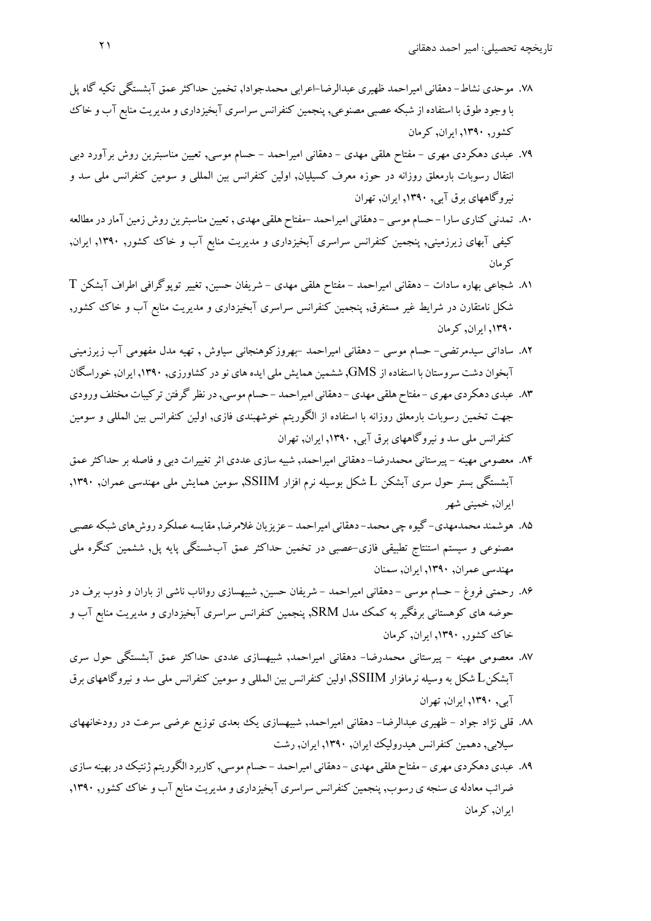۷۸. موحدی نشاط- دهقانی امیراحمد ظهیری عبدالرضا-اعرابی محمدجواد‚ تخمین حداکثر عمق آبشستگی تکیه گاه پل با وجود طوق با استفاده از شبکه عصبی مصنوعی‚ پنجمین کنفرانس سراسری آبخیزداری و مدیریت منابع آب و خاک کشور‚ ۱۳۹۰‚ ایران‚ کرمان

۷۹. عبدی دهکردی مهری - مفتاح هلقی مهدی - دهقانی امیراحمد - حسام موسی‚ تعیین مناسبترین روش برآورد دبی انتقال رسوبات بارمعلق روزانه در حوزه معرف کسیلیان‚ اولین کنفرانس بین المللی و سومین کنفرانس ملی سد و نیروگاههای برق آبی‚ ۱۳۹۰‚ ایران‚ تهران

۸۰. تمدنی کناری سارا - حسام موسی - دهقانی امیراحمد -مفتاح هلقی مهدی ‚ تعیین مناسبترین روش زمین آمار در مطالعه کیفی آبهای زیرزمینی‚ پنجمین کنفرانس سراسری آبخیزداری و مدیریت منابع آب و خاک کشور‚ ۱۳۹۰‚ ایران‚ کرمان

۸۱. شجاعی بهاره سادات - دهقانی امیراحمد - مفتاح هلقی مهدی - شریفان حسین‚ تغییر توپوگرافی اطراف آبشکن T شکل نامتقارن در شرایط غیر مستغرق‚ پنجمین کنفرانس سراسری آبخیزداری و مدیریت منابع آب و خاک کشور‚ ۱۳۹۰‚ ایران‚ کرمان

۸۲. ساداتی سیدمرتضی- حسام موسی - دهقانی امیراحمد -بهروزکوهنجانی سیاوش ‚ تهیه مدل مفهومی آب زیرزمینی آبخوان دشت سروستان با استفاده از GMS‚ ششمین همایش ملی ایده های نو در کشاورزی‚ ۱۳۹۰‚ ایران‚ خوراسگان

۸۳. عبدی دهکردی مهری - مفتاح هلقی مهدی - دهقانی امیراحمد - حسام موسی‚ در نظر گرفتن ترکیبات مختلف ورودی جهت تخمین رسوبات بارمعلق روزانه با استفاده از الگوریتم خوشهبندی فازی‚ اولین کنفرانس بین المللی و سومین کنفرانس ملی سد و نیروگاههای برق آبی‚ ۱۳۹۰‚ ایران‚ تهران

۸۴. معصومی مهینه - پیرستانی محمدرضا- دهقانی امیراحمد‚ شبیه سازی عددی اثر تغییرات دبی و فاصله بر حداکثر عمق آبشستگی بستر حول سری آبشکن L شکل بوسیله نرم افزار SSIIM‚ سومین همایش ملی مهندسی عمران‚ ۱۳۹۰‚ ایران‚ خمینی شهر

۸۵. هوشمند محمدمهدی- گیوه چی محمد- دهقانی امیراحمد - عزیزیان غلامرضا‚ مقایسه عملکرد روش‌های شبکه عصبی مصنوعی و سیستم استنتاج تطبیقی فازی-عصبی در تخمین حداکثر عمق آب‌شستگی پایه پل‚ ششمین کنگره ملی مهندسی عمران‚ ۱۳۹۰‚ ایران‚ سمنان

۸۶. رحمتی فروغ - حسام موسی - دهقانی امیراحمد - شریفان حسین‚ شبیهسازی رواناب ناشی از باران و ذوب برف در حوضه های کوهستانی برفگیر به کمک مدل SRM‚ پنجمین کنفرانس سراسری آبخیزداری و مدیریت منابع آب و خاک کشور‚ ۱۳۹۰‚ ایران‚ کرمان

۸۷. معصومی مهینه - پیرستانی محمدرضا- دهقانی امیراحمد‚ شبیهسازی عددی حداکثر عمق آبشستگی حول سری آبشکن L شکل به وسیله نرمافزار SSIIM‚ اولین کنفرانس بین المللی و سومین کنفرانس ملی سد و نیروگاههای برق آبی‚ ۱۳۹۰‚ ایران‚ تهران

۸۸. قلی نژاد جواد - ظهیری عبدالرضا- دهقانی امیراحمد‚ شبیهسازی یک بعدی توزیع عرضی سرعت در رودخانههای سیلابی‚ دهمین کنفرانس هیدرولیک ایران‚ ۱۳۹۰‚ ایران‚ رشت

۸۹. عبدی دهکردی مهری - مفتاح هلقی مهدی - دهقانی امیراحمد - حسام موسی‚ کاربرد الگوریتم ژنتیک در بهینه سازی ضرائب معادله ی سنجه ی رسوب‚ پنجمین کنفرانس سراسری آبخیزداری و مدیریت منابع آب و خاک کشور‚ ۱۳۹۰‚ ایران‚ کرمان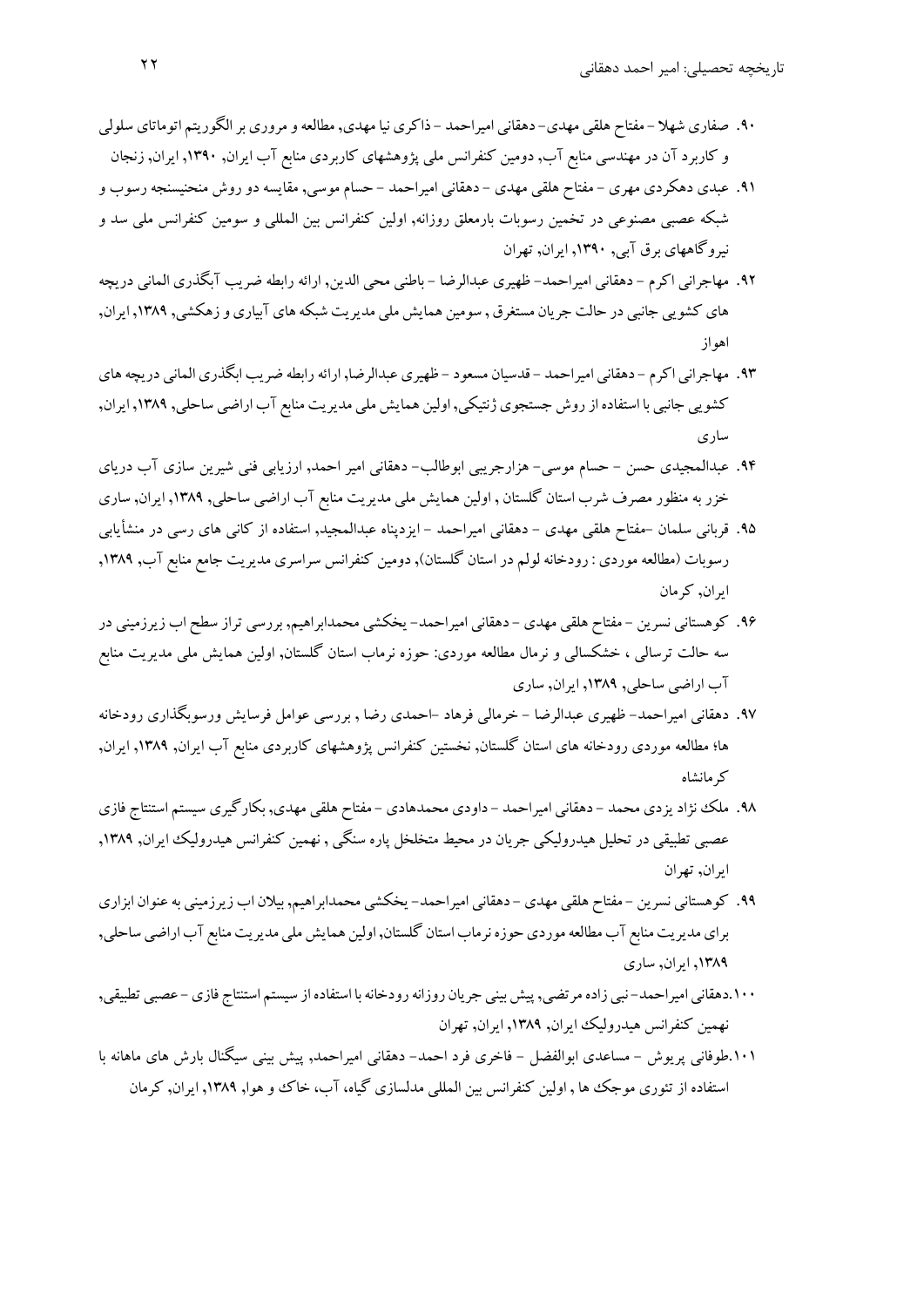۹۰. صفاری شهلا - مفتاح هلقی مهدی- دهقانی امیراحمد - ذاکری نیا مهدی, مطالعه و مروری بر الگوریتم اتوماتای سلولی و کاربرد آن در مهندسی منابع آب, دومین کنفرانس ملی پژوهشهای کاربردی منابع آب ایران, ۱۳۹۰, ایران, زنجان

۹۱. عبدی دهکردی مهری - مفتاح هلقی مهدی - دهقانی امیراحمد - حسام موسی, مقایسه دو روش منحنیسنجه رسوب و شبکه عصبی مصنوعی در تخمین رسوبات بارمعلق روزانه, اولین کنفرانس بین المللی و سومین کنفرانس ملی سد و نیروگاههای برق آبی, ۱۳۹۰, ایران, تهران

۹۲. مهاجرانی اکرم - دهقانی امیراحمد- ظهیری عبدالرضا - باطنی محی الدین, ارائه رابطه ضریب آبگذری المانی دریچه های کشویی جانبی در حالت جریان مستغرق , سومین همایش ملی مدیریت شبکه های آبیاری و زهکشی, ۱۳۸۹, ایران, اهواز

۹۳. مهاجرانی اکرم - دهقانی امیراحمد - قدسیان مسعود - ظهیری عبدالرضا, ارائه رابطه ضریب ابگذری المانی دریچه های کشویی جانبی با استفاده از روش جستجوی ژنتیکی, اولین همایش ملی مدیریت منابع آب اراضی ساحلی, ۱۳۸۹, ایران, ساری

۹۴. عبدالمجیدی حسن - حسام موسی- هزارجریبی ابوطالب- دهقانی امیر احمد, ارزیابی فنی شیرین سازی آب دریای خزر به منظور مصرف شرب استان گلستان , اولین همایش ملی مدیریت منابع آب اراضی ساحلی, ۱۳۸۹, ایران, ساری

۹۵. قربانی سلمان -مفتاح هلقی مهدی - دهقانی امیراحمد - ایزدپناه عبدالمجید, استفاده از کانی های رسی در منشأیابی رسوبات (مطالعه موردی : رودخانه لولم در استان گلستان), دومین کنفرانس سراسری مدیریت جامع منابع آب, ۱۳۸۹, ایران, کرمان

۹۶. کوهستانی نسرین - مفتاح هلقی مهدی - دهقانی امیراحمد- یخکشی محمدابراهیم, بررسی تراز سطح اب زیرزمینی در سه حالت ترسالی ، خشکسالی و نرمال مطالعه موردی: حوزه نرماب استان گلستان, اولین همایش ملی مدیریت منابع آب اراضی ساحلی, ۱۳۸۹, ایران, ساری

۹۷. دهقانی امیراحمد- ظهیری عبدالرضا - خرمالی فرهاد -احمدی رضا , بررسی عوامل فرسایش ورسوبگذاری رودخانه ها؛ مطالعه موردی رودخانه های استان گلستان, نخستین کنفرانس پژوهشهای کاربردی منابع آب ایران, ۱۳۸۹, ایران, کرمانشاه

۹۸. ملك نژاد یزدی محمد - دهقانی امیراحمد - داودی محمدهادی - مفتاح هلقی مهدی, بکارگیری سیستم استنتاج فازی عصبی تطبیقی در تحلیل هیدرولیکی جریان در محیط متخلخل پاره سنگی , نهمین کنفرانس هیدرولیك ایران, ۱۳۸۹, ایران, تهران

۹۹. کوهستانی نسرین - مفتاح هلقی مهدی - دهقانی امیراحمد- یخکشی محمدابراهیم, بیلان اب زیرزمینی به عنوان ابزاری برای مدیریت منابع آب مطالعه موردی حوزه نرماب استان گلستان, اولین همایش ملی مدیریت منابع آب اراضی ساحلی, ۱۳۸۹, ایران, ساری

۱۰۰.دهقانی امیراحمد- نبی زاده مرتضی, پیش بینی جریان روزانه رودخانه با استفاده از سیستم استنتاج فازی - عصبی تطبیقی, نهمین کنفرانس هیدرولیك ایران, ۱۳۸۹, ایران, تهران

۱۰۱.طوفانی پریوش - مساعدی ابوالفضل - فاخری فرد احمد- دهقانی امیراحمد, پیش بینی سیگنال بارش های ماهانه با استفاده از تئوری موجك ها , اولین کنفرانس بین المللی مدلسازی گیاه، آب، خاك و هوا, ۱۳۸۹, ایران, کرمان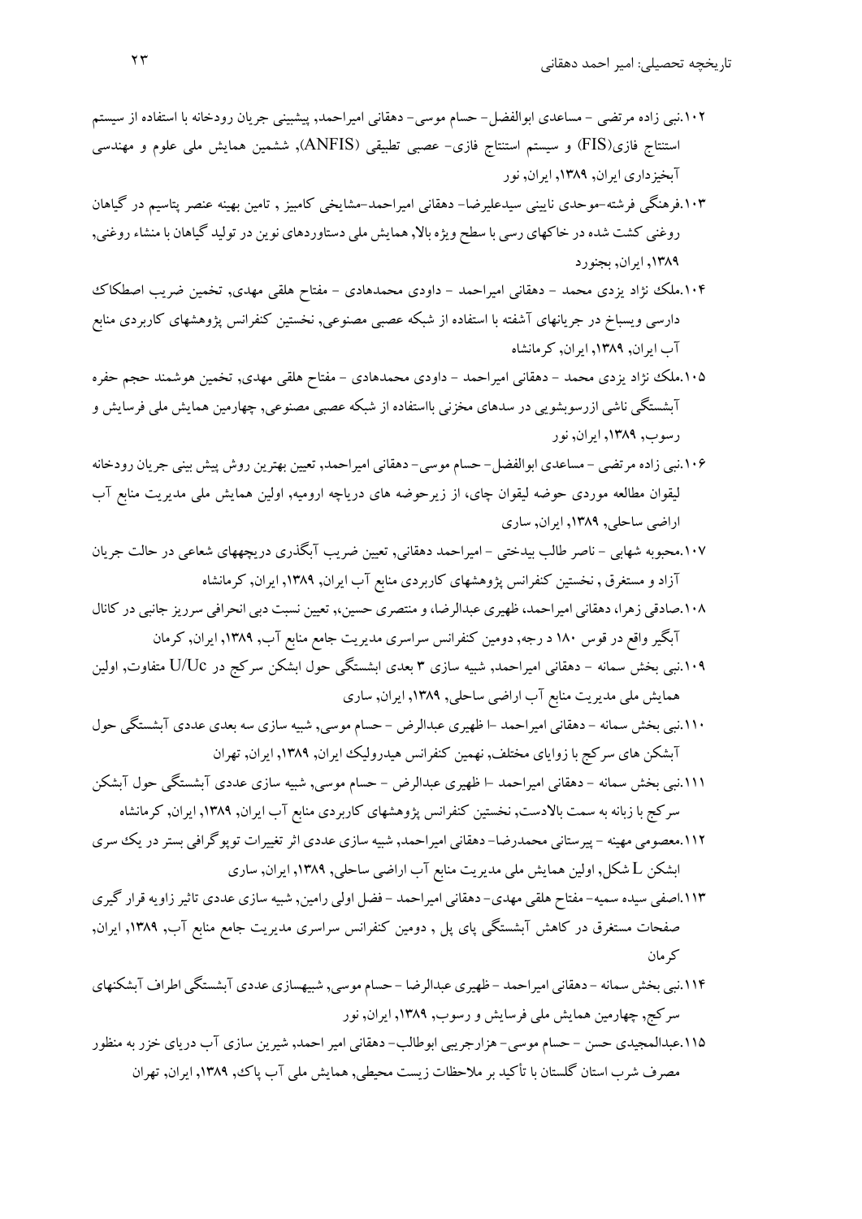۱۰۲.نبی زاده مرتضی - مساعدی ابوالفضل- حسام موسی- دهقانی امیراحمد, پیشبینی جریان رودخانه با استفاده از سیستم استنتاج فازی(FIS) و سیستم استنتاج فازی- عصبی تطبیقی (ANFIS), ششمین همایش ملی علوم و مهندسی آبخیزداری ایران, ۱۳۸۹, ایران, نور

۱۰۳.فرهنگی فرشته–موحدی نایینی سیدعلیرضا- دهقانی امیراحمد–مشایخی کامبیز , تامین بهینه عنصر پتاسیم در گیاهان روغنی کشت شده در خاکهای رسی با سطح ویژه بالا, همایش ملی دستاوردهای نوین در تولید گیاهان با منشاء روغنی, ۱۳۸۹, ایران, بجنورد

۱۰۴.ملک نژاد یزدی محمد - دهقانی امیراحمد - داودی محمدهادی - مفتاح هلقی مهدی, تخمین ضریب اصطکاک دارسی ویسباخ در جریانهای آشفته با استفاده از شبکه عصبی مصنوعی, نخستین کنفرانس پژوهشهای کاربردی منابع آب ایران, ۱۳۸۹, ایران, کرمانشاه

۱۰۵.ملک نژاد یزدی محمد - دهقانی امیراحمد - داودی محمدهادی - مفتاح هلقی مهدی, تخمین هوشمند حجم حفره آبشستگی ناشی ازرسوبشویی در سدهای مخزنی بااستفاده از شبکه عصبی مصنوعی, چهارمین همایش ملی فرسایش و رسوب, ۱۳۸۹, ایران, نور

۱۰۶.نبی زاده مرتضی - مساعدی ابوالفضل- حسام موسی- دهقانی امیراحمد, تعیین بهترین روش پیش بینی جریان رودخانه لیقوان مطالعه موردی حوضه لیقوان چای، از زیرحوضه های دریاچه ارومیه, اولین همایش ملی مدیریت منابع آب اراضی ساحلی, ۱۳۸۹, ایران, ساری

۱۰۷.محبوبه شهابی - ناصر طالب بیدختی - امیراحمد دهقانی, تعیین ضریب آبگذری دریچههای شعاعی در حالت جریان آزاد و مستغرق , نخستین کنفرانس پژوهشهای کاربردی منابع آب ایران, ۱۳۸۹, ایران, کرمانشاه

۱۰۸.صادقی زهرا، دهقانی امیراحمد، ظهیری عبدالرضا، و منتصری حسین, تعیین نسبت دبی انحرافی سرریز جانبی در کانال آبگیر واقع در قوس ۱۸۰ درجه, دومین کنفرانس سراسری مدیریت جامع منابع آب, ۱۳۸۹, ایران, کرمان

۱۰۹.نبی بخش سمانه - دهقانی امیراحمد, شبیه سازی ۳ بعدی ابشستگی حول ابشکن سرکج در U/Uc متفاوت, اولین همایش ملی مدیریت منابع آب اراضی ساحلی, ۱۳۸۹, ایران, ساری

۱۱۰.نبی بخش سمانه - دهقانی امیراحمد -ا ظهیری عبدالرض - حسام موسی, شبیه سازی سه بعدی عددی آبشستگی حول آبشکن های سرکج با زوایای مختلف, نهمین کنفرانس هیدرولیک ایران, ۱۳۸۹, ایران, تهران

۱۱۱.نبی بخش سمانه - دهقانی امیراحمد -ا ظهیری عبدالرض - حسام موسی, شبیه سازی عددی آبشستگی حول آبشکن سرکج با زبانه به سمت بالادست, نخستین کنفرانس پژوهشهای کاربردی منابع آب ایران, ۱۳۸۹, ایران, کرمانشاه

۱۱۲.معصومی مهینه - پیرستانی محمدرضا- دهقانی امیراحمد, شبیه سازی عددی اثر تغییرات توپوگرافی بستر در یک سری ابشکن L شکل, اولین همایش ملی مدیریت منابع آب اراضی ساحلی, ۱۳۸۹, ایران, ساری

۱۱۳.اصفی سیده سمیه- مفتاح هلقی مهدی- دهقانی امیراحمد - فضل اولی رامین, شبیه سازی عددی تاثیر زاویه قرار گیری صفحات مستغرق در کاهش آبشستگی پای پل , دومین کنفرانس سراسری مدیریت جامع منابع آب, ۱۳۸۹, ایران, کرمان

۱۱۴.نبی بخش سمانه - دهقانی امیراحمد - ظهیری عبدالرضا - حسام موسی, شبیهسازی عددی آبشستگی اطراف آبشکنهای سرکج, چهارمین همایش ملی فرسایش و رسوب, ۱۳۸۹, ایران, نور

۱۱۵.عبدالمجیدی حسن - حسام موسی- هزارجریبی ابوطالب- دهقانی امیر احمد, شیرین سازی آب دریای خزر به منظور مصرف شرب استان گلستان با تأکید بر ملاحظات زیست محیطی, همایش ملی آب پاک, ۱۳۸۹, ایران, تهران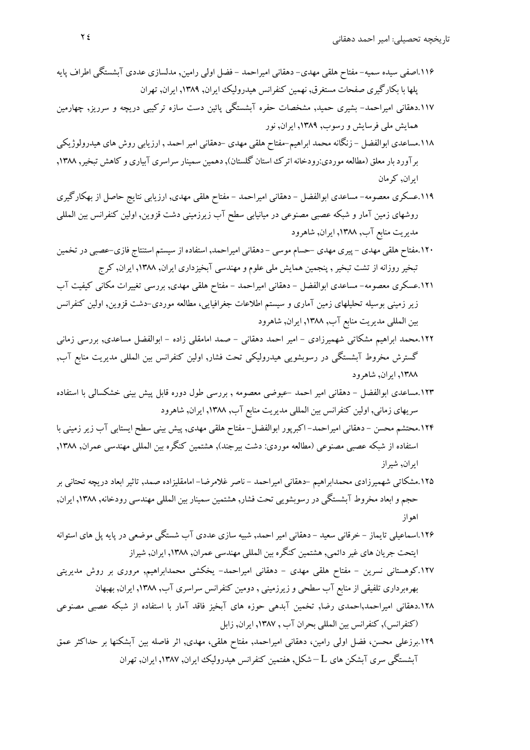۱۱۶.اصفی سیده سمیه- مفتاح هلقی مهدی- دهقانی امیراحمد - فضل اولی رامین, مدلسازی عددی آبشستگی اطراف پایه پلها با بکارگیری صفحات مستغرق, نهمین کنفرانس هیدرولیک ایران, ۱۳۸۹, ایران, تهران

۱۱۷.دهقانی امیراحمد- بشیری حمید, مشخصات حفره آبشستگی پائین دست سازه ترکیبی دریچه و سرریز, چهارمین همایش ملی فرسایش و رسوب, ۱۳۸۹, ایران, نور

۱۱۸.مساعدی ابوالفضل - زنگانه محمد ابراهیم-مفتاح هلقی مهدی -دهقانی امیر احمد , ارزیابی روش های هیدرولوژیکی برآورد بار معلق (مطالعه موردی:رودخانه اترک استان گلستان), دهمین سمینار سراسری آبیاری و کاهش تبخیر, ۱۳۸۸, ایران, کرمان

۱۱۹.عسکری معصومه- مساعدی ابوالفضل - دهقانی امیراحمد - مفتاح هلقی مهدی, ارزیابی نتایج حاصل از بهکارگیری روشهای زمین آمار و شبکه عصبی مصنوعی در میانیابی سطح آب زیرزمینی دشت قزوین, اولین کنفرانس بین المللی مدیریت منابع آب, ۱۳۸۸, ایران, شاهرود

۱۲۰.مفتاح هلقی مهدی - پیری مهدی -حسام موسی - دهقانی امیراحمد, استفاده از سیستم استنتاج فازی-عصبی در تخمین تبخیر روزانه از تشت تبخیر , پنجمین همایش ملی علوم و مهندسی آبخیزداری ایران, ۱۳۸۸, ایران, کرج

۱۲۱.عسکری معصومه- مساعدی ابوالفضل - دهقانی امیراحمد - مفتاح هلقی مهدی, بررسی تغییرات مکانی کیفیت آب زیر زمینی بوسیله تحلیلهای زمین آماری و سیستم اطلاعات جغرافیایی، مطالعه موردی-دشت قزوین, اولین کنفرانس بین المللی مدیریت منابع آب, ۱۳۸۸, ایران, شاهرود

۱۲۲.محمد ابراهیم مشکاتی شهمیرزادی - امیر احمد دهقانی - صمد امامقلی زاده - ابوالفضل مساعدی, بررسی زمانی گسترش مخروط آبشستگی در رسوبشویی هیدرولیکی تحت فشار, اولین کنفرانس بین المللی مدیریت منابع آب, ۱۳۸۸, ایران, شاهرود

۱۲۳.مساعدی ابوالفضل - دهقانی امیر احمد -عیوضی معصومه , بررسی طول دوره قابل پیش بینی خشکسالی با استفاده سریهای زمانی, اولین کنفرانس بین المللی مدیریت منابع آب, ۱۳۸۸, ایران, شاهرود

۱۲۴.محتشم محسن - دهقانی امیراحمد- اکبرپور ابوالفضل- مفتاح هلقی مهدی, پیش بینی سطح ایستابی آب زیر زمینی با استفاده از شبکه عصبی مصنوعی (مطالعه موردی: دشت بیرجند), هشتمین کنگره بین المللی مهندسی عمران, ۱۳۸۸, ایران, شیراز

۱۲۵.مشکاتی شهمیرزادی محمدابراهیم -دهقانی امیراحمد - ناصر غلامرضا- امامقلیزاده صمد, تاثیر ابعاد دریچه تحتانی بر حجم و ابعاد مخروط آبشستگی در رسوبشویی تحت فشار, هشتمین سمینار بین المللی مهندسی رودخانه, ۱۳۸۸, ایران, اهواز

۱۲۶.اسماعیلی تایماز - خرقانی سعید - دهقانی امیر احمد, شبیه سازی عددی آب شستگی موضعی در پایه پل های استوانه ایتحت جریان های غیر دائمی, هشتمین کنگره بین المللی مهندسی عمران, ۱۳۸۸, ایران, شیراز

۱۲۷.کوهستانی نسرین - مفتاح هلقی مهدی - دهقانی امیراحمد- یخکشی محمدابراهیم, مروری بر روش مدیریتی بهرهبرداری تلفیقی از منابع آب سطحی و زیرزمینی , دومین کنفرانس سراسری آب, ۱۳۸۸, ایران, بهبهان

۱۲۸.دهقانی امیراحمد,احمدی رضا, تخمین آبدهی حوزه های آبخیز فاقد آمار با استفاده از شبکه عصبی مصنوعی (کنفرانس), کنفرانس بین المللی بحران آب , ۱۳۸۷, ایران, زابل

۱۲۹.برزعلی محسن، فضل اولی رامین، دهقانی امیراحمد, مفتاح هلقی، مهدی, اثر فاصله بین آبشکنها بر حداکثر عمق آبشستگی سری آبشکن های L – شکل, هفتمین کنفرانس هیدرولیک ایران, ۱۳۸۷, ایران, تهران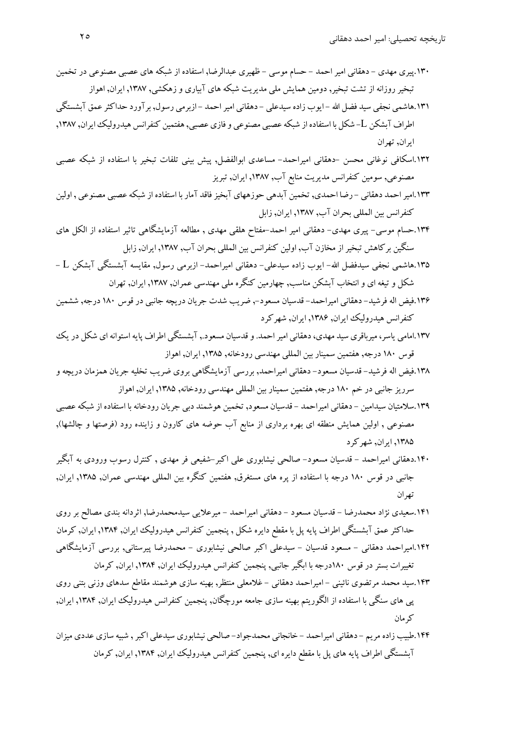۱۳۰.پیری مهدی – دهقانی امیر احمد – حسام موسی – ظهیری عبدالرضا, استفاده از شبکه های عصبی مصنوعی در تخمین تبخیر روزانه از تشت تبخیر, دومین همایش ملی مدیریت شبکه های آبیاری و زهکشی, ۱۳۸۷, ایران, اهواز

۱۳۱.هاشمی نجفی سید فضل الله – ایوب زاده سیدعلی – دهقانی امیر احمد – ازبرمی رسول, برآورد حداکثر عمق آبشستگی اطراف آبشکن L- شکل با استفاده از شبکه عصبی مصنوعی و فازی عصبی, هفتمین کنفرانس هیدرولیک ایران, ۱۳۸۷, ایران, تهران

۱۳۲.اسکافی نوغانی محسن –دهقانی امیراحمد– مساعدی ابوالفضل, پیش بینی تلفات تبخیر با استفاده از شبکه عصبی مصنوعی, سومین کنفرانس مدیریت منابع آب, ۱۳۸۷, ایران, تبریز

۱۳۳.امیر احمد دهقانی – رضا احمدی, تخمین آبدهی حوزههای آبخیز فاقد آمار با استفاده از شبکه عصبی مصنوعی , اولین کنفرانس بین المللی بحران آب, ۱۳۸۷, ایران, زابل

۱۳۴.حسام موسی– پیری مهدی– دهقانی امیر احمد–مفتاح هلقی مهدی , مطالعه آزمایشگاهی تاثیر استفاده از الکل های سنگین برکاهش تبخیر از مخازن آب, اولین کنفرانس بین المللی بحران آب, ۱۳۸۷, ایران, زابل

۱۳۵.هاشمی نجفی سیدفضل الله– ایوب زاده سیدعلی– دهقانی امیراحمد– ازبرمی رسول, مقایسه آبشستگی آبشکن L – شکل و تیغه ای و انتخاب آبشکن مناسب, چهارمین کنگره ملی مهندسی عمران, ۱۳۸۷, ایران, تهران

۱۳۶.فیض اله فرشید– دهقانی امیراحمد– قدسیان مسعود–, ضریب شدت جریان دریچه جانبی در قوس ۱۸۰ درجه, ششمین کنفرانس هیدرولیک ایران, ۱۳۸۶, ایران, شهرکرد

۱۳۷.امامی یاسر، میرباقری سید مهدی، دهقانی امیر احمد. و قدسیان مسعود., آبشستگی اطراف پایه استوانه ای شکل در یک قوس ۱۸۰ درجه, هفتمین سمینار بین المللی مهندسی رودخانه, ۱۳۸۵, ایران, اهواز

۱۳۸.فیض اله فرشید– قدسیان مسعود– دهقانی امیراحمد, بررسی آزمایشگاهی بروی ضریب تخلیه جریان همزمان دریچه و سرریز جانبی در خم ۱۸۰ درجه, هفتمین سمینار بین المللی مهندسی رودخانه, ۱۳۸۵, ایران, اهواز

۱۳۹.سلامتیان سیدامین – دهقانی امیراحمد – قدسیان مسعود, تخمین هوشمند دبی جریان رودخانه با استفاده از شبکه عصبی مصنوعی , اولین همایش منطقه ای بهره برداری از منابع آب حوضه های کارون و زاینده رود (فرصتها و چالشها), ۱۳۸۵, ایران, شهرکرد

۱۴۰.دهقانی امیراحمد – قدسیان مسعود– صالحی نیشابوری علی اکبر–شفیعی فر مهدی , کنترل رسوب ورودی به آبگیر جانبی در قوس ۱۸۰ درجه با استفاده از پره های مستغرق, هفتمین کنگره بین المللی مهندسی عمران, ۱۳۸۵, ایران, تهران

۱۴۱.سعیدی نژاد محمدرضا – قدسیان مسعود – دهقانی امیراحمد – میرعلایی سیدمحمدرضا, اثردانه بندی مصالح بر روی حداکثر عمق آبشستگی اطراف پایه پل با مقطع دایره شکل , پنجمین کنفرانس هیدرولیک ایران, ۱۳۸۴, ایران, کرمان

۱۴۲.امیراحمد دهقانی – مسعود قدسیان – سیدعلی اکبر صالحی نیشابوری – محمدرضا پیرستانی, بررسی آزمایشگاهی تغییرات بستر در قوس ۱۸۰درجه با ابگیر جانبی, پنجمین کنفرانس هیدرولیک ایران, ۱۳۸۴, ایران, کرمان

۱۴۳.سید محمد مرتضوی نائینی – امیراحمد دهقانی – غلامعلی منتظر, بهینه سازی هوشمند مقاطع سدهای وزنی بتنی روی پی های سنگی با استفاده از الگوریتم بهینه سازی جامعه مورچگان, پنجمین کنفرانس هیدرولیک ایران, ۱۳۸۴, ایران, کرمان

۱۴۴.طبیب زاده مریم – دهقانی امیراحمد – خانجانی محمدجواد– صالحی نیشابوری سیدعلی اکبر , شبیه سازی عددی میزان آبشستگی اطراف پایه های پل با مقطع دایره ای, پنجمین کنفرانس هیدرولیک ایران, ۱۳۸۴, ایران, کرمان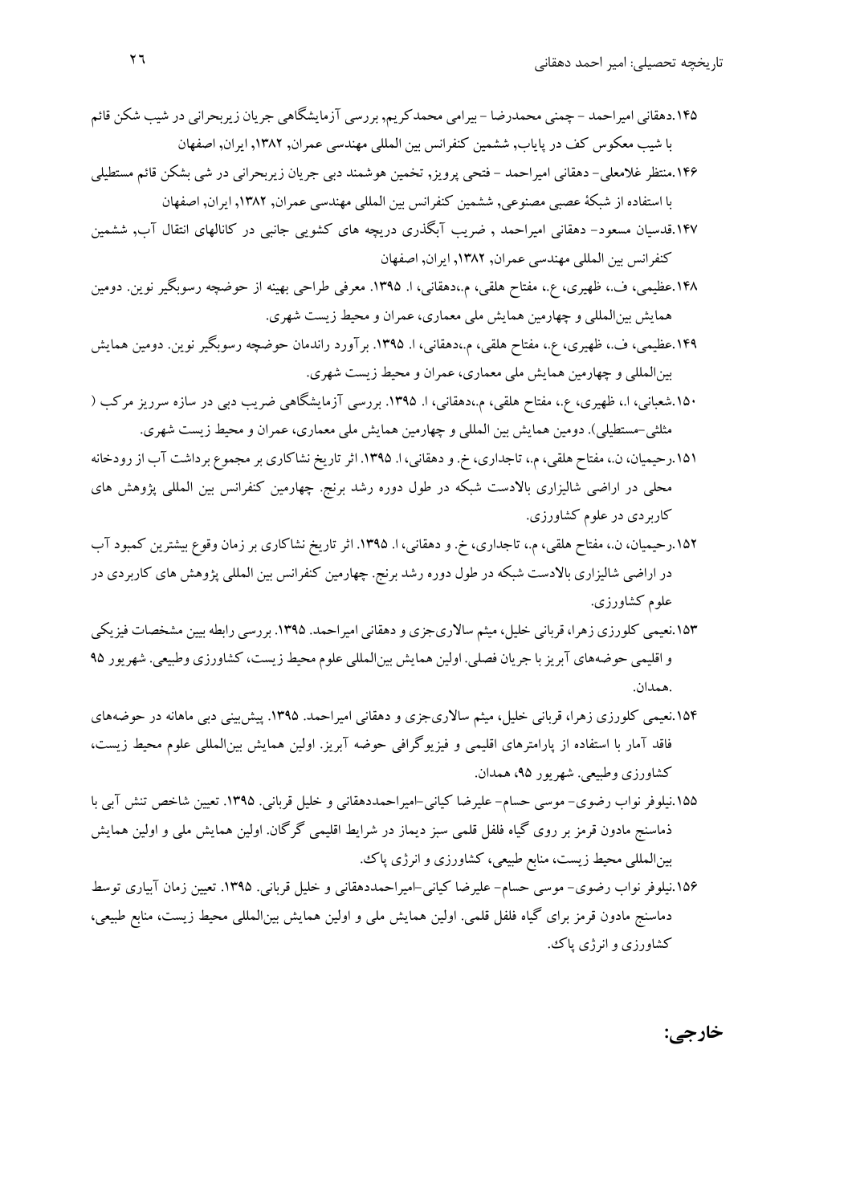۱۴۵.دهقانی امیراحمد - چمنی محمدرضا - بیرامی محمدکریم, بررسی آزمایشگاهی جریان زیربحرانی در شیب شکن قائم با شیب معکوس کف در پایاب, ششمین کنفرانس بین المللی مهندسی عمران, ۱۳۸۲, ایران, اصفهان

۱۴۶.منتظر غلامعلی- دهقانی امیراحمد - فتحی پرویز, تخمین هوشمند دبی جریان زیربحرانی در شی بشکن قائم مستطیلی با استفاده از شبکهٔ عصبی مصنوعی, ششمین کنفرانس بین المللی مهندسی عمران, ۱۳۸۲, ایران, اصفهان

۱۴۷.قدسیان مسعود- دهقانی امیراحمد , ضریب آبگذری دریچه های کشویی جانبی در کانالهای انتقال آب, ششمین کنفرانس بین المللی مهندسی عمران, ۱۳۸۲, ایران, اصفهان

۱۴۸.عظیمی، ف.، ظهیری، ع.، مفتاح هلقی، م.،دهقانی، ا. ۱۳۹۵. معرفی طراحی بهینه از حوضچه رسوبگیر نوین. دومین همایش بین‌المللی و چهارمین همایش ملی معماری، عمران و محیط زیست شهری.

۱۴۹.عظیمی، ف.، ظهیری، ع.، مفتاح هلقی، م.،دهقانی، ا. ۱۳۹۵. برآورد راندمان حوضچه رسوبگیر نوین. دومین همایش بین‌المللی و چهارمین همایش ملی معماری، عمران و محیط زیست شهری.

۱۵۰.شعبانی، ا.، ظهیری، ع.، مفتاح هلقی، م.،دهقانی، ا. ۱۳۹۵. بررسی آزمایشگاهی ضریب دبی در سازه سرریز مرکب ( مثلثی-مستطیلی). دومین همایش بین المللی و چهارمین همایش ملی معماری، عمران و محیط زیست شهری.

۱۵۱.رحیمیان، ن.، مفتاح هلقی، م.، تاجداری، خ. و دهقانی، ا. ۱۳۹۵. اثر تاریخ نشاکاری بر مجموع برداشت آب از رودخانه محلی در اراضی شالیزاری بالادست شبکه در طول دوره رشد برنج. چهارمین کنفرانس بین المللی پژوهش های کاربردی در علوم کشاورزی.

۱۵۲.رحیمیان، ن.، مفتاح هلقی، م.، تاجداری، خ. و دهقانی، ا. ۱۳۹۵. اثر تاریخ نشاکاری بر زمان وقوع بیشترین کمبود آب در اراضی شالیزاری بالادست شبکه در طول دوره رشد برنج. چهارمین کنفرانس بین المللی پژوهش های کاربردی در علوم کشاورزی.

۱۵۳.نعیمی کلورزی زهرا، قربانی خلیل، میثم سالاری‌جزی و دهقانی امیراحمد. ۱۳۹۵. بررسی رابطه بیین مشخصات فیزیکی و اقلیمی حوضه‌های آبریز با جریان فصلی. اولین همایش بین‌المللی علوم محیط زیست، کشاورزی وطبیعی. شهریور ۹۵ .همدان.

۱۵۴.نعیمی کلورزی زهرا، قربانی خلیل، میثم سالاری‌جزی و دهقانی امیراحمد. ۱۳۹۵. پیش‌بینی دبی ماهانه در حوضه‌های فاقد آمار با استفاده از پارامترهای اقلیمی و فیزیوگرافی حوضه آبریز. اولین همایش بین‌المللی علوم محیط زیست، کشاورزی وطبیعی. شهریور ۹۵، همدان.

۱۵۵.نیلوفر نواب رضوی- موسی حسام- علیرضا کیانی-امیراحمددهقانی و خلیل قربانی. ۱۳۹۵. تعیین شاخص تنش آبی با ذماسنج مادون قرمز بر روی گیاه فلفل قلمی سبز دیماز در شرایط اقلیمی گرگان. اولین همایش ملی و اولین همایش بین‌المللی محیط زیست، منابع طبیعی، کشاورزی و انرژی پاک.

۱۵۶.نیلوفر نواب رضوی- موسی حسام- علیرضا کیانی-امیراحمددهقانی و خلیل قربانی. ۱۳۹۵. تعیین زمان آبیاری توسط دماسنج مادون قرمز برای گیاه فلفل قلمی. اولین همایش ملی و اولین همایش بین‌المللی محیط زیست، منابع طبیعی، کشاورزی و انرژی پاک.

## خارجی: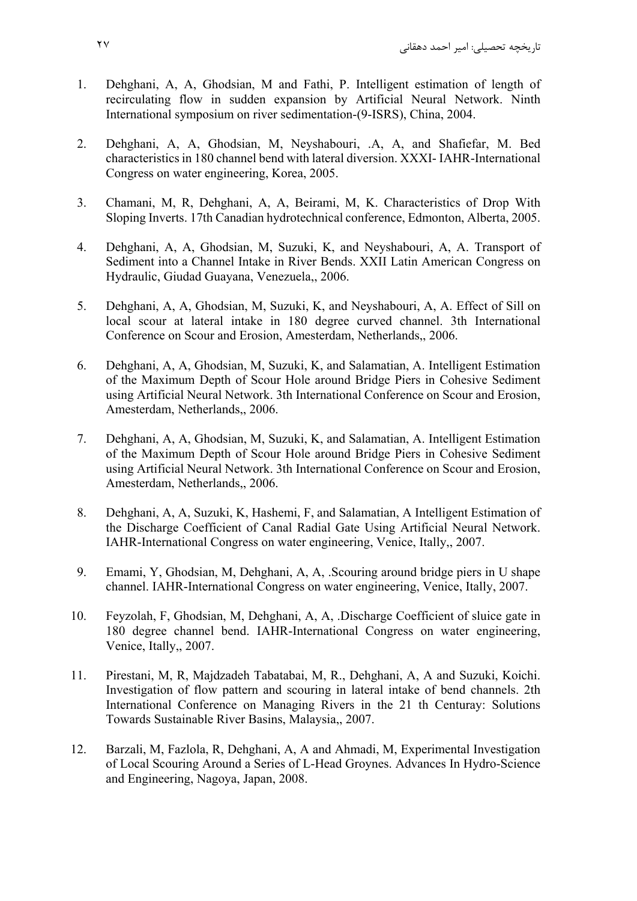1. Dehghani, A, A, Ghodsian, M and Fathi, P. Intelligent estimation of length of recirculating flow in sudden expansion by Artificial Neural Network. Ninth International symposium on river sedimentation-(9-ISRS), China, 2004.

2. Dehghani, A, A, Ghodsian, M, Neyshabouri, .A, A, and Shafiefar, M. Bed characteristics in 180 channel bend with lateral diversion. XXXI- IAHR-International Congress on water engineering, Korea, 2005.

3. Chamani, M, R, Dehghani, A, A, Beirami, M, K. Characteristics of Drop With Sloping Inverts. 17th Canadian hydrotechnical conference, Edmonton, Alberta, 2005.

4. Dehghani, A, A, Ghodsian, M, Suzuki, K, and Neyshabouri, A, A. Transport of Sediment into a Channel Intake in River Bends. XXII Latin American Congress on Hydraulic, Giudad Guayana, Venezuela,, 2006.

5. Dehghani, A, A, Ghodsian, M, Suzuki, K, and Neyshabouri, A, A. Effect of Sill on local scour at lateral intake in 180 degree curved channel. 3th International Conference on Scour and Erosion, Amesterdam, Netherlands,, 2006.

6. Dehghani, A, A, Ghodsian, M, Suzuki, K, and Salamatian, A. Intelligent Estimation of the Maximum Depth of Scour Hole around Bridge Piers in Cohesive Sediment using Artificial Neural Network. 3th International Conference on Scour and Erosion, Amesterdam, Netherlands,, 2006.

7. Dehghani, A, A, Ghodsian, M, Suzuki, K, and Salamatian, A. Intelligent Estimation of the Maximum Depth of Scour Hole around Bridge Piers in Cohesive Sediment using Artificial Neural Network. 3th International Conference on Scour and Erosion, Amesterdam, Netherlands,, 2006.

8. Dehghani, A, A, Suzuki, K, Hashemi, F, and Salamatian, A Intelligent Estimation of the Discharge Coefficient of Canal Radial Gate Using Artificial Neural Network. IAHR-International Congress on water engineering, Venice, Itally,, 2007.

9. Emami, Y, Ghodsian, M, Dehghani, A, A, .Scouring around bridge piers in U shape channel. IAHR-International Congress on water engineering, Venice, Itally, 2007.

10. Feyzolah, F, Ghodsian, M, Dehghani, A, A, .Discharge Coefficient of sluice gate in 180 degree channel bend. IAHR-International Congress on water engineering, Venice, Itally,, 2007.

11. Pirestani, M, R, Majdzadeh Tabatabai, M, R., Dehghani, A, A and Suzuki, Koichi. Investigation of flow pattern and scouring in lateral intake of bend channels. 2th International Conference on Managing Rivers in the 21 th Centuray: Solutions Towards Sustainable River Basins, Malaysia,, 2007.

12. Barzali, M, Fazlola, R, Dehghani, A, A and Ahmadi, M, Experimental Investigation of Local Scouring Around a Series of L-Head Groynes. Advances In Hydro-Science and Engineering, Nagoya, Japan, 2008.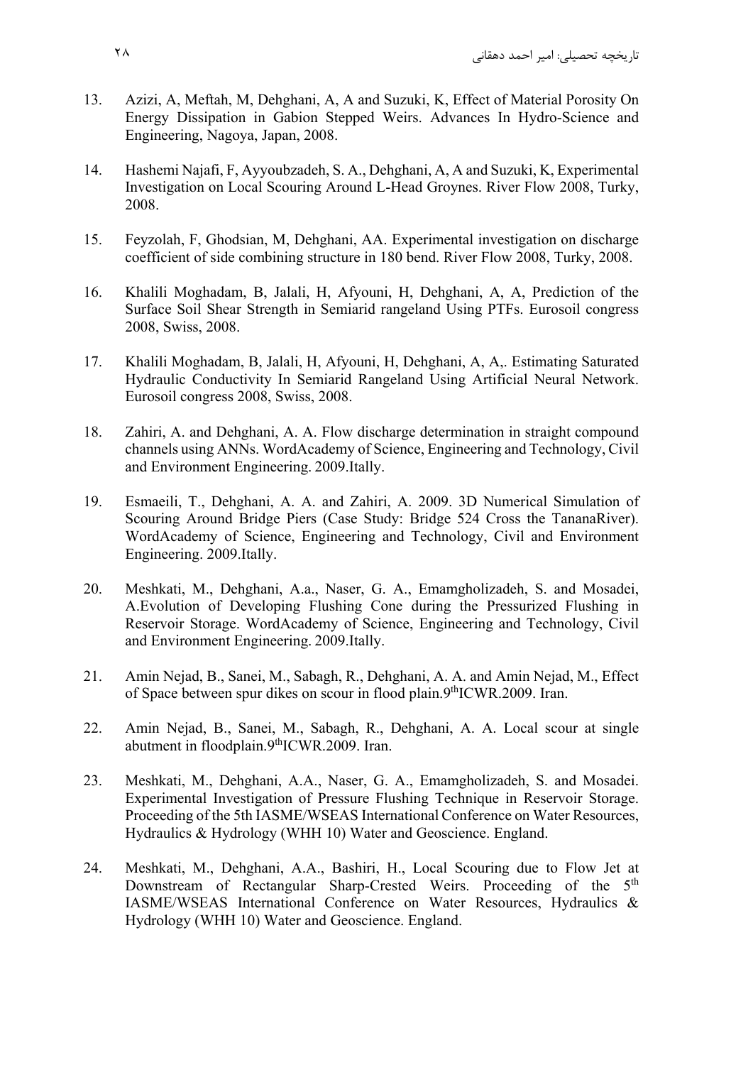13. Azizi, A, Meftah, M, Dehghani, A, A and Suzuki, K, Effect of Material Porosity On Energy Dissipation in Gabion Stepped Weirs. Advances In Hydro-Science and Engineering, Nagoya, Japan, 2008.

14. Hashemi Najafi, F, Ayyoubzadeh, S. A., Dehghani, A, A and Suzuki, K, Experimental Investigation on Local Scouring Around L-Head Groynes. River Flow 2008, Turky, 2008.

15. Feyzolah, F, Ghodsian, M, Dehghani, AA. Experimental investigation on discharge coefficient of side combining structure in 180 bend. River Flow 2008, Turky, 2008.

16. Khalili Moghadam, B, Jalali, H, Afyouni, H, Dehghani, A, A, Prediction of the Surface Soil Shear Strength in Semiarid rangeland Using PTFs. Eurosoil congress 2008, Swiss, 2008.

17. Khalili Moghadam, B, Jalali, H, Afyouni, H, Dehghani, A, A,. Estimating Saturated Hydraulic Conductivity In Semiarid Rangeland Using Artificial Neural Network. Eurosoil congress 2008, Swiss, 2008.

18. Zahiri, A. and Dehghani, A. A. Flow discharge determination in straight compound channels using ANNs. WordAcademy of Science, Engineering and Technology, Civil and Environment Engineering. 2009.Itally.

19. Esmaeili, T., Dehghani, A. A. and Zahiri, A. 2009. 3D Numerical Simulation of Scouring Around Bridge Piers (Case Study: Bridge 524 Cross the TananaRiver). WordAcademy of Science, Engineering and Technology, Civil and Environment Engineering. 2009.Itally.

20. Meshkati, M., Dehghani, A.a., Naser, G. A., Emamgholizadeh, S. and Mosadei, A.Evolution of Developing Flushing Cone during the Pressurized Flushing in Reservoir Storage. WordAcademy of Science, Engineering and Technology, Civil and Environment Engineering. 2009.Itally.

21. Amin Nejad, B., Sanei, M., Sabagh, R., Dehghani, A. A. and Amin Nejad, M., Effect of Space between spur dikes on scour in flood plain.9thICWR.2009. Iran.

22. Amin Nejad, B., Sanei, M., Sabagh, R., Dehghani, A. A. Local scour at single abutment in floodplain.9thICWR.2009. Iran.

23. Meshkati, M., Dehghani, A.A., Naser, G. A., Emamgholizadeh, S. and Mosadei. Experimental Investigation of Pressure Flushing Technique in Reservoir Storage. Proceeding of the 5th IASME/WSEAS International Conference on Water Resources, Hydraulics & Hydrology (WHH 10) Water and Geoscience. England.

24. Meshkati, M., Dehghani, A.A., Bashiri, H., Local Scouring due to Flow Jet at Downstream of Rectangular Sharp-Crested Weirs. Proceeding of the 5th IASME/WSEAS International Conference on Water Resources, Hydraulics & Hydrology (WHH 10) Water and Geoscience. England.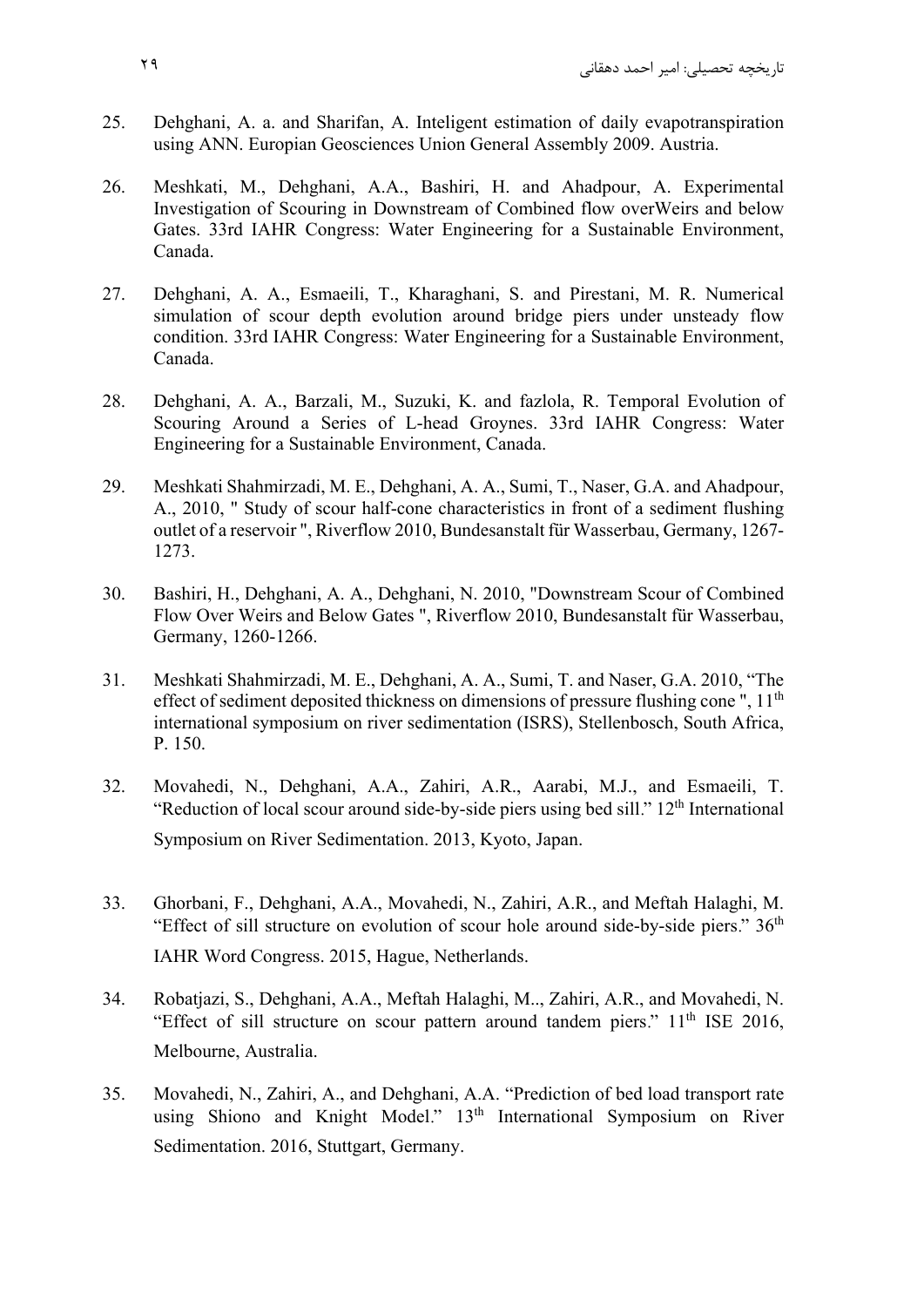25. Dehghani, A. a. and Sharifan, A. Inteligent estimation of daily evapotranspiration using ANN. Europian Geosciences Union General Assembly 2009. Austria.

26. Meshkati, M., Dehghani, A.A., Bashiri, H. and Ahadpour, A. Experimental Investigation of Scouring in Downstream of Combined flow overWeirs and below Gates. 33rd IAHR Congress: Water Engineering for a Sustainable Environment, Canada.

27. Dehghani, A. A., Esmaeili, T., Kharaghani, S. and Pirestani, M. R. Numerical simulation of scour depth evolution around bridge piers under unsteady flow condition. 33rd IAHR Congress: Water Engineering for a Sustainable Environment, Canada.

28. Dehghani, A. A., Barzali, M., Suzuki, K. and fazlola, R. Temporal Evolution of Scouring Around a Series of L-head Groynes. 33rd IAHR Congress: Water Engineering for a Sustainable Environment, Canada.

29. Meshkati Shahmirzadi, M. E., Dehghani, A. A., Sumi, T., Naser, G.A. and Ahadpour, A., 2010, " Study of scour half-cone characteristics in front of a sediment flushing outlet of a reservoir ", Riverflow 2010, Bundesanstalt für Wasserbau, Germany, 1267-1273.

30. Bashiri, H., Dehghani, A. A., Dehghani, N. 2010, "Downstream Scour of Combined Flow Over Weirs and Below Gates ", Riverflow 2010, Bundesanstalt für Wasserbau, Germany, 1260-1266.

31. Meshkati Shahmirzadi, M. E., Dehghani, A. A., Sumi, T. and Naser, G.A. 2010, "The effect of sediment deposited thickness on dimensions of pressure flushing cone ", 11th international symposium on river sedimentation (ISRS), Stellenbosch, South Africa, P. 150.

32. Movahedi, N., Dehghani, A.A., Zahiri, A.R., Aarabi, M.J., and Esmaeili, T. "Reduction of local scour around side-by-side piers using bed sill." 12th International Symposium on River Sedimentation. 2013, Kyoto, Japan.

33. Ghorbani, F., Dehghani, A.A., Movahedi, N., Zahiri, A.R., and Meftah Halaghi, M. "Effect of sill structure on evolution of scour hole around side-by-side piers." 36th IAHR Word Congress. 2015, Hague, Netherlands.

34. Robatjazi, S., Dehghani, A.A., Meftah Halaghi, M.., Zahiri, A.R., and Movahedi, N. "Effect of sill structure on scour pattern around tandem piers." 11th ISE 2016, Melbourne, Australia.

35. Movahedi, N., Zahiri, A., and Dehghani, A.A. "Prediction of bed load transport rate using Shiono and Knight Model." 13th International Symposium on River Sedimentation. 2016, Stuttgart, Germany.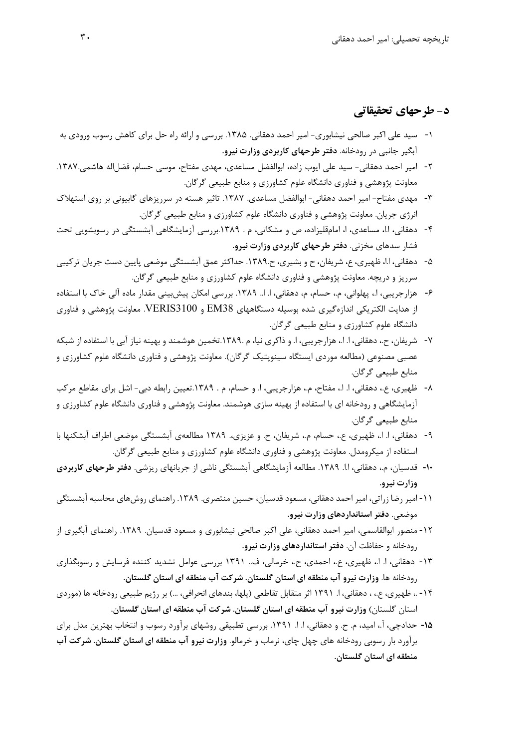## د- طرحهای تحقیقاتی

۱- سید علی اکبر صالحی نیشابوری- امیر احمد دهقانی. ۱۳۸۵. بررسی و ارائه راه حل برای کاهش رسوب ورودی به آبگیر جانبی در رودخانه. **دفتر طرحهای کاربردی وزارت نیرو.**

۲- امیر احمد دهقانی- سید علی ایوب زاده، ابوالفضل مساعدی، مهدی مفتاح، موسی حسام، فضل‌اله هاشمی.۱۳۸۷. معاونت پژوهشی و فناوری دانشگاه علوم کشاورزی و منابع طبیعی گرگان.

۳- مهدی مفتاح- امیر احمد دهقانی- ابوالفضل مساعدی. ۱۳۸۷. تاثیر هسته در سرریزهای گابیونی بر روی استهلاک انرژی جریان. معاونت پژوهشی و فناوری دانشگاه علوم کشاورزی و منابع طبیعی گرگان.

۴- دهقانی، ا.ا، مساعدی، ا، امامقلیزاده، ص و مشکاتی، م . ۱۳۸۹.بررسی آزمایشگاهی آبشستگی در رسوبشویی تحت فشار سدهای مخزنی. **دفتر طرحهای کاربردی وزارت نیرو.**

۵- دهقانی، ا.ا، ظهیری، ع، شریفان، ح و بشیری، ح.۱۳۸۹. حداکثر عمق آبشستگی موضعی پایین دست جریان ترکیبی سرریز و دریچه. معاونت پژوهشی و فناوری دانشگاه علوم کشاورزی و منابع طبیعی گرگان.

۶- هزارجریبی، ا.، پهلوانی، م.، حسام، م، دهقانی، ا. ا.. ۱۳۸۹. بررسی امکان پیش‌بینی مقدار ماده آلی خاک با استفاده از هدایت الکتریکی اندازه‌گیری شده بوسیله دستگاههای EM38 و VERIS3100. معاونت پژوهشی و فناوری دانشگاه علوم کشاورزی و منابع طبیعی گرگان.

۷- شریفان، ح.، دهقانی، ا. ا.، هزارجریبی، ا. و ذاکری نیا، م .۱۳۸۹.تخمین هوشمند و بهینه نیاز آبی با استفاده از شبکه عصبی مصنوعی (مطالعه موردی ایستگاه سینوپتیک گرگان). معاونت پژوهشی و فناوری دانشگاه علوم کشاورزی و منابع طبیعی گرگان.

۸- ظهیری، ع.، دهقانی، ا. ا.، مفتاح، م.، هزارجریبی، ا. و حسام، م . ۱۳۸۹.تعیین رابطه دبی- اشل برای مقاطع مرکب آزمایشگاهی و رودخانه ای با استفاده از بهینه سازی هوشمند. معاونت پژوهشی و فناوری دانشگاه علوم کشاورزی و منابع طبیعی گرگان.

۹- دهقانی، ا. ا.، ظهیری، ع.، حسام، م.، شریفان، ح. و عزیزی،. ۱۳۸۹ مطالعه‌ی آبشستگی موضعی اطراف آبشکنها با استفاده از میکرومدل. معاونت پژوهشی و فناوری دانشگاه علوم کشاورزی و منابع طبیعی گرگان.

**۱۰-** قدسیان، م.، دهقانی، ا.ا. ۱۳۸۹. مطالعه آزمایشگاهی آبشستگی ناشی از جریانهای ریزشی. **دفتر طرحهای کاربردی وزارت نیرو.**

۱۱- امیر رضا زراتی، امیر احمد دهقانی، مسعود قدسیان، حسین منتصری. ۱۳۸۹. راهنمای روش‌های محاسبه آبشستگی موضعی. **دفتر استانداردهای وزارت نیرو.**

۱۲- منصور ابوالقاسمی، امیر احمد دهقانی، علی اکبر صالحی نیشابوری و مسعود قدسیان. ۱۳۸۹. راهنمای آبگیری از رودخانه و حفاظت آن. **دفتر استانداردهای وزارت نیرو.**

۱۳- دهقانی، ا. ا.، ظهیری، ع.، احمدی، ح.، خرمالی، ف.. ۱۳۹۱ بررسی عوامل تشدید کننده فرسایش و رسوبگذاری رودخانه ها. **وزارت نیرو آب منطقه ای استان گلستان. شرکت آب منطقه ای استان گلستان.**

۱۴- .، ظهیری، ع.، ، دهقانی، ا. ۱۳۹۱ اثر متقابل تقاطعی (پلها، بندهای انحرافی، ...) بر رژیم طبیعی رودخانه ها (موردی استان گلستان) **وزارت نیرو آب منطقه ای استان گلستان. شرکت آب منطقه ای استان گلستان.**

**۱۵-** حدادچی، آ.، امید، م. ح. و دهقانی، ا. ا. ۱۳۹۱. بررسی تطبیقی روشهای برآورد رسوب و انتخاب بهترین مدل برای برآورد بار رسوبی رودخانه های چهل چای، نرماب و خرمالو. **وزارت نیرو آب منطقه ای استان گلستان. شرکت آب منطقه ای استان گلستان.**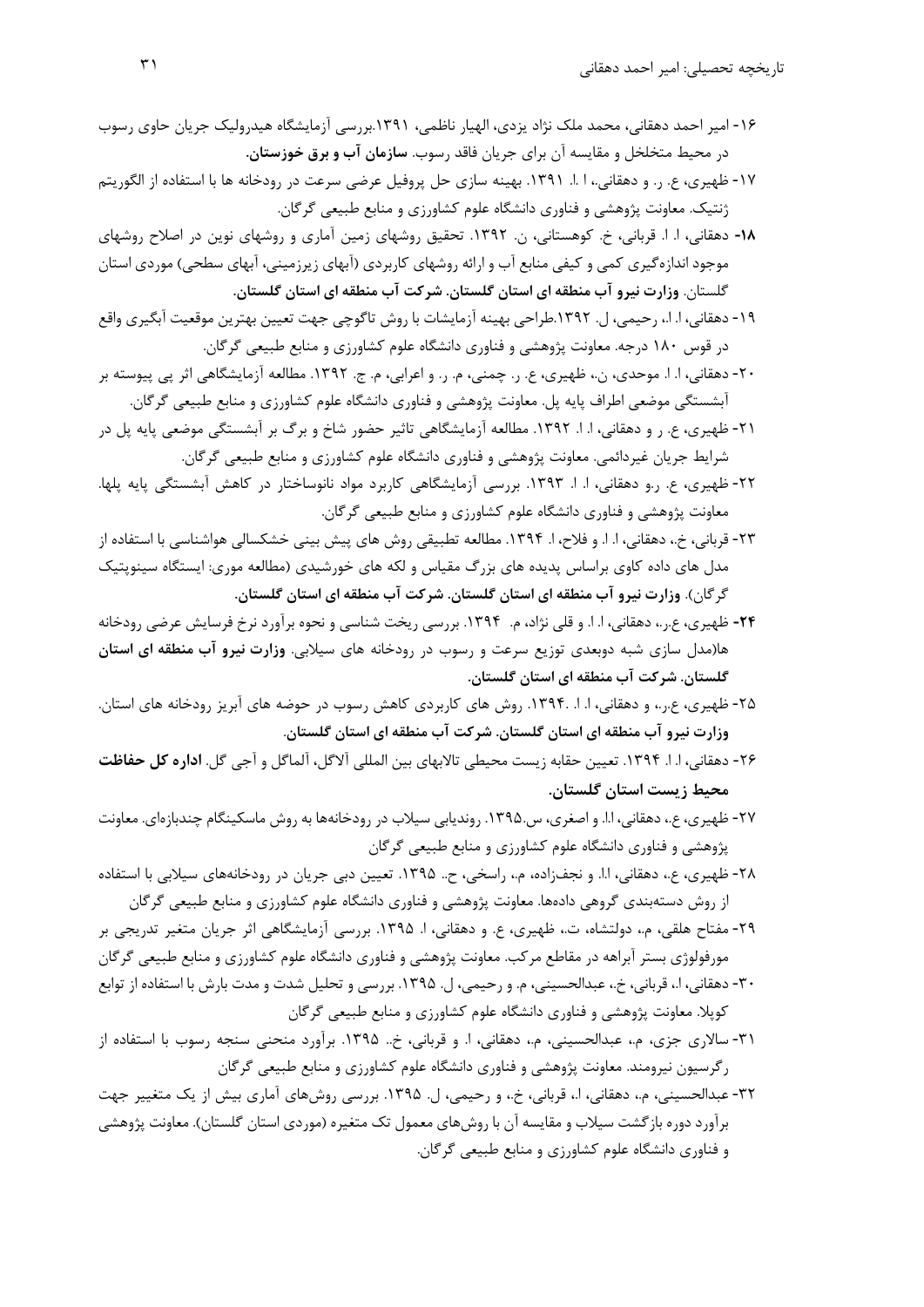۱۶- امیر احمد دهقانی، محمد ملک نژاد یزدی، الهیار ناظمی، ۱۳۹۱.بررسی آزمایشگاه هیدرولیک جریان حاوی رسوب در محیط متخلخل و مقایسه آن برای جریان فاقد رسوب. **سازمان آب و برق خوزستان.**

۱۷- ظهیری، ع. ر. و دهقانی، ا. ا. ۱۳۹۱. بهینه سازی حل پروفیل عرضی سرعت در رودخانه ها با استفاده از الگوریتم ژنتیک. معاونت پژوهشی و فناوری دانشگاه علوم کشاورزی و منابع طبیعی گرگان.

**۱۸-** دهقانی، ا. ا. قربانی، خ. کوهستانی، ن. ۱۳۹۲. تحقیق روشهای زمین آماری و روشهای نوین در اصلاح روشهای موجود اندازه‌گیری کمی و کیفی منابع آب و ارائه روشهای کاربردی (آبهای زیرزمینی، آبهای سطحی) موردی استان گلستان. **وزارت نیرو آب منطقه ای استان گلستان. شرکت آب منطقه ای استان گلستان.**

۱۹- دهقانی، ا. ا.، رحیمی، ل. ۱۳۹۲.طراحی بهینه آزمایشات با روش تاگوچی جهت تعیین بهترین موقعیت آبگیری واقع در قوس ۱۸۰ درجه. معاونت پژوهشی و فناوری دانشگاه علوم کشاورزی و منابع طبیعی گرگان.

۲۰- دهقانی، ا. ا. موحدی، ن.، ظهیری، ع. ر. چمنی، م. ر. و اعرابی، م. ج. ۱۳۹۲. مطالعه آزمایشگاهی اثر پی پیوسته بر آبشستگی موضعی اطراف پایه پل. معاونت پژوهشی و فناوری دانشگاه علوم کشاورزی و منابع طبیعی گرگان.

۲۱- ظهیری، ع. ر و دهقانی، ا. ا. ۱۳۹۲. مطالعه آزمایشگاهی تاثیر حضور شاخ و برگ بر آبشستگی موضعی پایه پل در شرایط جریان غیردائمی. معاونت پژوهشی و فناوری دانشگاه علوم کشاورزی و منابع طبیعی گرگان.

۲۲- ظهیری، ع. ر.و دهقانی، ا. ا. ۱۳۹۳. بررسی آزمایشگاهی کاربرد مواد نانوساختار در کاهش آبشستگی پایه پلها. معاونت پژوهشی و فناوری دانشگاه علوم کشاورزی و منابع طبیعی گرگان.

۲۳- قربانی، خ.، دهقانی، ا. ا. و فلاح، ا. ۱۳۹۴. مطالعه تطبیقی روش های پیش بینی خشکسالی هواشناسی با استفاده از مدل های داده کاوی براساس پدیده های بزرگ مقیاس و لکه های خورشیدی (مطالعه موری: ایستگاه سینوپتیک گرگان). **وزارت نیرو آب منطقه ای استان گلستان. شرکت آب منطقه ای استان گلستان.**

**۲۴-** ظهیری، ع.ر.، دهقانی، ا. ا. و قلی نژاد، م. ۱۳۹۴. بررسی ریخت شناسی و نحوه برآورد نرخ فرسایش عرضی رودخانه ها(مدل سازی شبه دوبعدی توزیع سرعت و رسوب در رودخانه های سیلابی. **وزارت نیرو آب منطقه ای استان گلستان. شرکت آب منطقه ای استان گلستان.**

۲۵- ظهیری، ع.ر.، و دهقانی، ا. ا. ۱۳۹۴. روش های کاربردی کاهش رسوب در حوضه های آبریز رودخانه های استان. **وزارت نیرو آب منطقه ای استان گلستان. شرکت آب منطقه ای استان گلستان.**

۲۶- دهقانی، ا. ا. ۱۳۹۴. تعیین حقابه زیست محیطی تالابهای بین المللی آلاگل، آلماگل و آجی گل. **اداره کل حفاظت محیط زیست استان گلستان.**

۲۷- ظهیری، ع.، دهقانی، ا.ا. و اصغری، س.۱۳۹۵. روندیابی سیلاب در رودخانه‌ها به روش ماسکینگام چندبازه‌ای. معاونت پژوهشی و فناوری دانشگاه علوم کشاورزی و منابع طبیعی گرگان

۲۸- ظهیری، ع.، دهقانی، ا.ا. و نجف‌زاده، م.، راسخی، ح.. ۱۳۹۵. تعیین دبی جریان در رودخانه‌های سیلابی با استفاده از روش دسته‌بندی گروهی داده‌ها. معاونت پژوهشی و فناوری دانشگاه علوم کشاورزی و منابع طبیعی گرگان

۲۹- مفتاح هلقی، م.، دولتشاه، ت.، ظهیری، ع. و دهقانی، ا. ۱۳۹۵. بررسی آزمایشگاهی اثر جریان متغیر تدریجی بر مورفولوژی بستر آبراهه در مقاطع مرکب. معاونت پژوهشی و فناوری دانشگاه علوم کشاورزی و منابع طبیعی گرگان

۳۰- دهقانی، ا.، قربانی، خ.، عبدالحسینی، م. و رحیمی، ل. ۱۳۹۵. بررسی و تحلیل شدت و مدت بارش با استفاده از توابع کوپلا. معاونت پژوهشی و فناوری دانشگاه علوم کشاورزی و منابع طبیعی گرگان

۳۱- سالاری جزی، م.، عبدالحسینی، م.، دهقانی، ا. و قربانی، خ.. ۱۳۹۵. برآورد منحنی سنجه رسوب با استفاده از رگرسیون نیرومند. معاونت پژوهشی و فناوری دانشگاه علوم کشاورزی و منابع طبیعی گرگان

۳۲- عبدالحسینی، م.، دهقانی، ا.، قربانی، خ.، و رحیمی، ل. ۱۳۹۵. بررسی روش‌های آماری بیش از یک متغییر جهت برآورد دوره بازگشت سیلاب و مقایسه آن با روش‌های معمول تک متغیره (موردی استان گلستان). معاونت پژوهشی و فناوری دانشگاه علوم کشاورزی و منابع طبیعی گرگان.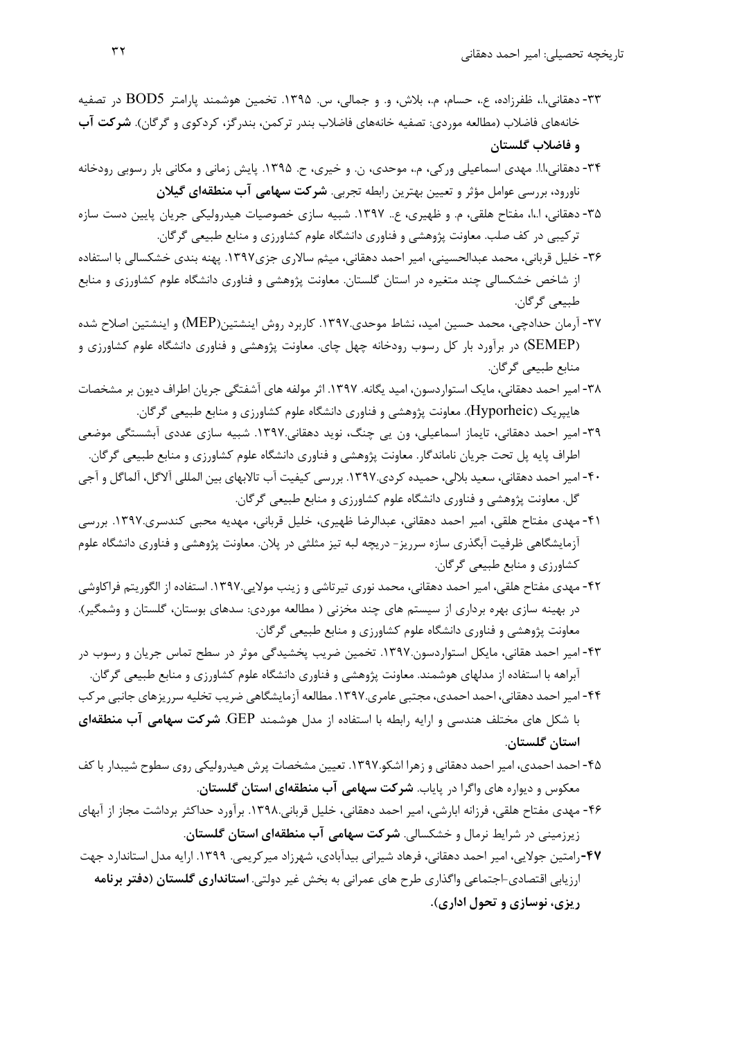۳۳- دهقانی،ا.، ظفرزاده، ع.، حسام، م.، بلاش، و. و جمالی، س. ۱۳۹۵. تخمین هوشمند پارامتر BOD5 در تصفیه خانه‌های فاضلاب (مطالعه موردی: تصفیه خانه‌های فاضلاب بندر ترکمن، بندرگز، کردکوی و گرگان). **شرکت آب و فاضلاب گلستان**

۳۴- دهقانی،ا.ا. مهدی اسماعیلی ورکی، م.، موحدی، ن. و خیری، ح. ۱۳۹۵. پایش زمانی و مکانی بار رسوبی رودخانه ناورود، بررسی عوامل مؤثر و تعیین بهترین رابطه تجربی. **شرکت سهامی آب منطقه‌ای گیلان**

۳۵- دهقانی، ا.ا، مفتاح هلقی، م. و ظهیری، ع.. ۱۳۹۷. شبیه سازی خصوصیات هیدرولیکی جریان پایین دست سازه ترکیبی در کف صلب. معاونت پژوهشی و فناوری دانشگاه علوم کشاورزی و منابع طبیعی گرگان.

۳۶- خلیل قربانی، محمد عبدالحسینی، امیر احمد دهقانی، میثم سالاری جزی۱۳۹۷. پهنه بندی خشکسالی با استفاده از شاخص خشکسالی چند متغیره در استان گلستان. معاونت پژوهشی و فناوری دانشگاه علوم کشاورزی و منابع طبیعی گرگان.

۳۷- آرمان حدادچی، محمد حسین امید، نشاط موحدی.۱۳۹۷. کاربرد روش اینشتین(MEP) و اینشتین اصلاح شده (SEMEP) در برآورد بار کل رسوب رودخانه چهل چای. معاونت پژوهشی و فناوری دانشگاه علوم کشاورزی و منابع طبیعی گرگان.

۳۸- امیر احمد دهقانی، مایک استواردسون، امید یگانه. ۱۳۹۷. اثر مولفه های آشفتگی جریان اطراف دیون بر مشخصات هایپریک (Hyporheic). معاونت پژوهشی و فناوری دانشگاه علوم کشاورزی و منابع طبیعی گرگان.

۳۹- امیر احمد دهقانی، تایماز اسماعیلی، ون یی چنگ، نوید دهقانی.۱۳۹۷. شبیه سازی عددی آبشستگی موضعی اطراف پایه پل تحت جریان ناماندگار. معاونت پژوهشی و فناوری دانشگاه علوم کشاورزی و منابع طبیعی گرگان.

۴۰- امیر احمد دهقانی، سعید بلالی، حمیده کردی.۱۳۹۷. بررسی کیفیت آب تالابهای بین المللی آلاگل، آلماگل و آجی گل. معاونت پژوهشی و فناوری دانشگاه علوم کشاورزی و منابع طبیعی گرگان.

۴۱- مهدی مفتاح هلقی، امیر احمد دهقانی، عبدالرضا ظهیری، خلیل قربانی، مهدیه محبی کندسری.۱۳۹۷. بررسی آزمایشگاهی ظرفیت آبگذری سازه سرریز- دریچه لبه تیز مثلثی در پلان. معاونت پژوهشی و فناوری دانشگاه علوم کشاورزی و منابع طبیعی گرگان.

۴۲- مهدی مفتاح هلقی، امیر احمد دهقانی، محمد نوری تیرتاشی و زینب مولایی.۱۳۹۷. استفاده از الگوریتم فراکاوشی در بهینه سازی بهره برداری از سیستم های چند مخزنی ( مطالعه موردی: سدهای بوستان، گلستان و وشمگیر). معاونت پژوهشی و فناوری دانشگاه علوم کشاورزی و منابع طبیعی گرگان.

۴۳- امیر احمد هقانی، مایکل استواردسون.۱۳۹۷. تخمین ضریب پخشیدگی موثر در سطح تماس جریان و رسوب در آبراهه با استفاده از مدلهای هوشمند. معاونت پژوهشی و فناوری دانشگاه علوم کشاورزی و منابع طبیعی گرگان.

۴۴- امیر احمد دهقانی، احمد احمدی، مجتبی عامری.۱۳۹۷. مطالعه آزمایشگاهی ضریب تخلیه سرریزهای جانبی مرکب با شکل های مختلف هندسی و ارایه رابطه با استفاده از مدل هوشمند GEP. **شرکت سهامی آب منطقه‌ای استان گلستان**.

۴۵- احمد احمدی، امیر احمد دهقانی و زهرا اشکو.۱۳۹۷. تعیین مشخصات پرش هیدرولیکی روی سطوح شیبدار با کف معکوس و دیواره های واگرا در پایاب. **شرکت سهامی آب منطقه‌ای استان گلستان**.

۴۶- مهدی مفتاح هلقی، فرزانه ابارشی، امیر احمد دهقانی، خلیل قربانی.۱۳۹۸. برآورد حداکثر برداشت مجاز از آبهای زیرزمینی در شرایط نرمال و خشکسالی. **شرکت سهامی آب منطقه‌ای استان گلستان**.

**۴۷**-رامتین جولایی، امیر احمد دهقانی، فرهاد شیرانی بیدآبادی، شهرزاد میرکریمی. ۱۳۹۹. ارایه مدل استاندارد جهت ارزیابی اقتصادی-اجتماعی واگذاری طرح های عمرانی به بخش غیر دولتی. **استانداری گلستان (دفتر برنامه ریزی، نوسازی و تحول اداری).**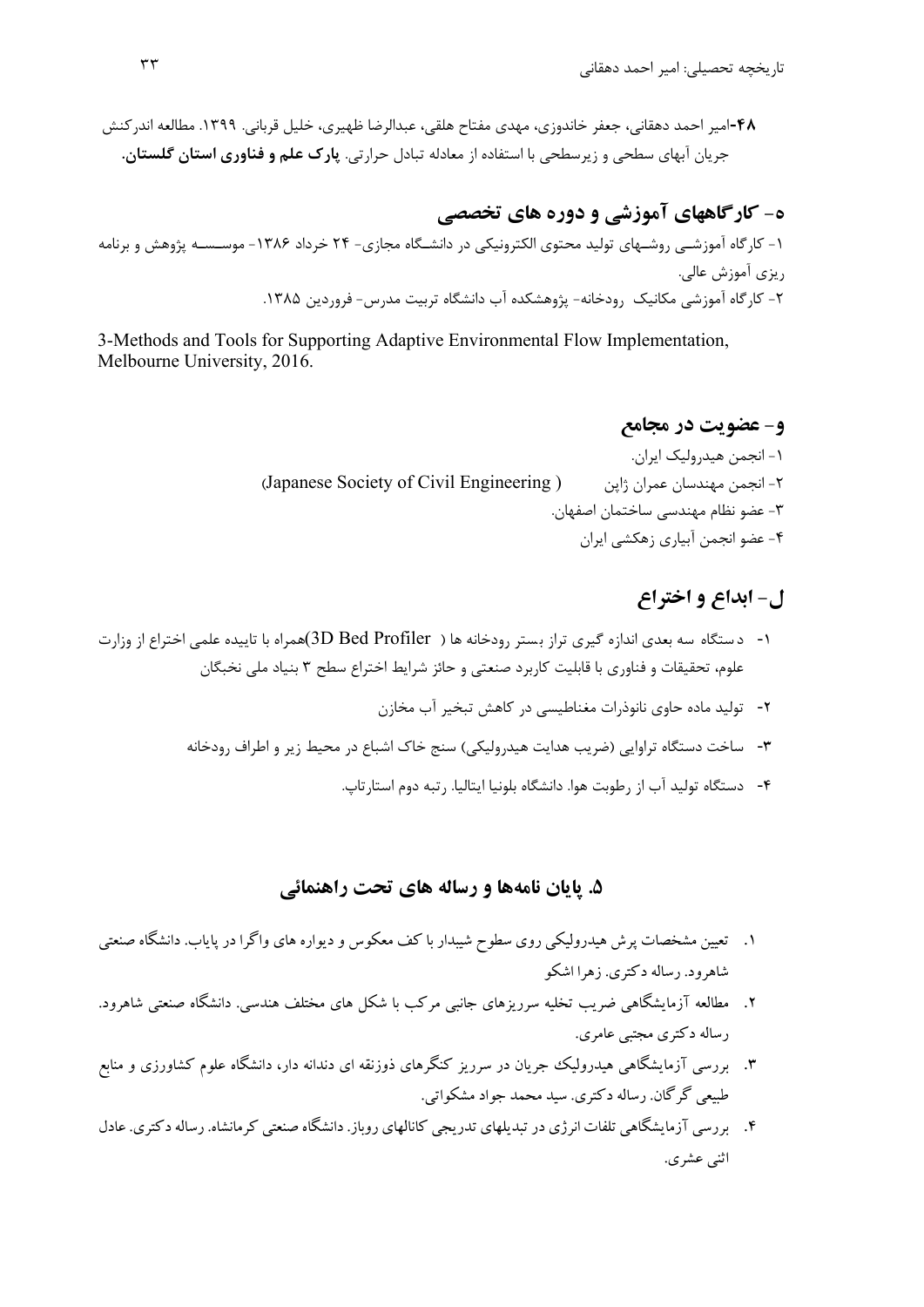۴۸-امیر احمد دهقانی، جعفر خاندوزی، مهدی مفتاح هلقی، عبدالرضا ظهیری، خلیل قربانی. ۱۳۹۹. مطالعه اندرکنش جریان آبهای سطحی و زیرسطحی با استفاده از معادله تبادل حرارتی. **پارک علم و فناوری استان گلستان**.

## ه- کارگاههای آموزشی و دوره های تخصصی

۱- کارگاه آموزشی روشهای تولید محتوی الکترونیکی در دانشگاه مجازی- ۲۴ خرداد ۱۳۸۶- موسسه پژوهش و برنامه ریزی آموزش عالی.

۲- کارگاه آموزشی مکانیک رودخانه- پژوهشکده آب دانشگاه تربیت مدرس- فروردین ۱۳۸۵.

3-Methods and Tools for Supporting Adaptive Environmental Flow Implementation, Melbourne University, 2016.

## و- عضویت در مجامع

۱- انجمن هیدرولیک ایران.

۲- انجمن مهندسان عمران ژاپن (Japanese Society of Civil Engineering)

۳- عضو نظام مهندسی ساختمان اصفهان.

۴- عضو انجمن آبیاری زهکشی ایران

## ل- ابداع و اختراع

۱- دستگاه سه بعدی اندازه گیری تراز بستر رودخانه ها (3D Bed Profiler) همراه با تاییده علمی اختراع از وزارت علوم، تحقیقات و فناوری با قابلیت کاربرد صنعتی و حائز شرایط اختراع سطح ۳ بنیاد ملی نخبگان

۲- تولید ماده حاوی نانوذرات مغناطیسی در کاهش تبخیر آب مخازن

۳- ساخت دستگاه تراوایی (ضریب هدایت هیدرولیکی) سنج خاک اشباع در محیط زیر و اطراف رودخانه

۴- دستگاه تولید آب از رطوبت هوا. دانشگاه بلونیا ایتالیا. رتبه دوم استارتاپ.

## ۵. پایان نامه‌ها و رساله های تحت راهنمائی

۱. تعیین مشخصات پرش هیدرولیکی روی سطوح شیبدار با کف معکوس و دیواره های واگرا در پایاب. دانشگاه صنعتی شاهرود. رساله دکتری. زهرا اشکو

۲. مطالعه آزمایشگاهی ضریب تخلیه سرریزهای جانبی مرکب با شکل های مختلف هندسی. دانشگاه صنعتی شاهرود. رساله دکتری مجتبی عامری.

۳. بررسی آزمایشگاهی هیدرولیک جریان در سرریز کنگرهای ذوزنقه ای دندانه دار، دانشگاه علوم کشاورزی و منابع طبیعی گرگان. رساله دکتری. سید محمد جواد مشکواتی.

۴. بررسی آزمایشگاهی تلفات انرژی در تبدیلهای تدریجی کانالهای روباز. دانشگاه صنعتی کرمانشاه. رساله دکتری. عادل اثنی عشری.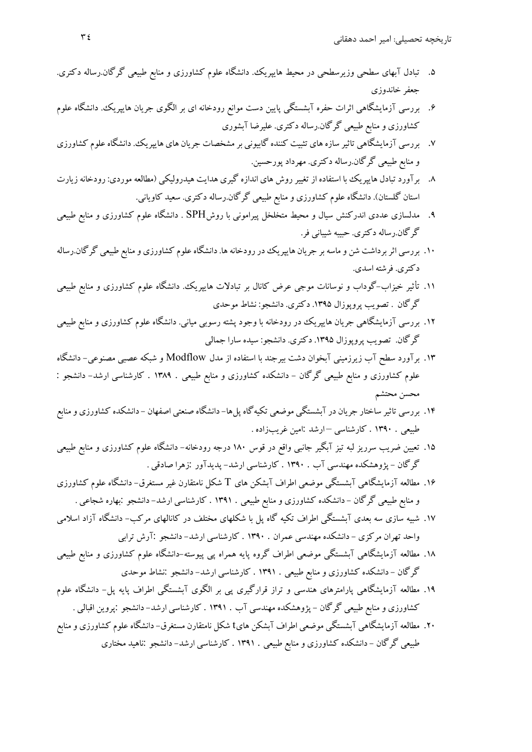۵. تبادل آبهای سطحی وزیرسطحی در محیط هایپریک. دانشگاه علوم کشاورزی و منابع طبیعی گرگان.رساله دکتری. جعفر خاندوزی

۶. بررسی آزمایشگاهی اثرات حفره آبشستگی پایین دست موانع رودخانه ای بر الگوی جریان هایپریک. دانشگاه علوم کشاورزی و منابع طبیعی گرگان.رساله دکتری. علیرضا آبشوری

۷. بررسی آزمایشگاهی تاثیر سازه های تثبیت کننده گابیونی بر مشخصات جریان های هایپریک. دانشگاه علوم کشاورزی و منابع طبیعی گرگان.رساله دکتری. مهرداد پورحسین.

۸. برآورد تبادل هایپریک با استفاده از تغییر روش های اندازه گیری هدایت هیدرولیکی (مطالعه موردی: رودخانه زیارت استان گلستان). دانشگاه علوم کشاورزی و منابع طبیعی گرگان.رساله دکتری. سعید کاویانی.

۹. مدلسازی عددی اندرکنش سیال و محیط متخلخل پیرامونی با روش SPH . دانشگاه علوم کشاورزی و منابع طبیعی گرگان.رساله دکتری. حبیبه شیبانی فر.

۱۰. بررسی اثر برداشت شن و ماسه بر جریان هایپریک در رودخانه ها. دانشگاه علوم کشاورزی و منابع طبیعی گرگان.رساله دکتری. فرشته اسدی.

۱۱. تأثیر خیزاب-گوداب و نوسانات موجی عرض کانال بر تبادلات هایپریک. دانشگاه علوم کشاورزی و منابع طبیعی گرگان . تصویب پروپوزال ۱۳۹۵. دکتری. دانشجو: نشاط موحدی

۱۲. بررسی آزمایشگاهی جریان هایپریک در رودخانه با وجود پشته رسوبی میانی. دانشگاه علوم کشاورزی و منابع طبیعی گرگان. تصویب پروپوزال ۱۳۹۵. دکتری. دانشجو: سیده سارا جمالی

۱۳. برآورد سطح آب زیرزمینی آبخوان دشت بیرجند با استفاده از مدل Modflow و شبکه عصبی مصنوعی- دانشگاه علوم کشاورزی و منابع طبیعی گرگان - دانشکده کشاورزی و منابع طبیعی . ۱۳۸۹ . کارشناسی ارشد- دانشجو : محسن محتشم

۱۴. بررسی تاثیر ساختار جریان در آبشستگی موضعی تکیه‌گاه پل‌ها- دانشگاه صنعتی اصفهان - دانشکده کشاورزی و منابع طبیعی . ۱۳۹۰ . کارشناسی –ارشد :امین غریب‌زاده .

۱۵. تعیین ضریب سرریز لبه تیز آبگیر جانبی واقع در قوس ۱۸۰ درجه رودخانه- دانشگاه علوم کشاورزی و منابع طبیعی گرگان - پژوهشکده مهندسی آب . ۱۳۹۰ . کارشناسی ارشد- پدیدآور :زهرا صادقی .

۱۶. مطالعه آزمایشگاهی آبشستگی موضعی اطراف آبشکن های T شکل نامتقارن غیر مستغرق- دانشگاه علوم کشاورزی و منابع طبیعی گرگان - دانشکده کشاورزی و منابع طبیعی . ۱۳۹۱ . کارشناسی ارشد- دانشجو :بهاره شجاعی .

۱۷. شبیه سازی سه بعدی آبشستگی اطراف تکیه گاه پل با شکلهای مختلف در کانالهای مرکب- دانشگاه آزاد اسلامی واحد تهران مرکزی - دانشکده مهندسی عمران . ۱۳۹۰ . کارشناسی ارشد- دانشجو :آرش ترابی

۱۸. مطالعه آزمایشگاهی آبشستگی موضعی اطراف گروه پایه همراه پی پیوسته-دانشگاه علوم کشاورزی و منابع طبیعی گرگان - دانشکده کشاورزی و منابع طبیعی . ۱۳۹۱ . کارشناسی ارشد- دانشجو :نشاط موحدی

۱۹. مطالعه آزمایشگاهی پارامترهای هندسی و تراز قرارگیری پی بر الگوی آبشستگی اطراف پایه پل- دانشگاه علوم کشاورزی و منابع طبیعی گرگان - پژوهشکده مهندسی آب . ۱۳۹۱ . کارشناسی ارشد- دانشجو :پروین اقبالی .

۲۰. مطالعه آزمایشگاهی آبشستگی موضعی اطراف آبشکن هایt شکل نامتقارن مستغرق- دانشگاه علوم کشاورزی و منابع طبیعی گرگان - دانشکده کشاورزی و منابع طبیعی . ۱۳۹۱ . کارشناسی ارشد- دانشجو :ناهید مختاری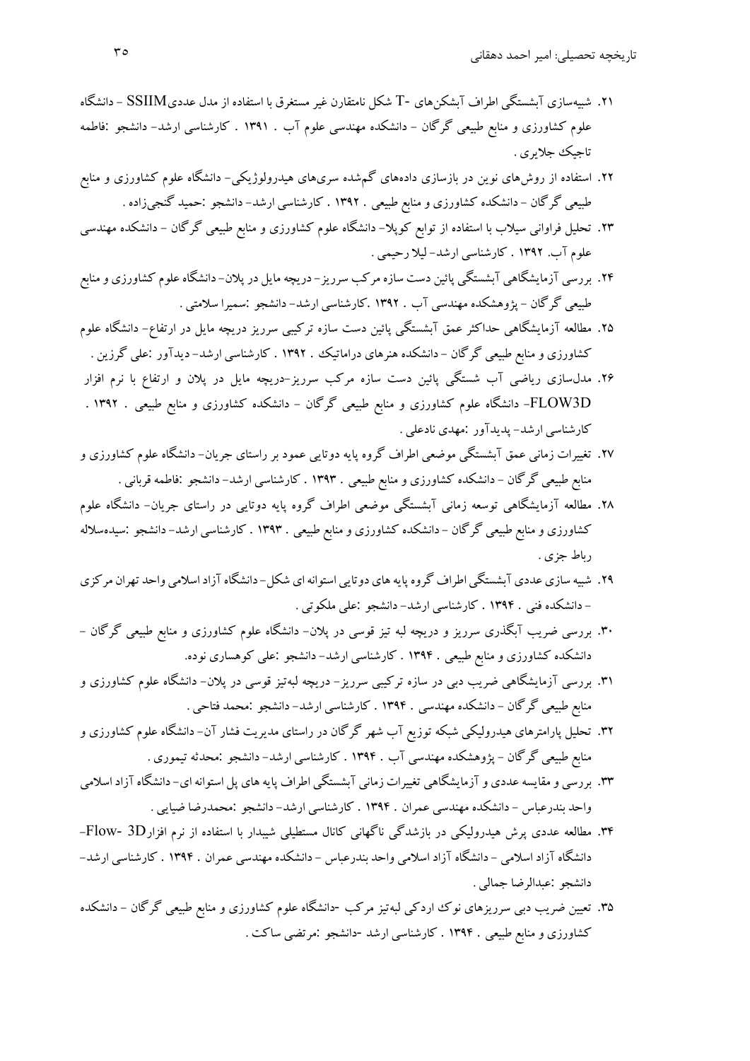۲۱. شبیه‌سازی آبشستگی اطراف آبشکن‌های T- شکل نامتقارن غیر مستغرق با استفاده از مدل عددی SSIIM - دانشگاه علوم کشاورزی و منابع طبیعی گرگان - دانشکده مهندسی علوم آب . ۱۳۹۱ . کارشناسی ارشد- دانشجو :فاطمه تاجیک جلایری .

۲۲. استفاده از روش‌های نوین در بازسازی داده‌های گم‌شده سری‌های هیدرولوژیکی- دانشگاه علوم کشاورزی و منابع طبیعی گرگان - دانشکده کشاورزی و منابع طبیعی . ۱۳۹۲ . کارشناسی ارشد- دانشجو :حمید گنجی‌زاده .

۲۳. تحلیل فراوانی سیلاب با استفاده از توابع کوپلا- دانشگاه علوم کشاورزی و منابع طبیعی گرگان - دانشکده مهندسی علوم آب. ۱۳۹۲ . کارشناسی ارشد- لیلا رحیمی .

۲۴. بررسی آزمایشگاهی آبشستگی پائین دست سازه مرکب سرریز- دریچه مایل در پلان- دانشگاه علوم کشاورزی و منابع طبیعی گرگان - پژوهشکده مهندسی آب . ۱۳۹۲ .کارشناسی ارشد- دانشجو :سمیرا سلامتی .

۲۵. مطالعه آزمایشگاهی حداکثر عمق آبشستگی پائین دست سازه ترکیبی سرریز دریچه مایل در ارتفاع- دانشگاه علوم کشاورزی و منابع طبیعی گرگان - دانشکده هنرهای دراماتیک . ۱۳۹۲ . کارشناسی ارشد- دیدآور :علی گرزین .

۲۶. مدل‌سازی ریاضی آب شستگی پائین دست سازه مرکب سرریز-دریچه مایل در پلان و ارتفاع با نرم افزار FLOW3D- دانشگاه علوم کشاورزی و منابع طبیعی گرگان - دانشکده کشاورزی و منابع طبیعی . ۱۳۹۲ . کارشناسی ارشد- پدیدآور :مهدی نادعلی .

۲۷. تغییرات زمانی عمق آبشستگی موضعی اطراف گروه پایه دوتایی عمود بر راستای جریان- دانشگاه علوم کشاورزی و منابع طبیعی گرگان - دانشکده کشاورزی و منابع طبیعی . ۱۳۹۳ . کارشناسی ارشد- دانشجو :فاطمه قربانی .

۲۸. مطالعه آزمایشگاهی توسعه زمانی آبشستگی موضعی اطراف گروه پایه دوتایی در راستای جریان- دانشگاه علوم کشاورزی و منابع طبیعی گرگان - دانشکده کشاورزی و منابع طبیعی . ۱۳۹۳ . کارشناسی ارشد- دانشجو :سیده‌سلاله رباط جزی .

۲۹. شبیه سازی عددی آبشستگی اطراف گروه پایه های دوتایی استوانه ای شکل- دانشگاه آزاد اسلامی واحد تهران مرکزی - دانشکده فنی . ۱۳۹۴ . کارشناسی ارشد- دانشجو :علی ملکوتی .

۳۰. بررسی ضریب آبگذری سرریز و دریچه لبه تیز قوسی در پلان- دانشگاه علوم کشاورزی و منابع طبیعی گرگان - دانشکده کشاورزی و منابع طبیعی . ۱۳۹۴ . کارشناسی ارشد- دانشجو :علی کوهساری نوده.

۳۱. بررسی آزمایشگاهی ضریب دبی در سازه ترکیبی سرریز- دریچه لبه‌تیز قوسی در پلان- دانشگاه علوم کشاورزی و منابع طبیعی گرگان - دانشکده مهندسی . ۱۳۹۴ . کارشناسی ارشد- دانشجو :محمد فتاحی .

۳۲. تحلیل پارامترهای هیدرولیکی شبکه توزیع آب شهر گرگان در راستای مدیریت فشار آن- دانشگاه علوم کشاورزی و منابع طبیعی گرگان - پژوهشکده مهندسی آب . ۱۳۹۴ . کارشناسی ارشد- دانشجو :محدثه تیموری .

۳۳. بررسی و مقایسه عددی و آزمایشگاهی تغییرات زمانی آبشستگی اطراف پایه های پل استوانه ای- دانشگاه آزاد اسلامی واحد بندرعباس - دانشکده مهندسی عمران . ۱۳۹۴ . کارشناسی ارشد- دانشجو :محمدرضا ضیایی .

۳۴. مطالعه عددی پرش هیدرولیکی در بازشدگی ناگهانی کانال مستطیلی شیبدار با استفاده از نرم افزار Flow- 3D- دانشگاه آزاد اسلامی - دانشگاه آزاد اسلامی واحد بندرعباس - دانشکده مهندسی عمران . ۱۳۹۴ . کارشناسی ارشد- دانشجو :عبدالرضا جمالی .

۳۵. تعیین ضریب دبی سرریزهای نوک اردکی لبه‌تیز مرکب -دانشگاه علوم کشاورزی و منابع طبیعی گرگان - دانشکده کشاورزی و منابع طبیعی . ۱۳۹۴ . کارشناسی ارشد -دانشجو :مرتضی ساکت .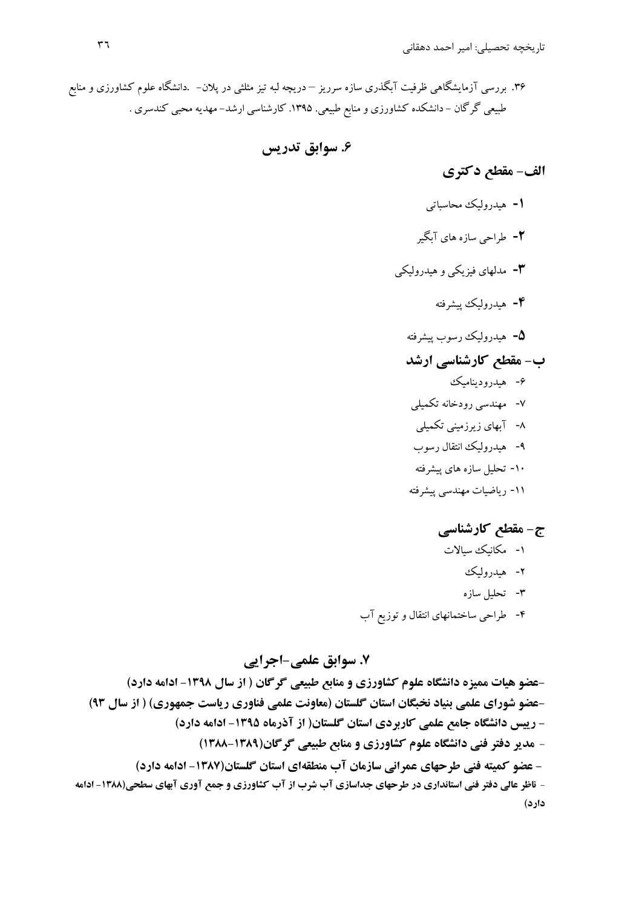۳۶. بررسی آزمایشگاهی ظرفیت آبگذری سازه سرریز – دریچه لبه تیز مثلثی در پلان- .دانشگاه علوم کشاورزی و منابع طبیعی گرگان - دانشکده کشاورزی و منابع طبیعی. ۱۳۹۵. کارشناسی ارشد- مهدیه محبی کندسری .

## ۶. سوابق تدریس

### الف- مقطع دکتری

۱- هیدرولیک محاسباتی

۲- طراحی سازه های آبگیر

۳- مدلهای فیزیکی و هیدرولیکی

۴- هیدرولیک پیشرفته

۵- هیدرولیک رسوب پیشرفته

### ب- مقطع کارشناسی ارشد

۶- هیدرودینامیک

۷- مهندسی رودخانه تکمیلی

۸- آبهای زیرزمینی تکمیلی

۹- هیدرولیک انتقال رسوب

۱۰- تحلیل سازه های پیشرفته

۱۱- ریاضیات مهندسی پیشرفته

### ج- مقطع کارشناسی

۱- مکانیک سیالات

۲- هیدرولیک

۳- تحلیل سازه

۴- طراحی ساختمانهای انتقال و توزیع آب

## ۷. سوابق علمی-اجرایی

**-عضو هیات ممیزه دانشگاه علوم کشاورزی و منابع طبیعی گرگان ( از سال ۱۳۹۸- ادامه دارد)**

**-عضو شورای علمی بنیاد نخبگان استان گلستان (معاونت علمی فناوری ریاست جمهوری) ( از سال ۹۳)**

**- رییس دانشگاه جامع علمی کاربردی استان گلستان( از آذرماه ۱۳۹۵- ادامه دارد)**

**- مدیر دفتر فنی دانشگاه علوم کشاورزی و منابع طبیعی گرگان(۱۳۸۹-۱۳۸۸)**

**- عضو کمیته فنی طرحهای عمرانی سازمان آب منطقه‌ای استان گلستان(۱۳۸۷- ادامه دارد)**

**- ناظر عالی دفتر فنی استانداری در طرحهای جداسازی آب شرب از آب کشاورزی و جمع آوری آبهای سطحی(۱۳۸۸- ادامه دارد)**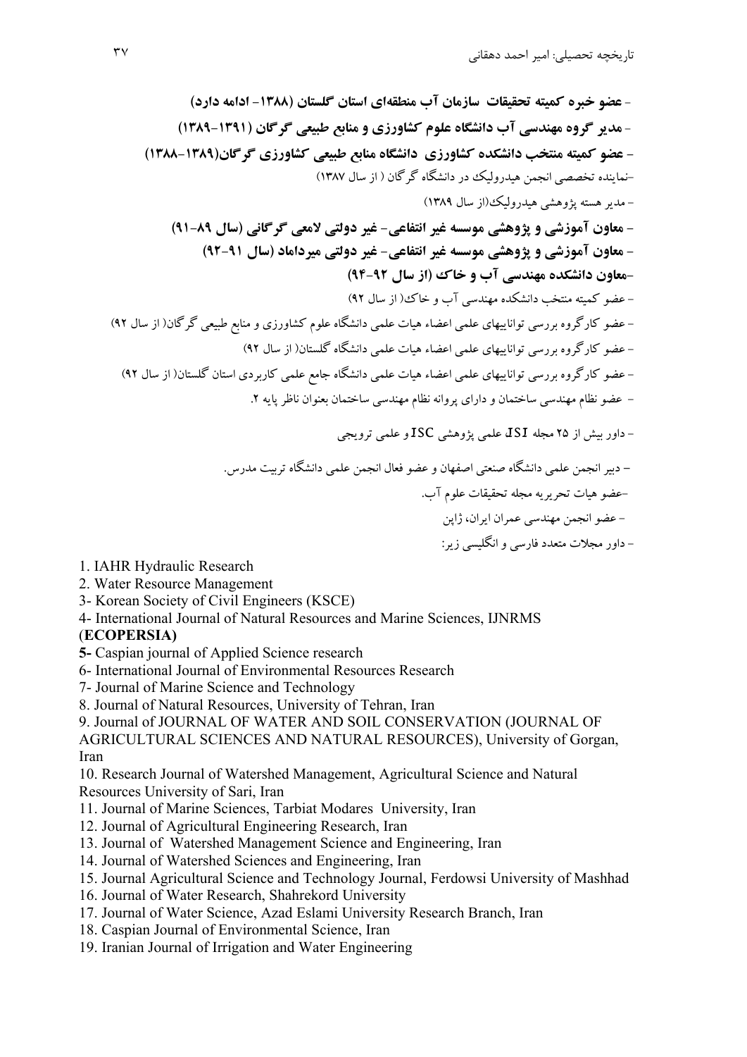- **عضو خبره کمیته تحقیقات سازمان آب منطقه‌ای استان گلستان (۱۳۸۸- ادامه دارد)**

- **مدیر گروه مهندسی آب دانشگاه علوم کشاورزی و منابع طبیعی گرگان (۱۳۹۱-۱۳۸۹)**

- **عضو کمیته منتخب دانشکده کشاورزی دانشگاه منابع طبیعی کشاورزی گرگان(۱۳۸۹-۱۳۸۸)**

-نماینده تخصصی انجمن هیدرولیک در دانشگاه گرگان ( از سال ۱۳۸۷)

- مدیر هسته پژوهشی هیدرولیک(از سال ۱۳۸۹)

- **معاون آموزشی و پژوهشی موسسه غیر انتفاعی- غیر دولتی لامعی گرگانی (سال ۸۹-۹۱)**

- **معاون آموزشی و پژوهشی موسسه غیر انتفاعی- غیر دولتی میرداماد (سال ۹۱-۹۲)**

-**معاون دانشکده مهندسی آب و خاک (از سال ۹۲-۹۴)**

- عضو کمیته منتخب دانشکده مهندسی آب و خاک( از سال ۹۲)

- عضو کارگروه بررسی تواناییهای علمی اعضاء هیات علمی دانشگاه علوم کشاورزی و منابع طبیعی گرگان( از سال ۹۲)

- عضو کارگروه بررسی تواناییهای علمی اعضاء هیات علمی دانشگاه گلستان( از سال ۹۲)

- عضو کارگروه بررسی تواناییهای علمی اعضاء هیات علمی دانشگاه جامع علمی کاربردی استان گلستان( از سال ۹۲)

- عضو نظام مهندسی ساختمان و دارای پروانه نظام مهندسی ساختمان بعنوان ناظر پایه ۲.

- داور بیش از ۲۵ مجله ISI علمی پژوهشی ISC و علمی ترویجی

- دبیر انجمن علمی دانشگاه صنعتی اصفهان و عضو فعال انجمن علمی دانشگاه تربیت مدرس.

-عضو هیات تحریریه مجله تحقیقات علوم آب.

- عضو انجمن مهندسی عمران ایران، ژاپن

- داور مجلات متعدد فارسی و انگلیسی زیر:

1. IAHR Hydraulic Research
2. Water Resource Management
3- Korean Society of Civil Engineers (KSCE)
4- International Journal of Natural Resources and Marine Sciences, IJNRMS (**ECOPERSIA)**
**5-** Caspian journal of Applied Science research
6- International Journal of Environmental Resources Research
7- Journal of Marine Science and Technology
8. Journal of Natural Resources, University of Tehran, Iran
9. Journal of JOURNAL OF WATER AND SOIL CONSERVATION (JOURNAL OF AGRICULTURAL SCIENCES AND NATURAL RESOURCES), University of Gorgan, Iran
10. Research Journal of Watershed Management, Agricultural Science and Natural Resources University of Sari, Iran
11. Journal of Marine Sciences, Tarbiat Modares University, Iran
12. Journal of Agricultural Engineering Research, Iran
13. Journal of Watershed Management Science and Engineering, Iran
14. Journal of Watershed Sciences and Engineering, Iran
15. Journal Agricultural Science and Technology Journal, Ferdowsi University of Mashhad
16. Journal of Water Research, Shahrekord University
17. Journal of Water Science, Azad Eslami University Research Branch, Iran
18. Caspian Journal of Environmental Science, Iran
19. Iranian Journal of Irrigation and Water Engineering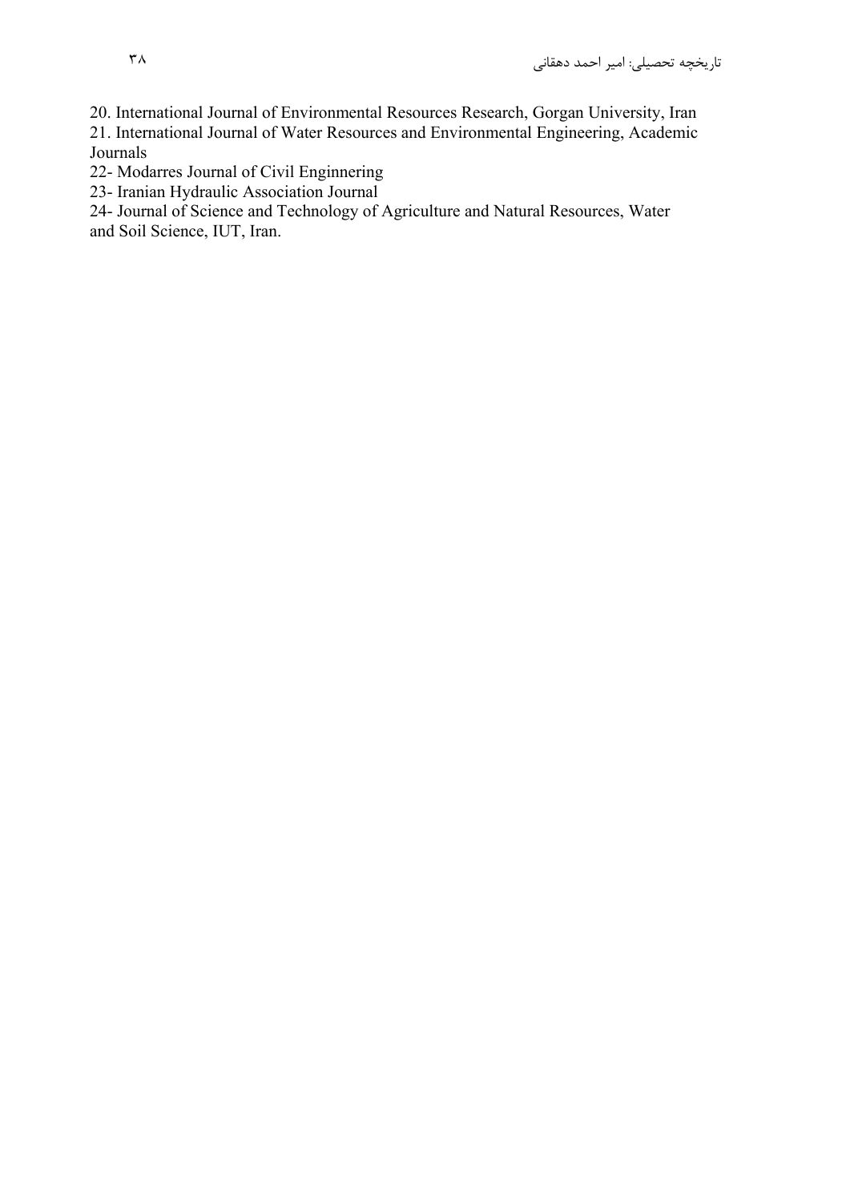20. International Journal of Environmental Resources Research, Gorgan University, Iran
21. International Journal of Water Resources and Environmental Engineering, Academic Journals
22- Modarres Journal of Civil Enginnering
23- Iranian Hydraulic Association Journal
24- Journal of Science and Technology of Agriculture and Natural Resources, Water and Soil Science, IUT, Iran.